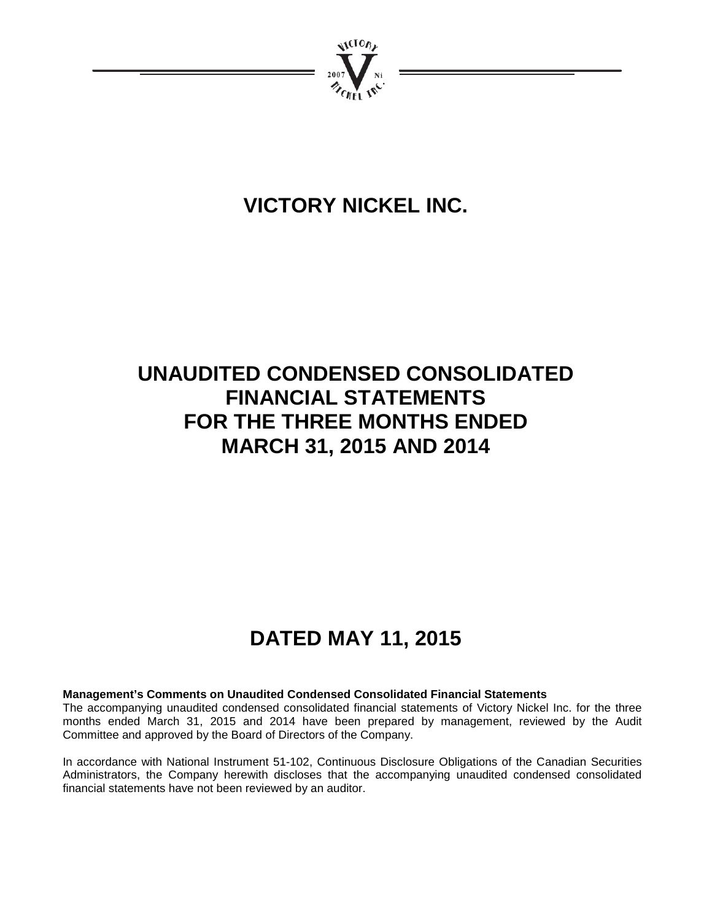# VICTORY NICKEL INC.

# UNAUDITED CONDENSED CONSOLIDATED FINANCIAL STATEMENTS FOR THE THREE MONTHS ENDED MARCH 31, 2015 AND 2014

# DATED MAY 11, 2015

**Management's Comments on Unaudited Condensed Consolidated Financial Statements**

The accompanying unaudited condensed consolidated financial statements of Victory Nickel Inc. for the three months ended March 31, 2015 and 2014 have been prepared by management, reviewed by the Audit Committee and approved by the Board of Directors of the Company.

In accordance with National Instrument 51-102, Continuous Disclosure Obligations of the Canadian Securities Administrators, the Company herewith discloses that the accompanying unaudited condensed consolidated financial statements have not been reviewed by an auditor.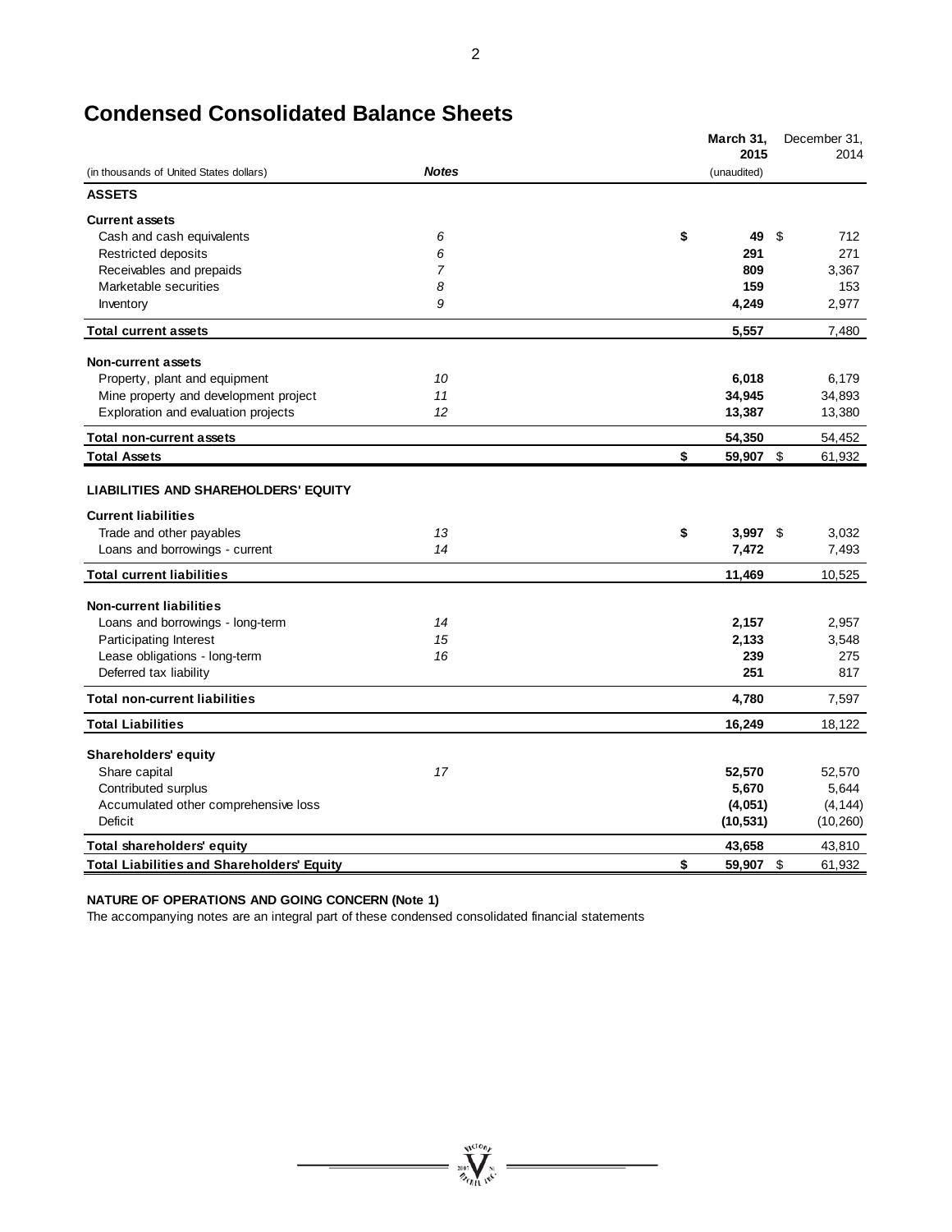# Condensed Consolidated Balance Sheets

| (in thousands of United States dollars) | *Notes* | **March 31, 2015** (unaudited) | December 31, 2014 |
|---|---|---|---|
| **ASSETS** | | | |
| **Current assets** | | | |
| Cash and cash equivalents | *6* | **$ 49** | $ 712 |
| Restricted deposits | *6* | **291** | 271 |
| Receivables and prepaids | *7* | **809** | 3,367 |
| Marketable securities | *8* | **159** | 153 |
| Inventory | *9* | **4,249** | 2,977 |
| **Total current assets** | | **5,557** | 7,480 |
| **Non-current assets** | | | |
| Property, plant and equipment | *10* | **6,018** | 6,179 |
| Mine property and development project | *11* | **34,945** | 34,893 |
| Exploration and evaluation projects | *12* | **13,387** | 13,380 |
| **Total non-current assets** | | **54,350** | 54,452 |
| **Total Assets** | | **$ 59,907** | $ 61,932 |
| **LIABILITIES AND SHAREHOLDERS' EQUITY** | | | |
| **Current liabilities** | | | |
| Trade and other payables | *13* | **$ 3,997** | $ 3,032 |
| Loans and borrowings - current | *14* | **7,472** | 7,493 |
| **Total current liabilities** | | **11,469** | 10,525 |
| **Non-current liabilities** | | | |
| Loans and borrowings - long-term | *14* | **2,157** | 2,957 |
| Participating Interest | *15* | **2,133** | 3,548 |
| Lease obligations - long-term | *16* | **239** | 275 |
| Deferred tax liability | | **251** | 817 |
| **Total non-current liabilities** | | **4,780** | 7,597 |
| **Total Liabilities** | | **16,249** | 18,122 |
| **Shareholders' equity** | | | |
| Share capital | *17* | **52,570** | 52,570 |
| Contributed surplus | | **5,670** | 5,644 |
| Accumulated other comprehensive loss | | **(4,051)** | (4,144) |
| Deficit | | **(10,531)** | (10,260) |
| **Total shareholders' equity** | | **43,658** | 43,810 |
| **Total Liabilities and Shareholders' Equity** | | **$ 59,907** | $ 61,932 |

**NATURE OF OPERATIONS AND GOING CONCERN (Note 1)**

The accompanying notes are an integral part of these condensed consolidated financial statements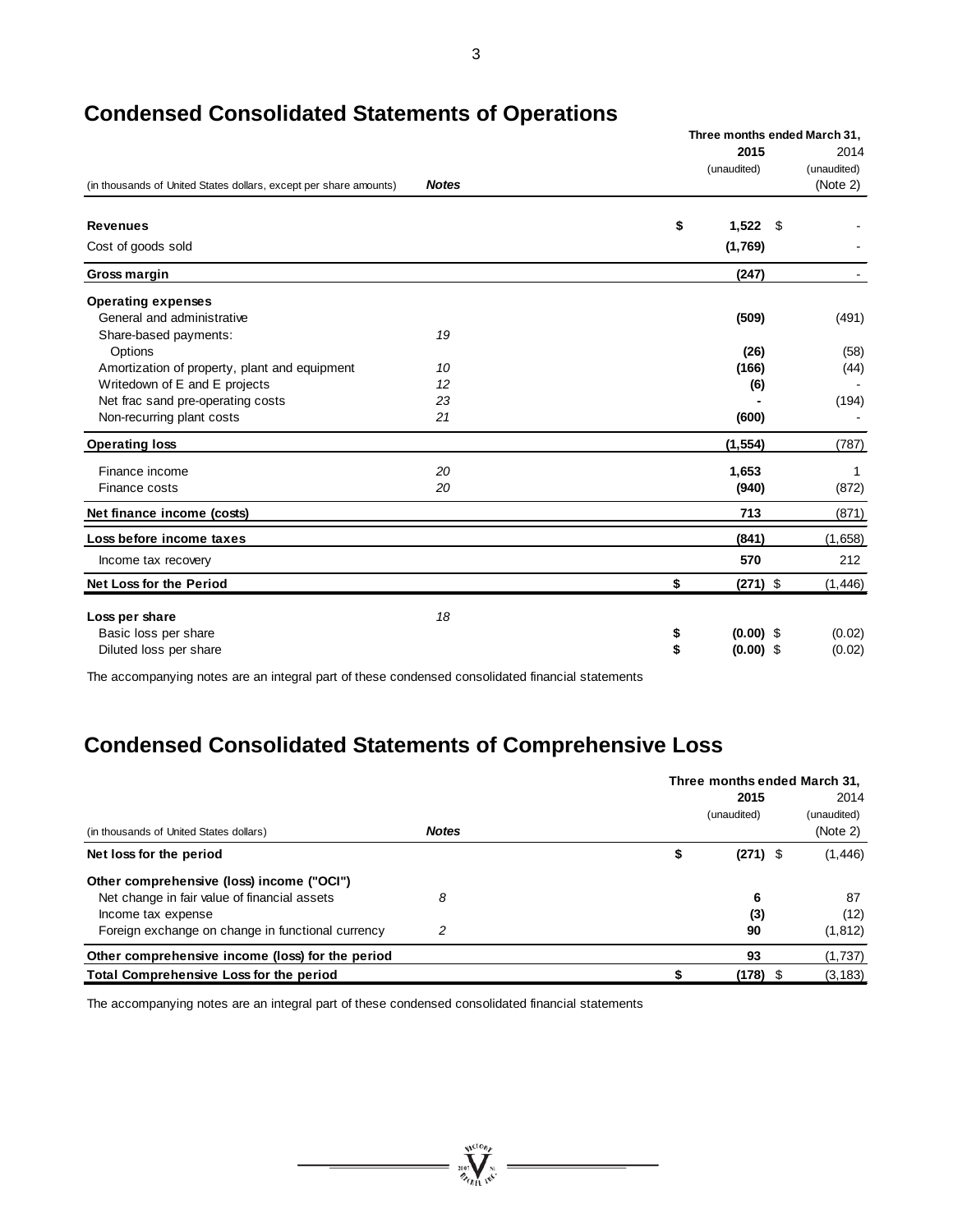## Condensed Consolidated Statements of Operations

| (in thousands of United States dollars, except per share amounts) | *Notes* | Three months ended March 31, 2015 (unaudited) | 2014 (unaudited) (Note 2) |
|---|---|---|---|
| **Revenues** | | **$ 1,522** | $ - |
| Cost of goods sold | | **(1,769)** | - |
| **Gross margin** | | **(247)** | - |
| **Operating expenses** | | | |
| General and administrative | | **(509)** | (491) |
| Share-based payments: | *19* | | |
| Options | | **(26)** | (58) |
| Amortization of property, plant and equipment | *10* | **(166)** | (44) |
| Writedown of E and E projects | *12* | **(6)** | - |
| Net frac sand pre-operating costs | *23* | **-** | (194) |
| Non-recurring plant costs | *21* | **(600)** | - |
| **Operating loss** | | **(1,554)** | (787) |
| Finance income | *20* | **1,653** | 1 |
| Finance costs | *20* | **(940)** | (872) |
| **Net finance income (costs)** | | **713** | (871) |
| **Loss before income taxes** | | **(841)** | (1,658) |
| Income tax recovery | | **570** | 212 |
| **Net Loss for the Period** | | **$ (271)** | $ (1,446) |
| **Loss per share** | *18* | | |
| Basic loss per share | | **$ (0.00)** | $ (0.02) |
| Diluted loss per share | | **$ (0.00)** | $ (0.02) |

The accompanying notes are an integral part of these condensed consolidated financial statements

## Condensed Consolidated Statements of Comprehensive Loss

| (in thousands of United States dollars) | *Notes* | Three months ended March 31, 2015 (unaudited) | 2014 (unaudited) (Note 2) |
|---|---|---|---|
| **Net loss for the period** | | **$ (271)** | $ (1,446) |
| **Other comprehensive (loss) income ("OCI")** | | | |
| Net change in fair value of financial assets | *8* | **6** | 87 |
| Income tax expense | | **(3)** | (12) |
| Foreign exchange on change in functional currency | *2* | **90** | (1,812) |
| **Other comprehensive income (loss) for the period** | | **93** | (1,737) |
| **Total Comprehensive Loss for the period** | | **$ (178)** | $ (3,183) |

The accompanying notes are an integral part of these condensed consolidated financial statements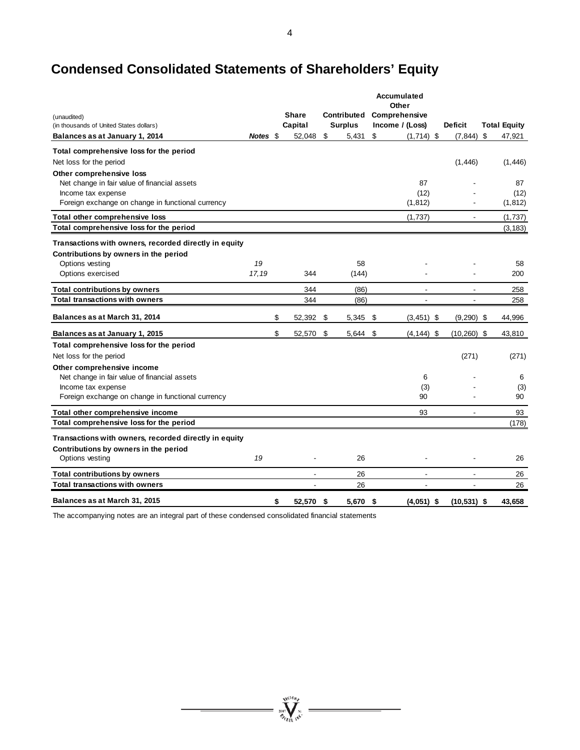# Condensed Consolidated Statements of Shareholders' Equity

| (unaudited)<br>(in thousands of United States dollars) | Notes | Share Capital | Contributed Surplus | Accumulated Other Comprehensive Income / (Loss) | Deficit | Total Equity |
|---|---|---|---|---|---|---|
| **Balances as at January 1, 2014** | | $ 52,048 | $ 5,431 | $ (1,714) | $ (7,844) | $ 47,921 |
| **Total comprehensive loss for the period** | | | | | | |
| Net loss for the period | | | | | (1,446) | (1,446) |
| **Other comprehensive loss** | | | | | | |
| Net change in fair value of financial assets | | | | 87 | - | 87 |
| Income tax expense | | | | (12) | - | (12) |
| Foreign exchange on change in functional currency | | | | (1,812) | - | (1,812) |
| **Total other comprehensive loss** | | | | (1,737) | - | (1,737) |
| **Total comprehensive loss for the period** | | | | | | (3,183) |
| **Transactions with owners, recorded directly in equity** | | | | | | |
| **Contributions by owners in the period** | | | | | | |
| Options vesting | 19 | | 58 | - | - | 58 |
| Options exercised | 17,19 | 344 | (144) | - | - | 200 |
| **Total contributions by owners** | | 344 | (86) | - | - | 258 |
| **Total transactions with owners** | | 344 | (86) | - | - | 258 |
| **Balances as at March 31, 2014** | | $ 52,392 | $ 5,345 | $ (3,451) | $ (9,290) | $ 44,996 |
| **Balances as at January 1, 2015** | | $ 52,570 | $ 5,644 | $ (4,144) | $ (10,260) | $ 43,810 |
| **Total comprehensive loss for the period** | | | | | | |
| Net loss for the period | | | | | (271) | (271) |
| **Other comprehensive income** | | | | | | |
| Net change in fair value of financial assets | | | | 6 | - | 6 |
| Income tax expense | | | | (3) | - | (3) |
| Foreign exchange on change in functional currency | | | | 90 | - | 90 |
| **Total other comprehensive income** | | | | 93 | - | 93 |
| **Total comprehensive loss for the period** | | | | | | (178) |
| **Transactions with owners, recorded directly in equity** | | | | | | |
| **Contributions by owners in the period** | | | | | | |
| Options vesting | 19 | - | 26 | - | - | 26 |
| **Total contributions by owners** | | - | 26 | - | - | 26 |
| **Total transactions with owners** | | - | 26 | - | - | 26 |
| **Balances as at March 31, 2015** | | **$ 52,570** | **$ 5,670** | **$ (4,051)** | **$ (10,531)** | **$ 43,658** |

The accompanying notes are an integral part of these condensed consolidated financial statements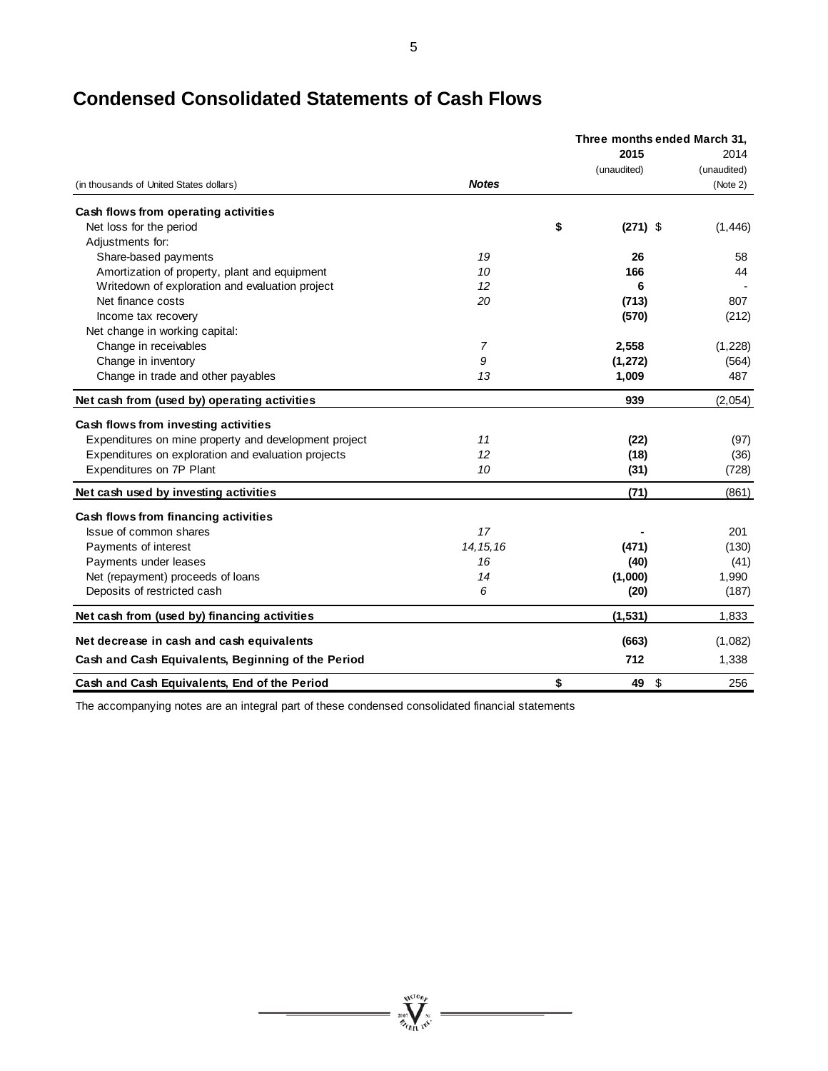# Condensed Consolidated Statements of Cash Flows

| (in thousands of United States dollars) | Notes | Three months ended March 31, 2015 (unaudited) | 2014 (unaudited) (Note 2) |
|---|---|---|---|
| **Cash flows from operating activities** | | | |
| Net loss for the period | | **$ (271)** | $ (1,446) |
| Adjustments for: | | | |
| Share-based payments | 19 | **26** | 58 |
| Amortization of property, plant and equipment | 10 | **166** | 44 |
| Writedown of exploration and evaluation project | 12 | **6** | - |
| Net finance costs | 20 | **(713)** | 807 |
| Income tax recovery | | **(570)** | (212) |
| Net change in working capital: | | | |
| Change in receivables | 7 | **2,558** | (1,228) |
| Change in inventory | 9 | **(1,272)** | (564) |
| Change in trade and other payables | 13 | **1,009** | 487 |
| **Net cash from (used by) operating activities** | | **939** | (2,054) |
| **Cash flows from investing activities** | | | |
| Expenditures on mine property and development project | 11 | **(22)** | (97) |
| Expenditures on exploration and evaluation projects | 12 | **(18)** | (36) |
| Expenditures on 7P Plant | 10 | **(31)** | (728) |
| **Net cash used by investing activities** | | **(71)** | (861) |
| **Cash flows from financing activities** | | | |
| Issue of common shares | 17 | **-** | 201 |
| Payments of interest | 14,15,16 | **(471)** | (130) |
| Payments under leases | 16 | **(40)** | (41) |
| Net (repayment) proceeds of loans | 14 | **(1,000)** | 1,990 |
| Deposits of restricted cash | 6 | **(20)** | (187) |
| **Net cash from (used by) financing activities** | | **(1,531)** | 1,833 |
| **Net decrease in cash and cash equivalents** | | **(663)** | (1,082) |
| **Cash and Cash Equivalents, Beginning of the Period** | | **712** | 1,338 |
| **Cash and Cash Equivalents, End of the Period** | | **$ 49** | $ 256 |

The accompanying notes are an integral part of these condensed consolidated financial statements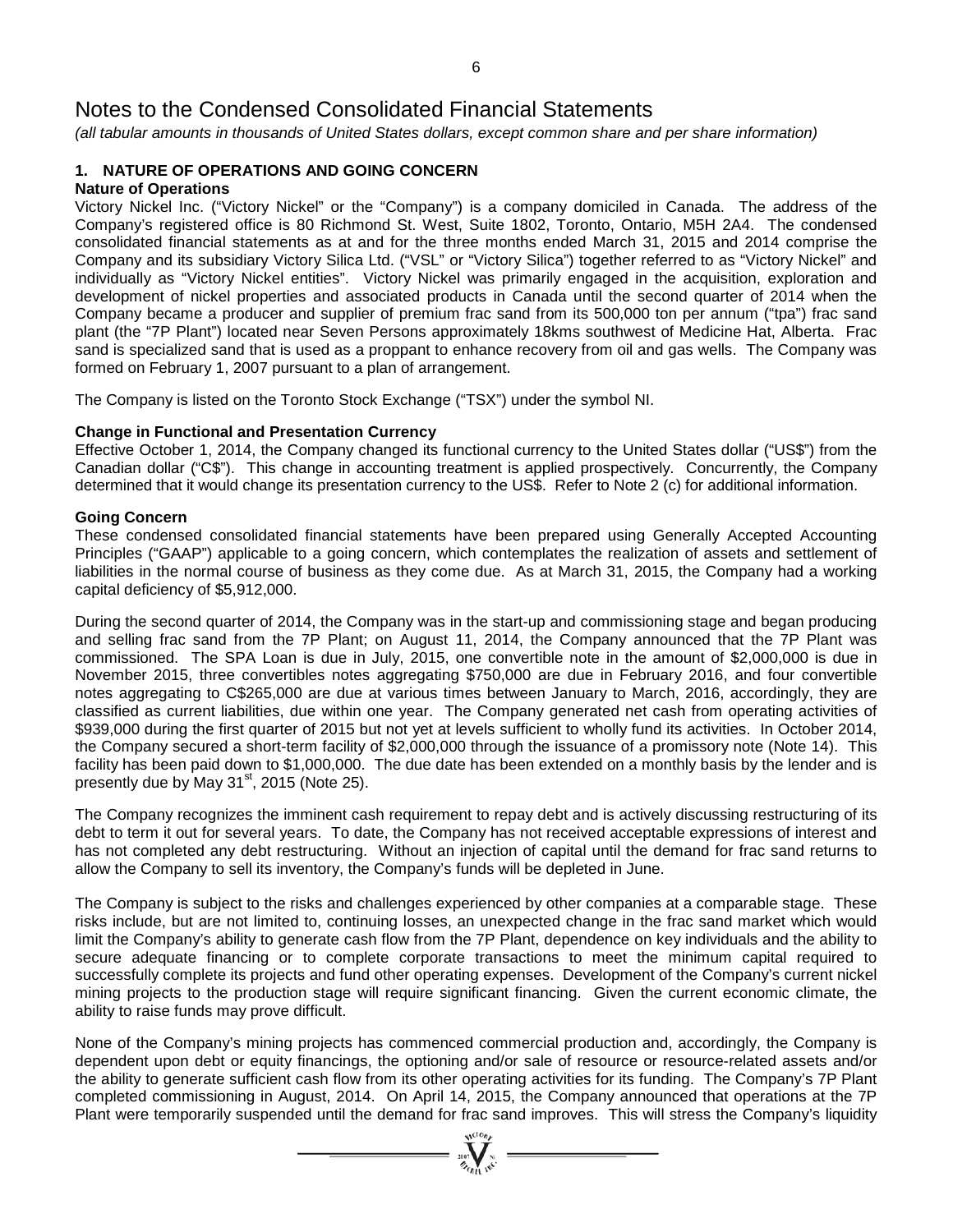# Notes to the Condensed Consolidated Financial Statements

*(all tabular amounts in thousands of United States dollars, except common share and per share information)*

## 1. NATURE OF OPERATIONS AND GOING CONCERN

**Nature of Operations**

Victory Nickel Inc. ("Victory Nickel" or the "Company") is a company domiciled in Canada. The address of the Company's registered office is 80 Richmond St. West, Suite 1802, Toronto, Ontario, M5H 2A4. The condensed consolidated financial statements as at and for the three months ended March 31, 2015 and 2014 comprise the Company and its subsidiary Victory Silica Ltd. ("VSL" or "Victory Silica") together referred to as "Victory Nickel" and individually as "Victory Nickel entities". Victory Nickel was primarily engaged in the acquisition, exploration and development of nickel properties and associated products in Canada until the second quarter of 2014 when the Company became a producer and supplier of premium frac sand from its 500,000 ton per annum ("tpa") frac sand plant (the "7P Plant") located near Seven Persons approximately 18kms southwest of Medicine Hat, Alberta. Frac sand is specialized sand that is used as a proppant to enhance recovery from oil and gas wells. The Company was formed on February 1, 2007 pursuant to a plan of arrangement.

The Company is listed on the Toronto Stock Exchange ("TSX") under the symbol NI.

**Change in Functional and Presentation Currency**

Effective October 1, 2014, the Company changed its functional currency to the United States dollar ("US$") from the Canadian dollar ("C$"). This change in accounting treatment is applied prospectively. Concurrently, the Company determined that it would change its presentation currency to the US$. Refer to Note 2 (c) for additional information.

**Going Concern**

These condensed consolidated financial statements have been prepared using Generally Accepted Accounting Principles ("GAAP") applicable to a going concern, which contemplates the realization of assets and settlement of liabilities in the normal course of business as they come due. As at March 31, 2015, the Company had a working capital deficiency of $5,912,000.

During the second quarter of 2014, the Company was in the start-up and commissioning stage and began producing and selling frac sand from the 7P Plant; on August 11, 2014, the Company announced that the 7P Plant was commissioned. The SPA Loan is due in July, 2015, one convertible note in the amount of $2,000,000 is due in November 2015, three convertibles notes aggregating $750,000 are due in February 2016, and four convertible notes aggregating to C$265,000 are due at various times between January to March, 2016, accordingly, they are classified as current liabilities, due within one year. The Company generated net cash from operating activities of $939,000 during the first quarter of 2015 but not yet at levels sufficient to wholly fund its activities. In October 2014, the Company secured a short-term facility of $2,000,000 through the issuance of a promissory note (Note 14). This facility has been paid down to $1,000,000. The due date has been extended on a monthly basis by the lender and is presently due by May 31st, 2015 (Note 25).

The Company recognizes the imminent cash requirement to repay debt and is actively discussing restructuring of its debt to term it out for several years. To date, the Company has not received acceptable expressions of interest and has not completed any debt restructuring. Without an injection of capital until the demand for frac sand returns to allow the Company to sell its inventory, the Company's funds will be depleted in June.

The Company is subject to the risks and challenges experienced by other companies at a comparable stage. These risks include, but are not limited to, continuing losses, an unexpected change in the frac sand market which would limit the Company's ability to generate cash flow from the 7P Plant, dependence on key individuals and the ability to secure adequate financing or to complete corporate transactions to meet the minimum capital required to successfully complete its projects and fund other operating expenses. Development of the Company's current nickel mining projects to the production stage will require significant financing. Given the current economic climate, the ability to raise funds may prove difficult.

None of the Company's mining projects has commenced commercial production and, accordingly, the Company is dependent upon debt or equity financings, the optioning and/or sale of resource or resource-related assets and/or the ability to generate sufficient cash flow from its other operating activities for its funding. The Company's 7P Plant completed commissioning in August, 2014. On April 14, 2015, the Company announced that operations at the 7P Plant were temporarily suspended until the demand for frac sand improves. This will stress the Company's liquidity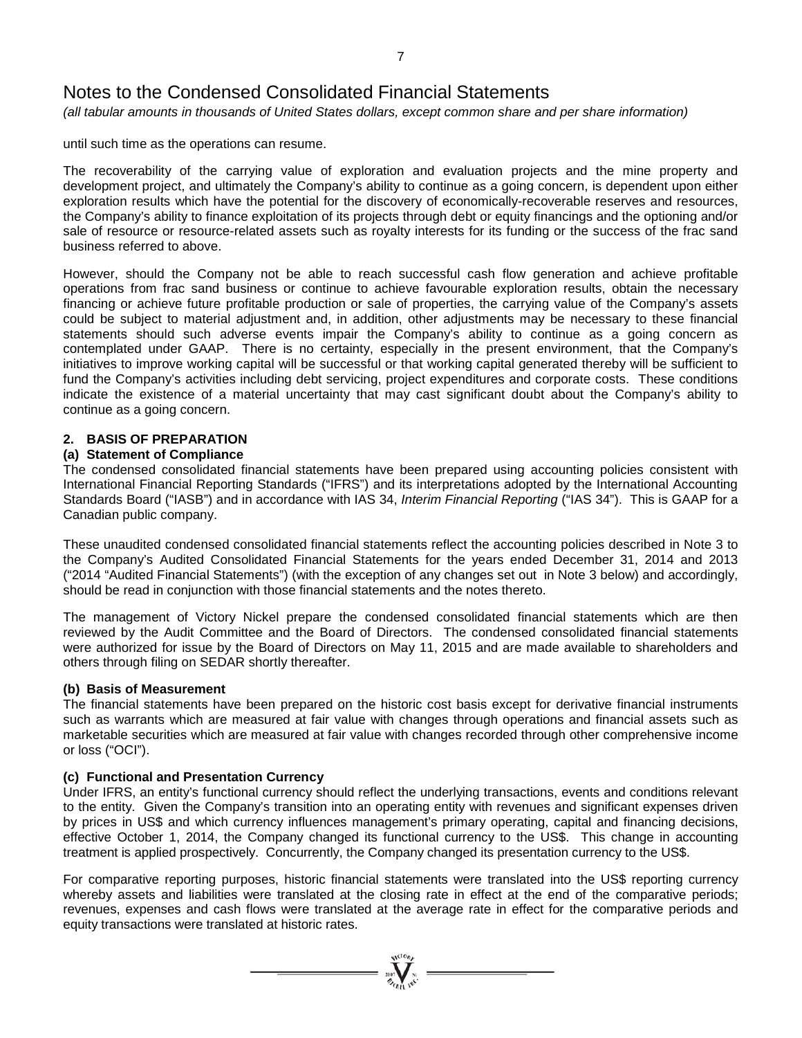# Notes to the Condensed Consolidated Financial Statements

*(all tabular amounts in thousands of United States dollars, except common share and per share information)*

until such time as the operations can resume.

The recoverability of the carrying value of exploration and evaluation projects and the mine property and development project, and ultimately the Company's ability to continue as a going concern, is dependent upon either exploration results which have the potential for the discovery of economically-recoverable reserves and resources, the Company's ability to finance exploitation of its projects through debt or equity financings and the optioning and/or sale of resource or resource-related assets such as royalty interests for its funding or the success of the frac sand business referred to above.

However, should the Company not be able to reach successful cash flow generation and achieve profitable operations from frac sand business or continue to achieve favourable exploration results, obtain the necessary financing or achieve future profitable production or sale of properties, the carrying value of the Company's assets could be subject to material adjustment and, in addition, other adjustments may be necessary to these financial statements should such adverse events impair the Company's ability to continue as a going concern as contemplated under GAAP. There is no certainty, especially in the present environment, that the Company's initiatives to improve working capital will be successful or that working capital generated thereby will be sufficient to fund the Company's activities including debt servicing, project expenditures and corporate costs. These conditions indicate the existence of a material uncertainty that may cast significant doubt about the Company's ability to continue as a going concern.

## 2. BASIS OF PREPARATION

### (a) Statement of Compliance

The condensed consolidated financial statements have been prepared using accounting policies consistent with International Financial Reporting Standards ("IFRS") and its interpretations adopted by the International Accounting Standards Board ("IASB") and in accordance with IAS 34, *Interim Financial Reporting* ("IAS 34"). This is GAAP for a Canadian public company.

These unaudited condensed consolidated financial statements reflect the accounting policies described in Note 3 to the Company's Audited Consolidated Financial Statements for the years ended December 31, 2014 and 2013 ("2014 "Audited Financial Statements") (with the exception of any changes set out in Note 3 below) and accordingly, should be read in conjunction with those financial statements and the notes thereto.

The management of Victory Nickel prepare the condensed consolidated financial statements which are then reviewed by the Audit Committee and the Board of Directors. The condensed consolidated financial statements were authorized for issue by the Board of Directors on May 11, 2015 and are made available to shareholders and others through filing on SEDAR shortly thereafter.

### (b) Basis of Measurement

The financial statements have been prepared on the historic cost basis except for derivative financial instruments such as warrants which are measured at fair value with changes through operations and financial assets such as marketable securities which are measured at fair value with changes recorded through other comprehensive income or loss ("OCI").

### (c) Functional and Presentation Currency

Under IFRS, an entity's functional currency should reflect the underlying transactions, events and conditions relevant to the entity. Given the Company's transition into an operating entity with revenues and significant expenses driven by prices in US$ and which currency influences management's primary operating, capital and financing decisions, effective October 1, 2014, the Company changed its functional currency to the US$. This change in accounting treatment is applied prospectively. Concurrently, the Company changed its presentation currency to the US$.

For comparative reporting purposes, historic financial statements were translated into the US$ reporting currency whereby assets and liabilities were translated at the closing rate in effect at the end of the comparative periods; revenues, expenses and cash flows were translated at the average rate in effect for the comparative periods and equity transactions were translated at historic rates.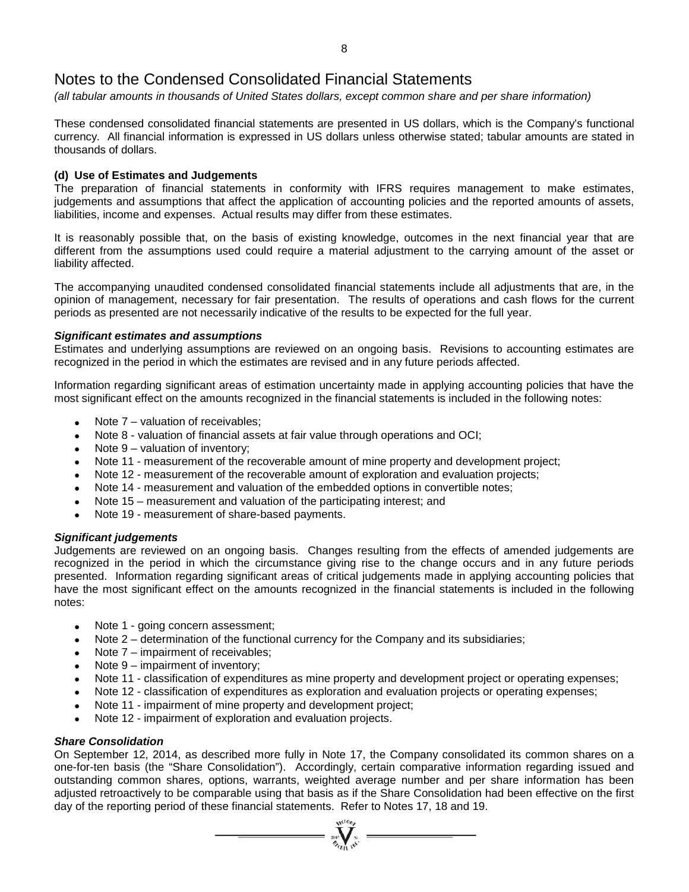# Notes to the Condensed Consolidated Financial Statements

*(all tabular amounts in thousands of United States dollars, except common share and per share information)*

These condensed consolidated financial statements are presented in US dollars, which is the Company's functional currency. All financial information is expressed in US dollars unless otherwise stated; tabular amounts are stated in thousands of dollars.

**(d) Use of Estimates and Judgements**

The preparation of financial statements in conformity with IFRS requires management to make estimates, judgements and assumptions that affect the application of accounting policies and the reported amounts of assets, liabilities, income and expenses. Actual results may differ from these estimates.

It is reasonably possible that, on the basis of existing knowledge, outcomes in the next financial year that are different from the assumptions used could require a material adjustment to the carrying amount of the asset or liability affected.

The accompanying unaudited condensed consolidated financial statements include all adjustments that are, in the opinion of management, necessary for fair presentation. The results of operations and cash flows for the current periods as presented are not necessarily indicative of the results to be expected for the full year.

***Significant estimates and assumptions***

Estimates and underlying assumptions are reviewed on an ongoing basis. Revisions to accounting estimates are recognized in the period in which the estimates are revised and in any future periods affected.

Information regarding significant areas of estimation uncertainty made in applying accounting policies that have the most significant effect on the amounts recognized in the financial statements is included in the following notes:

- Note 7 – valuation of receivables;
- Note 8 - valuation of financial assets at fair value through operations and OCI;
- Note 9 – valuation of inventory;
- Note 11 - measurement of the recoverable amount of mine property and development project;
- Note 12 - measurement of the recoverable amount of exploration and evaluation projects;
- Note 14 - measurement and valuation of the embedded options in convertible notes;
- Note 15 – measurement and valuation of the participating interest; and
- Note 19 - measurement of share-based payments.

***Significant judgements***

Judgements are reviewed on an ongoing basis. Changes resulting from the effects of amended judgements are recognized in the period in which the circumstance giving rise to the change occurs and in any future periods presented. Information regarding significant areas of critical judgements made in applying accounting policies that have the most significant effect on the amounts recognized in the financial statements is included in the following notes:

- Note 1 - going concern assessment;
- Note 2 – determination of the functional currency for the Company and its subsidiaries;
- Note 7 – impairment of receivables;
- Note 9 – impairment of inventory;
- Note 11 - classification of expenditures as mine property and development project or operating expenses;
- Note 12 - classification of expenditures as exploration and evaluation projects or operating expenses;
- Note 11 - impairment of mine property and development project;
- Note 12 - impairment of exploration and evaluation projects.

***Share Consolidation***

On September 12, 2014, as described more fully in Note 17, the Company consolidated its common shares on a one-for-ten basis (the "Share Consolidation"). Accordingly, certain comparative information regarding issued and outstanding common shares, options, warrants, weighted average number and per share information has been adjusted retroactively to be comparable using that basis as if the Share Consolidation had been effective on the first day of the reporting period of these financial statements. Refer to Notes 17, 18 and 19.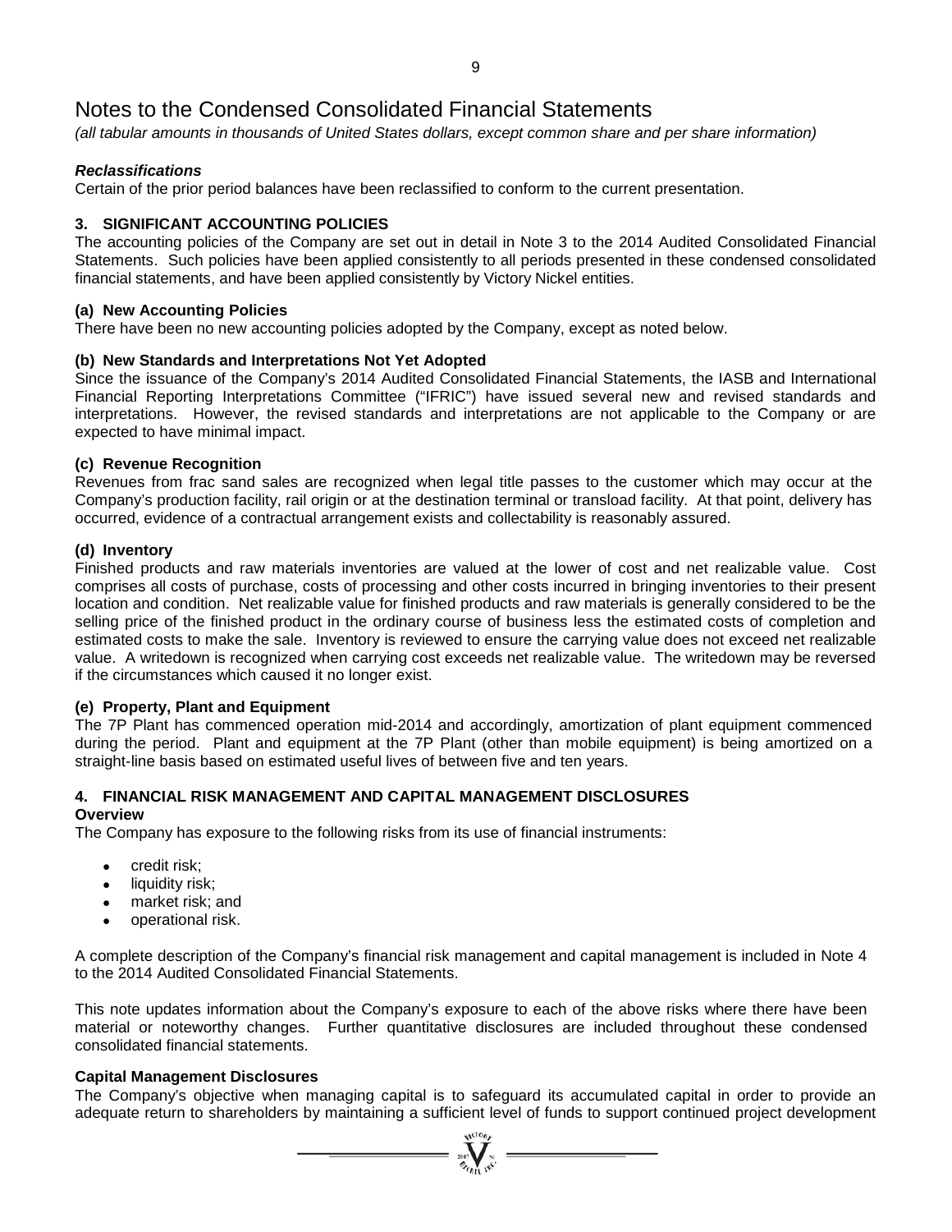# Notes to the Condensed Consolidated Financial Statements

*(all tabular amounts in thousands of United States dollars, except common share and per share information)*

***Reclassifications***

Certain of the prior period balances have been reclassified to conform to the current presentation.

## 3. SIGNIFICANT ACCOUNTING POLICIES

The accounting policies of the Company are set out in detail in Note 3 to the 2014 Audited Consolidated Financial Statements. Such policies have been applied consistently to all periods presented in these condensed consolidated financial statements, and have been applied consistently by Victory Nickel entities.

### (a) New Accounting Policies

There have been no new accounting policies adopted by the Company, except as noted below.

### (b) New Standards and Interpretations Not Yet Adopted

Since the issuance of the Company's 2014 Audited Consolidated Financial Statements, the IASB and International Financial Reporting Interpretations Committee ("IFRIC") have issued several new and revised standards and interpretations. However, the revised standards and interpretations are not applicable to the Company or are expected to have minimal impact.

### (c) Revenue Recognition

Revenues from frac sand sales are recognized when legal title passes to the customer which may occur at the Company's production facility, rail origin or at the destination terminal or transload facility. At that point, delivery has occurred, evidence of a contractual arrangement exists and collectability is reasonably assured.

### (d) Inventory

Finished products and raw materials inventories are valued at the lower of cost and net realizable value. Cost comprises all costs of purchase, costs of processing and other costs incurred in bringing inventories to their present location and condition. Net realizable value for finished products and raw materials is generally considered to be the selling price of the finished product in the ordinary course of business less the estimated costs of completion and estimated costs to make the sale. Inventory is reviewed to ensure the carrying value does not exceed net realizable value. A writedown is recognized when carrying cost exceeds net realizable value. The writedown may be reversed if the circumstances which caused it no longer exist.

### (e) Property, Plant and Equipment

The 7P Plant has commenced operation mid-2014 and accordingly, amortization of plant equipment commenced during the period. Plant and equipment at the 7P Plant (other than mobile equipment) is being amortized on a straight-line basis based on estimated useful lives of between five and ten years.

## 4. FINANCIAL RISK MANAGEMENT AND CAPITAL MANAGEMENT DISCLOSURES

**Overview**

The Company has exposure to the following risks from its use of financial instruments:

- credit risk;
- liquidity risk;
- market risk; and
- operational risk.

A complete description of the Company's financial risk management and capital management is included in Note 4 to the 2014 Audited Consolidated Financial Statements.

This note updates information about the Company's exposure to each of the above risks where there have been material or noteworthy changes. Further quantitative disclosures are included throughout these condensed consolidated financial statements.

**Capital Management Disclosures**

The Company's objective when managing capital is to safeguard its accumulated capital in order to provide an adequate return to shareholders by maintaining a sufficient level of funds to support continued project development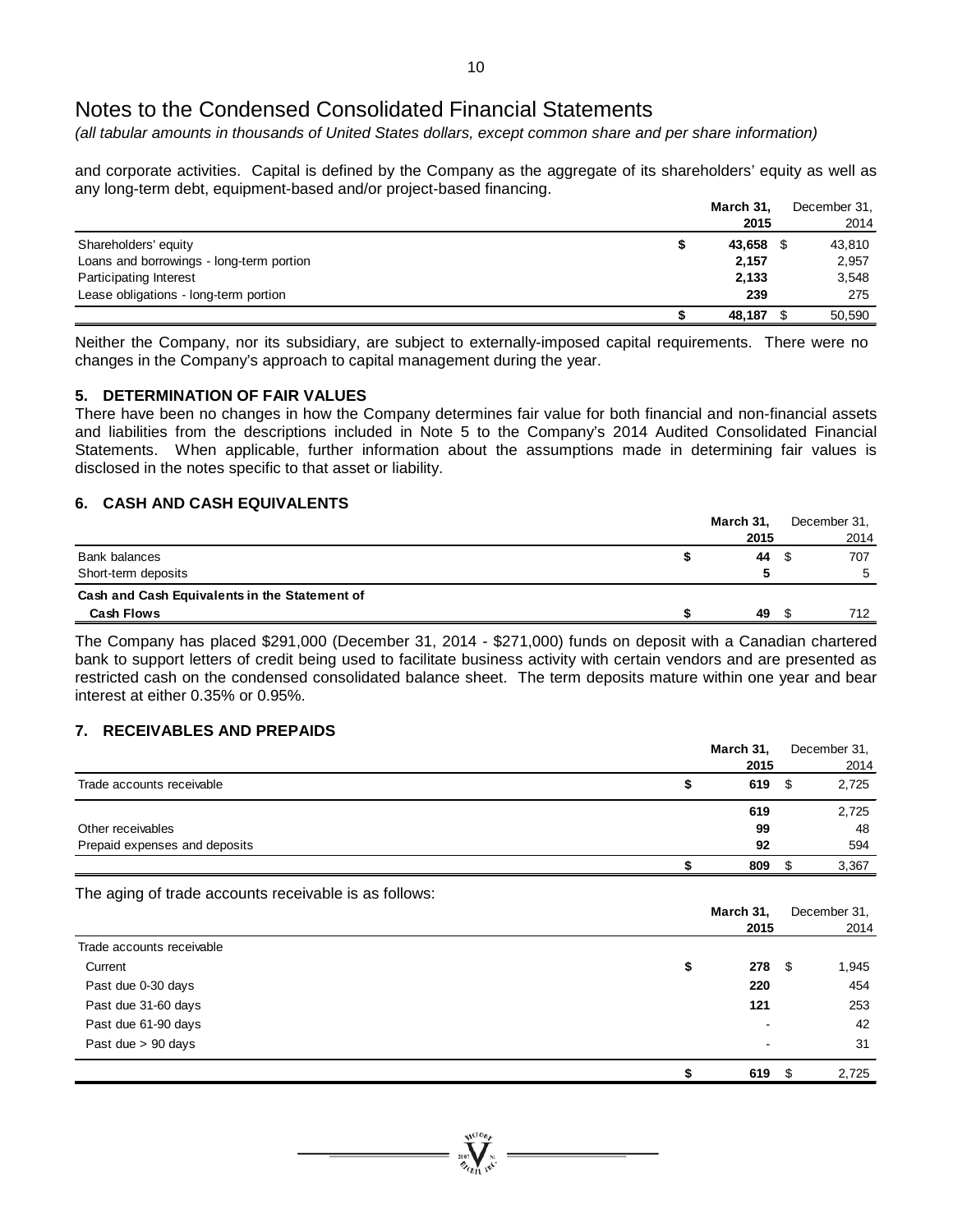# Notes to the Condensed Consolidated Financial Statements

*(all tabular amounts in thousands of United States dollars, except common share and per share information)*

and corporate activities. Capital is defined by the Company as the aggregate of its shareholders' equity as well as any long-term debt, equipment-based and/or project-based financing.

| | **March 31, 2015** | December 31, 2014 |
|---|---|---|
| Shareholders' equity | **$ 43,658** | $ 43,810 |
| Loans and borrowings - long-term portion | **2,157** | 2,957 |
| Participating Interest | **2,133** | 3,548 |
| Lease obligations - long-term portion | **239** | 275 |
| | **$ 48,187** | $ 50,590 |

Neither the Company, nor its subsidiary, are subject to externally-imposed capital requirements. There were no changes in the Company's approach to capital management during the year.

## 5. DETERMINATION OF FAIR VALUES

There have been no changes in how the Company determines fair value for both financial and non-financial assets and liabilities from the descriptions included in Note 5 to the Company's 2014 Audited Consolidated Financial Statements. When applicable, further information about the assumptions made in determining fair values is disclosed in the notes specific to that asset or liability.

## 6. CASH AND CASH EQUIVALENTS

| | **March 31, 2015** | December 31, 2014 |
|---|---|---|
| Bank balances | **$ 44** | $ 707 |
| Short-term deposits | **5** | 5 |
| **Cash and Cash Equivalents in the Statement of Cash Flows** | **$ 49** | $ 712 |

The Company has placed $291,000 (December 31, 2014 - $271,000) funds on deposit with a Canadian chartered bank to support letters of credit being used to facilitate business activity with certain vendors and are presented as restricted cash on the condensed consolidated balance sheet. The term deposits mature within one year and bear interest at either 0.35% or 0.95%.

## 7. RECEIVABLES AND PREPAIDS

| | **March 31, 2015** | December 31, 2014 |
|---|---|---|
| Trade accounts receivable | **$ 619** | $ 2,725 |
| | **619** | 2,725 |
| Other receivables | **99** | 48 |
| Prepaid expenses and deposits | **92** | 594 |
| | **$ 809** | $ 3,367 |

The aging of trade accounts receivable is as follows:

| | **March 31, 2015** | December 31, 2014 |
|---|---|---|
| Trade accounts receivable | | |
| Current | **$ 278** | $ 1,945 |
| Past due 0-30 days | **220** | 454 |
| Past due 31-60 days | **121** | 253 |
| Past due 61-90 days | - | 42 |
| Past due > 90 days | - | 31 |
| | **$ 619** | $ 2,725 |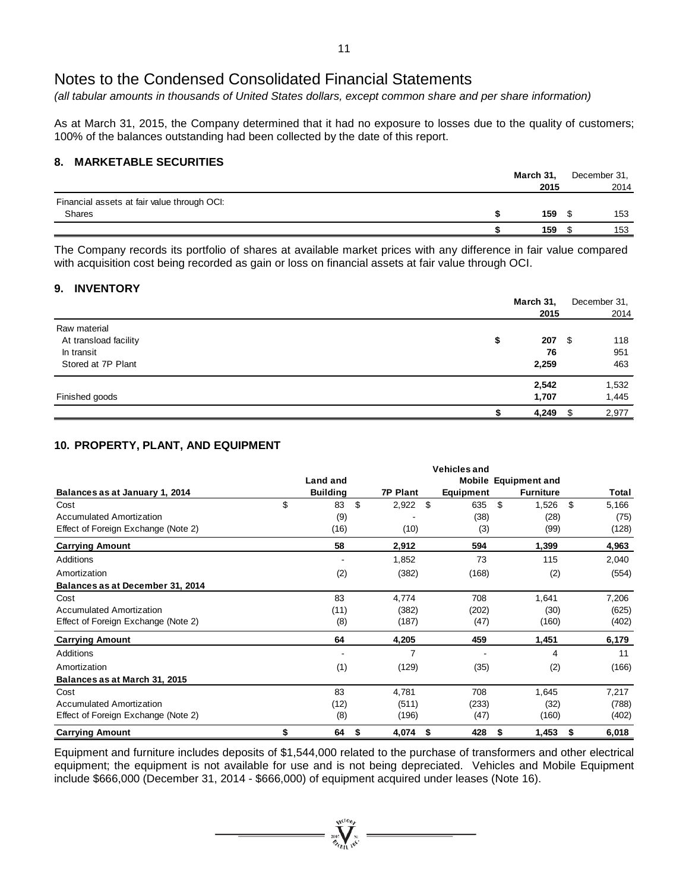# Notes to the Condensed Consolidated Financial Statements

*(all tabular amounts in thousands of United States dollars, except common share and per share information)*

As at March 31, 2015, the Company determined that it had no exposure to losses due to the quality of customers; 100% of the balances outstanding had been collected by the date of this report.

## 8. MARKETABLE SECURITIES

| | **March 31, 2015** | December 31, 2014 |
|---|---|---|
| Financial assets at fair value through OCI: | | |
| Shares | **$ 159** | $ 153 |
| | **$ 159** | $ 153 |

The Company records its portfolio of shares at available market prices with any difference in fair value compared with acquisition cost being recorded as gain or loss on financial assets at fair value through OCI.

## 9. INVENTORY

| | **March 31, 2015** | December 31, 2014 |
|---|---|---|
| Raw material | | |
| At transload facility | **$ 207** | $ 118 |
| In transit | **76** | 951 |
| Stored at 7P Plant | **2,259** | 463 |
| | **2,542** | 1,532 |
| Finished goods | **1,707** | 1,445 |
| | **$ 4,249** | $ 2,977 |

## 10. PROPERTY, PLANT, AND EQUIPMENT

| **Balances as at January 1, 2014** | **Land and Building** | **7P Plant** | **Vehicles and Mobile Equipment** | **Equipment and Furniture** | **Total** |
|---|---|---|---|---|---|
| Cost | $ 83 | $ 2,922 | $ 635 | $ 1,526 | $ 5,166 |
| Accumulated Amortization | (9) | - | (38) | (28) | (75) |
| Effect of Foreign Exchange (Note 2) | (16) | (10) | (3) | (99) | (128) |
| **Carrying Amount** | **58** | **2,912** | **594** | **1,399** | **4,963** |
| Additions | - | 1,852 | 73 | 115 | 2,040 |
| Amortization | (2) | (382) | (168) | (2) | (554) |
| **Balances as at December 31, 2014** | | | | | |
| Cost | 83 | 4,774 | 708 | 1,641 | 7,206 |
| Accumulated Amortization | (11) | (382) | (202) | (30) | (625) |
| Effect of Foreign Exchange (Note 2) | (8) | (187) | (47) | (160) | (402) |
| **Carrying Amount** | **64** | **4,205** | **459** | **1,451** | **6,179** |
| Additions | - | 7 | - | 4 | 11 |
| Amortization | (1) | (129) | (35) | (2) | (166) |
| **Balances as at March 31, 2015** | | | | | |
| Cost | 83 | 4,781 | 708 | 1,645 | 7,217 |
| Accumulated Amortization | (12) | (511) | (233) | (32) | (788) |
| Effect of Foreign Exchange (Note 2) | (8) | (196) | (47) | (160) | (402) |
| **Carrying Amount** | **$ 64** | **$ 4,074** | **$ 428** | **$ 1,453** | **$ 6,018** |

Equipment and furniture includes deposits of $1,544,000 related to the purchase of transformers and other electrical equipment; the equipment is not available for use and is not being depreciated. Vehicles and Mobile Equipment include $666,000 (December 31, 2014 - $666,000) of equipment acquired under leases (Note 16).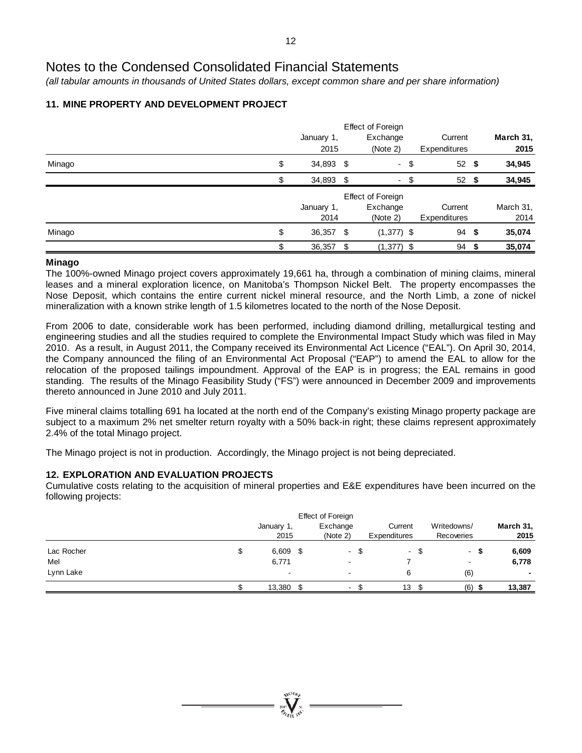# Notes to the Condensed Consolidated Financial Statements

*(all tabular amounts in thousands of United States dollars, except common share and per share information)*

## 11. MINE PROPERTY AND DEVELOPMENT PROJECT

| | January 1, 2015 | Effect of Foreign Exchange (Note 2) | Current Expenditures | **March 31, 2015** |
|---|---|---|---|---|
| Minago | $ 34,893 | $ - | $ 52 | **$ 34,945** |
| | $ 34,893 | $ - | $ 52 | **$ 34,945** |

| | January 1, 2014 | Effect of Foreign Exchange (Note 2) | Current Expenditures | March 31, 2014 |
|---|---|---|---|---|
| Minago | $ 36,357 | $ (1,377) | $ 94 | **$ 35,074** |
| | $ 36,357 | $ (1,377) | $ 94 | **$ 35,074** |

### Minago

The 100%-owned Minago project covers approximately 19,661 ha, through a combination of mining claims, mineral leases and a mineral exploration licence, on Manitoba's Thompson Nickel Belt. The property encompasses the Nose Deposit, which contains the entire current nickel mineral resource, and the North Limb, a zone of nickel mineralization with a known strike length of 1.5 kilometres located to the north of the Nose Deposit.

From 2006 to date, considerable work has been performed, including diamond drilling, metallurgical testing and engineering studies and all the studies required to complete the Environmental Impact Study which was filed in May 2010. As a result, in August 2011, the Company received its Environmental Act Licence ("EAL"). On April 30, 2014, the Company announced the filing of an Environmental Act Proposal ("EAP") to amend the EAL to allow for the relocation of the proposed tailings impoundment. Approval of the EAP is in progress; the EAL remains in good standing. The results of the Minago Feasibility Study ("FS") were announced in December 2009 and improvements thereto announced in June 2010 and July 2011.

Five mineral claims totalling 691 ha located at the north end of the Company's existing Minago property package are subject to a maximum 2% net smelter return royalty with a 50% back-in right; these claims represent approximately 2.4% of the total Minago project.

The Minago project is not in production. Accordingly, the Minago project is not being depreciated.

## 12. EXPLORATION AND EVALUATION PROJECTS

Cumulative costs relating to the acquisition of mineral properties and E&E expenditures have been incurred on the following projects:

| | January 1, 2015 | Effect of Foreign Exchange (Note 2) | Current Expenditures | Writedowns/ Recoveries | **March 31, 2015** |
|---|---|---|---|---|---|
| Lac Rocher | $ 6,609 | $ - | $ - | $ - | **$ 6,609** |
| Mel | 6,771 | - | 7 | - | **6,778** |
| Lynn Lake | - | - | 6 | (6) | **-** |
| | $ 13,380 | $ - | $ 13 | $ (6) | **$ 13,387** |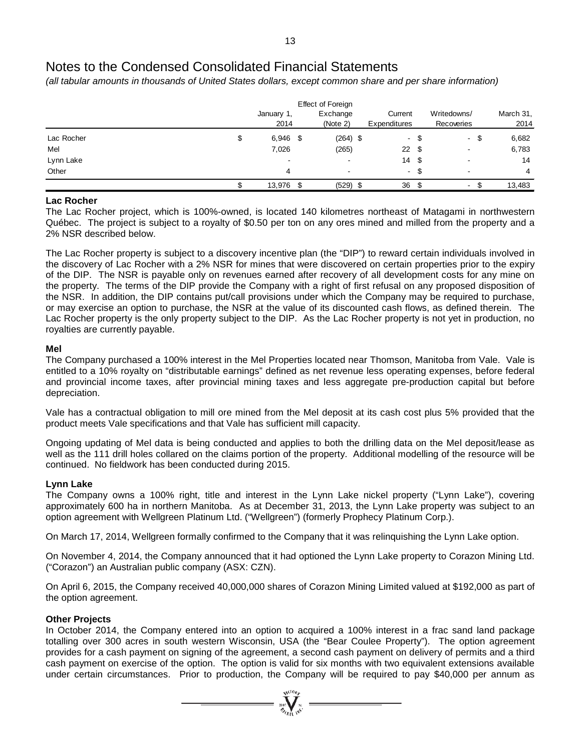# Notes to the Condensed Consolidated Financial Statements

*(all tabular amounts in thousands of United States dollars, except common share and per share information)*

| | January 1, 2014 | Effect of Foreign Exchange (Note 2) | Current Expenditures | Writedowns/ Recoveries | March 31, 2014 |
|---|---|---|---|---|---|
| Lac Rocher | $ 6,946 | $ (264) | $ - | $ - | $ 6,682 |
| Mel | 7,026 | (265) | 22 | $ - | 6,783 |
| Lynn Lake | - | - | 14 | $ - | 14 |
| Other | 4 | - | - | $ - | 4 |
| | $ 13,976 | $ (529) | $ 36 | $ - | $ 13,483 |

**Lac Rocher**

The Lac Rocher project, which is 100%-owned, is located 140 kilometres northeast of Matagami in northwestern Québec. The project is subject to a royalty of $0.50 per ton on any ores mined and milled from the property and a 2% NSR described below.

The Lac Rocher property is subject to a discovery incentive plan (the "DIP") to reward certain individuals involved in the discovery of Lac Rocher with a 2% NSR for mines that were discovered on certain properties prior to the expiry of the DIP. The NSR is payable only on revenues earned after recovery of all development costs for any mine on the property. The terms of the DIP provide the Company with a right of first refusal on any proposed disposition of the NSR. In addition, the DIP contains put/call provisions under which the Company may be required to purchase, or may exercise an option to purchase, the NSR at the value of its discounted cash flows, as defined therein. The Lac Rocher property is the only property subject to the DIP. As the Lac Rocher property is not yet in production, no royalties are currently payable.

**Mel**

The Company purchased a 100% interest in the Mel Properties located near Thomson, Manitoba from Vale. Vale is entitled to a 10% royalty on "distributable earnings" defined as net revenue less operating expenses, before federal and provincial income taxes, after provincial mining taxes and less aggregate pre-production capital but before depreciation.

Vale has a contractual obligation to mill ore mined from the Mel deposit at its cash cost plus 5% provided that the product meets Vale specifications and that Vale has sufficient mill capacity.

Ongoing updating of Mel data is being conducted and applies to both the drilling data on the Mel deposit/lease as well as the 111 drill holes collared on the claims portion of the property. Additional modelling of the resource will be continued. No fieldwork has been conducted during 2015.

**Lynn Lake**

The Company owns a 100% right, title and interest in the Lynn Lake nickel property ("Lynn Lake"), covering approximately 600 ha in northern Manitoba. As at December 31, 2013, the Lynn Lake property was subject to an option agreement with Wellgreen Platinum Ltd. ("Wellgreen") (formerly Prophecy Platinum Corp.).

On March 17, 2014, Wellgreen formally confirmed to the Company that it was relinquishing the Lynn Lake option.

On November 4, 2014, the Company announced that it had optioned the Lynn Lake property to Corazon Mining Ltd. ("Corazon") an Australian public company (ASX: CZN).

On April 6, 2015, the Company received 40,000,000 shares of Corazon Mining Limited valued at $192,000 as part of the option agreement.

**Other Projects**

In October 2014, the Company entered into an option to acquired a 100% interest in a frac sand land package totalling over 300 acres in south western Wisconsin, USA (the "Bear Coulee Property"). The option agreement provides for a cash payment on signing of the agreement, a second cash payment on delivery of permits and a third cash payment on exercise of the option. The option is valid for six months with two equivalent extensions available under certain circumstances. Prior to production, the Company will be required to pay $40,000 per annum as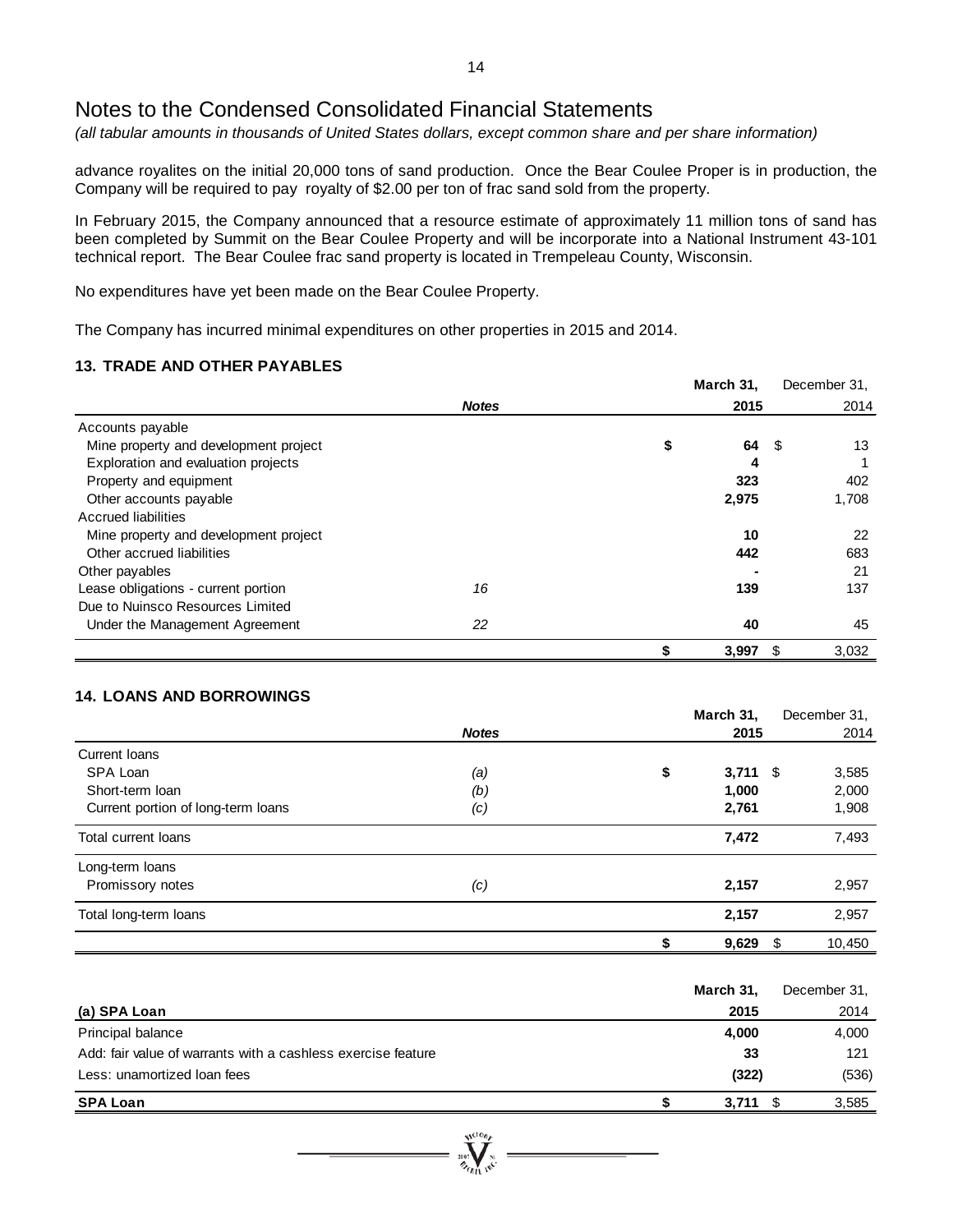# Notes to the Condensed Consolidated Financial Statements

*(all tabular amounts in thousands of United States dollars, except common share and per share information)*

advance royalites on the initial 20,000 tons of sand production. Once the Bear Coulee Proper is in production, the Company will be required to pay royalty of $2.00 per ton of frac sand sold from the property.

In February 2015, the Company announced that a resource estimate of approximately 11 million tons of sand has been completed by Summit on the Bear Coulee Property and will be incorporate into a National Instrument 43-101 technical report. The Bear Coulee frac sand property is located in Trempeleau County, Wisconsin.

No expenditures have yet been made on the Bear Coulee Property.

The Company has incurred minimal expenditures on other properties in 2015 and 2014.

### 13. TRADE AND OTHER PAYABLES

| | *Notes* | **March 31, 2015** | December 31, 2014 |
|---|---|---|---|
| Accounts payable | | | |
| Mine property and development project | | **$ 64** | $ 13 |
| Exploration and evaluation projects | | **4** | 1 |
| Property and equipment | | **323** | 402 |
| Other accounts payable | | **2,975** | 1,708 |
| Accrued liabilities | | | |
| Mine property and development project | | **10** | 22 |
| Other accrued liabilities | | **442** | 683 |
| Other payables | | **-** | 21 |
| Lease obligations - current portion | *16* | **139** | 137 |
| Due to Nuinsco Resources Limited | | | |
| Under the Management Agreement | *22* | **40** | 45 |
| | | **$ 3,997** | $ 3,032 |

### 14. LOANS AND BORROWINGS

| | *Notes* | **March 31, 2015** | December 31, 2014 |
|---|---|---|---|
| Current loans | | | |
| SPA Loan | *(a)* | **$ 3,711** | $ 3,585 |
| Short-term loan | *(b)* | **1,000** | 2,000 |
| Current portion of long-term loans | *(c)* | **2,761** | 1,908 |
| Total current loans | | **7,472** | 7,493 |
| Long-term loans | | | |
| Promissory notes | *(c)* | **2,157** | 2,957 |
| Total long-term loans | | **2,157** | 2,957 |
| | | **$ 9,629** | $ 10,450 |

| **(a) SPA Loan** | **March 31, 2015** | December 31, 2014 |
|---|---|---|
| Principal balance | **4,000** | 4,000 |
| Add: fair value of warrants with a cashless exercise feature | **33** | 121 |
| Less: unamortized loan fees | **(322)** | (536) |
| **SPA Loan** | **$ 3,711** | $ 3,585 |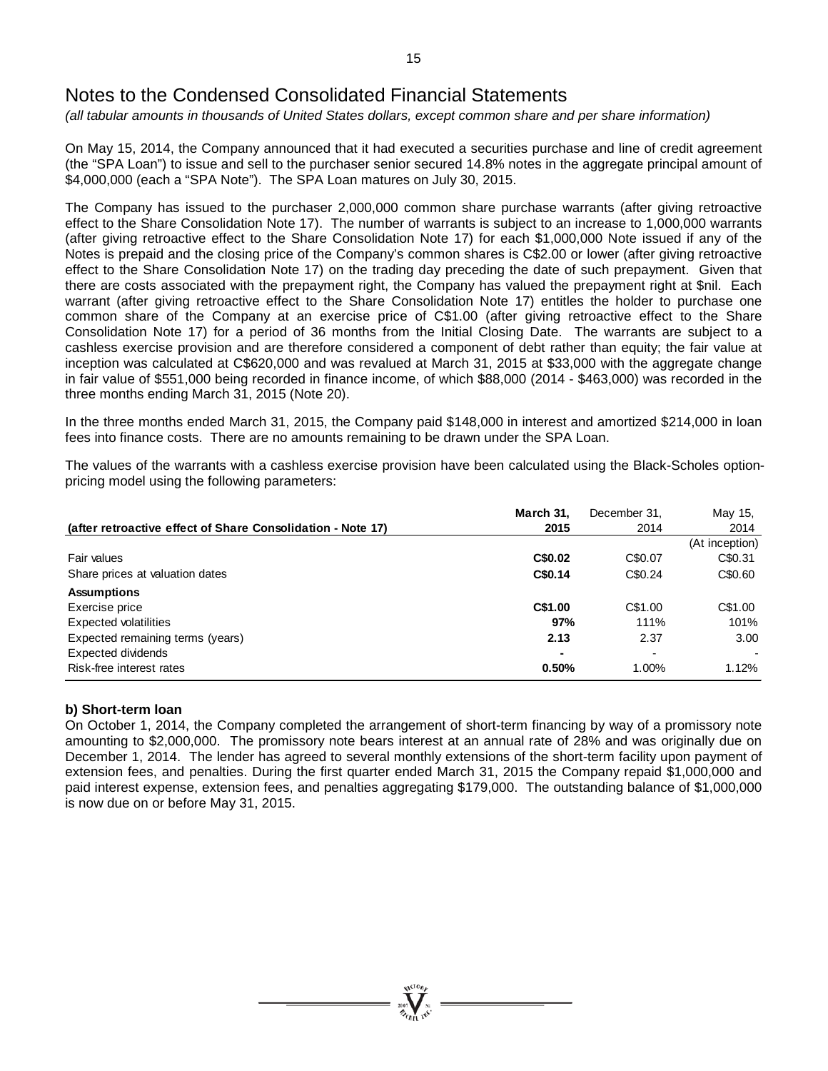# Notes to the Condensed Consolidated Financial Statements

*(all tabular amounts in thousands of United States dollars, except common share and per share information)*

On May 15, 2014, the Company announced that it had executed a securities purchase and line of credit agreement (the "SPA Loan") to issue and sell to the purchaser senior secured 14.8% notes in the aggregate principal amount of $4,000,000 (each a "SPA Note"). The SPA Loan matures on July 30, 2015.

The Company has issued to the purchaser 2,000,000 common share purchase warrants (after giving retroactive effect to the Share Consolidation Note 17). The number of warrants is subject to an increase to 1,000,000 warrants (after giving retroactive effect to the Share Consolidation Note 17) for each $1,000,000 Note issued if any of the Notes is prepaid and the closing price of the Company's common shares is C$2.00 or lower (after giving retroactive effect to the Share Consolidation Note 17) on the trading day preceding the date of such prepayment. Given that there are costs associated with the prepayment right, the Company has valued the prepayment right at $nil. Each warrant (after giving retroactive effect to the Share Consolidation Note 17) entitles the holder to purchase one common share of the Company at an exercise price of C$1.00 (after giving retroactive effect to the Share Consolidation Note 17) for a period of 36 months from the Initial Closing Date. The warrants are subject to a cashless exercise provision and are therefore considered a component of debt rather than equity; the fair value at inception was calculated at C$620,000 and was revalued at March 31, 2015 at $33,000 with the aggregate change in fair value of $551,000 being recorded in finance income, of which $88,000 (2014 - $463,000) was recorded in the three months ending March 31, 2015 (Note 20).

In the three months ended March 31, 2015, the Company paid $148,000 in interest and amortized $214,000 in loan fees into finance costs. There are no amounts remaining to be drawn under the SPA Loan.

The values of the warrants with a cashless exercise provision have been calculated using the Black-Scholes option-pricing model using the following parameters:

| (after retroactive effect of Share Consolidation - Note 17) | March 31, 2015 | December 31, 2014 | May 15, 2014 |
|---|---|---|---|
| | | | (At inception) |
| Fair values | **C$0.02** | C$0.07 | C$0.31 |
| Share prices at valuation dates | **C$0.14** | C$0.24 | C$0.60 |
| **Assumptions** | | | |
| Exercise price | **C$1.00** | C$1.00 | C$1.00 |
| Expected volatilities | **97%** | 111% | 101% |
| Expected remaining terms (years) | **2.13** | 2.37 | 3.00 |
| Expected dividends | **-** | - | - |
| Risk-free interest rates | **0.50%** | 1.00% | 1.12% |

**b) Short-term loan**

On October 1, 2014, the Company completed the arrangement of short-term financing by way of a promissory note amounting to $2,000,000. The promissory note bears interest at an annual rate of 28% and was originally due on December 1, 2014. The lender has agreed to several monthly extensions of the short-term facility upon payment of extension fees, and penalties. During the first quarter ended March 31, 2015 the Company repaid $1,000,000 and paid interest expense, extension fees, and penalties aggregating $179,000. The outstanding balance of $1,000,000 is now due on or before May 31, 2015.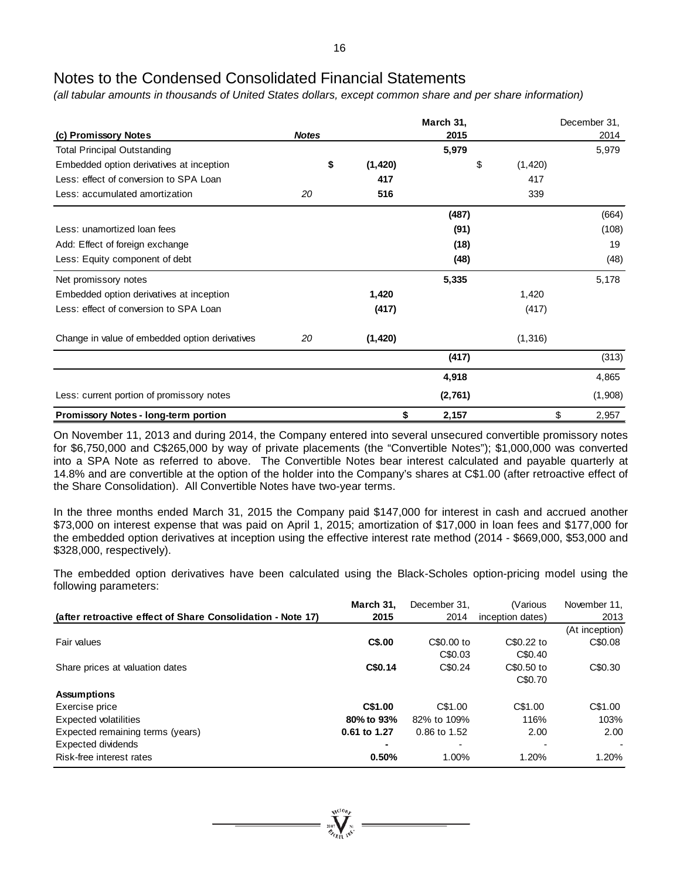# Notes to the Condensed Consolidated Financial Statements

*(all tabular amounts in thousands of United States dollars, except common share and per share information)*

| (c) Promissory Notes | Notes | | March 31, 2015 | | December 31, 2014 |
|---|---|---|---|---|---|
| Total Principal Outstanding | | | **5,979** | | 5,979 |
| Embedded option derivatives at inception | | **$ (1,420)** | | $ (1,420) | |
| Less: effect of conversion to SPA Loan | | **417** | | 417 | |
| Less: accumulated amortization | 20 | **516** | | 339 | |
| | | | **(487)** | | (664) |
| Less: unamortized loan fees | | | **(91)** | | (108) |
| Add: Effect of foreign exchange | | | **(18)** | | 19 |
| Less: Equity component of debt | | | **(48)** | | (48) |
| Net promissory notes | | | **5,335** | | 5,178 |
| Embedded option derivatives at inception | | **1,420** | | 1,420 | |
| Less: effect of conversion to SPA Loan | | **(417)** | | (417) | |
| Change in value of embedded option derivatives | 20 | **(1,420)** | | (1,316) | |
| | | | **(417)** | | (313) |
| | | | **4,918** | | 4,865 |
| Less: current portion of promissory notes | | | **(2,761)** | | (1,908) |
| **Promissory Notes - long-term portion** | | | **$ 2,157** | | $ 2,957 |

On November 11, 2013 and during 2014, the Company entered into several unsecured convertible promissory notes for $6,750,000 and C$265,000 by way of private placements (the "Convertible Notes"); $1,000,000 was converted into a SPA Note as referred to above. The Convertible Notes bear interest calculated and payable quarterly at 14.8% and are convertible at the option of the holder into the Company's shares at C$1.00 (after retroactive effect of the Share Consolidation). All Convertible Notes have two-year terms.

In the three months ended March 31, 2015 the Company paid $147,000 for interest in cash and accrued another $73,000 on interest expense that was paid on April 1, 2015; amortization of $17,000 in loan fees and $177,000 for the embedded option derivatives at inception using the effective interest rate method (2014 - $669,000, $53,000 and $328,000, respectively).

The embedded option derivatives have been calculated using the Black-Scholes option-pricing model using the following parameters:

| (after retroactive effect of Share Consolidation - Note 17) | March 31, 2015 | December 31, 2014 | (Various inception dates) | November 11, 2013 |
|---|---|---|---|---|
| | | | | (At inception) |
| Fair values | **C$.00** | C$0.00 to C$0.03 | C$0.22 to C$0.40 | C$0.08 |
| Share prices at valuation dates | **C$0.14** | C$0.24 | C$0.50 to C$0.70 | C$0.30 |
| **Assumptions** | | | | |
| Exercise price | **C$1.00** | C$1.00 | C$1.00 | C$1.00 |
| Expected volatilities | **80% to 93%** | 82% to 109% | 116% | 103% |
| Expected remaining terms (years) | **0.61 to 1.27** | 0.86 to 1.52 | 2.00 | 2.00 |
| Expected dividends | **-** | - | - | - |
| Risk-free interest rates | **0.50%** | 1.00% | 1.20% | 1.20% |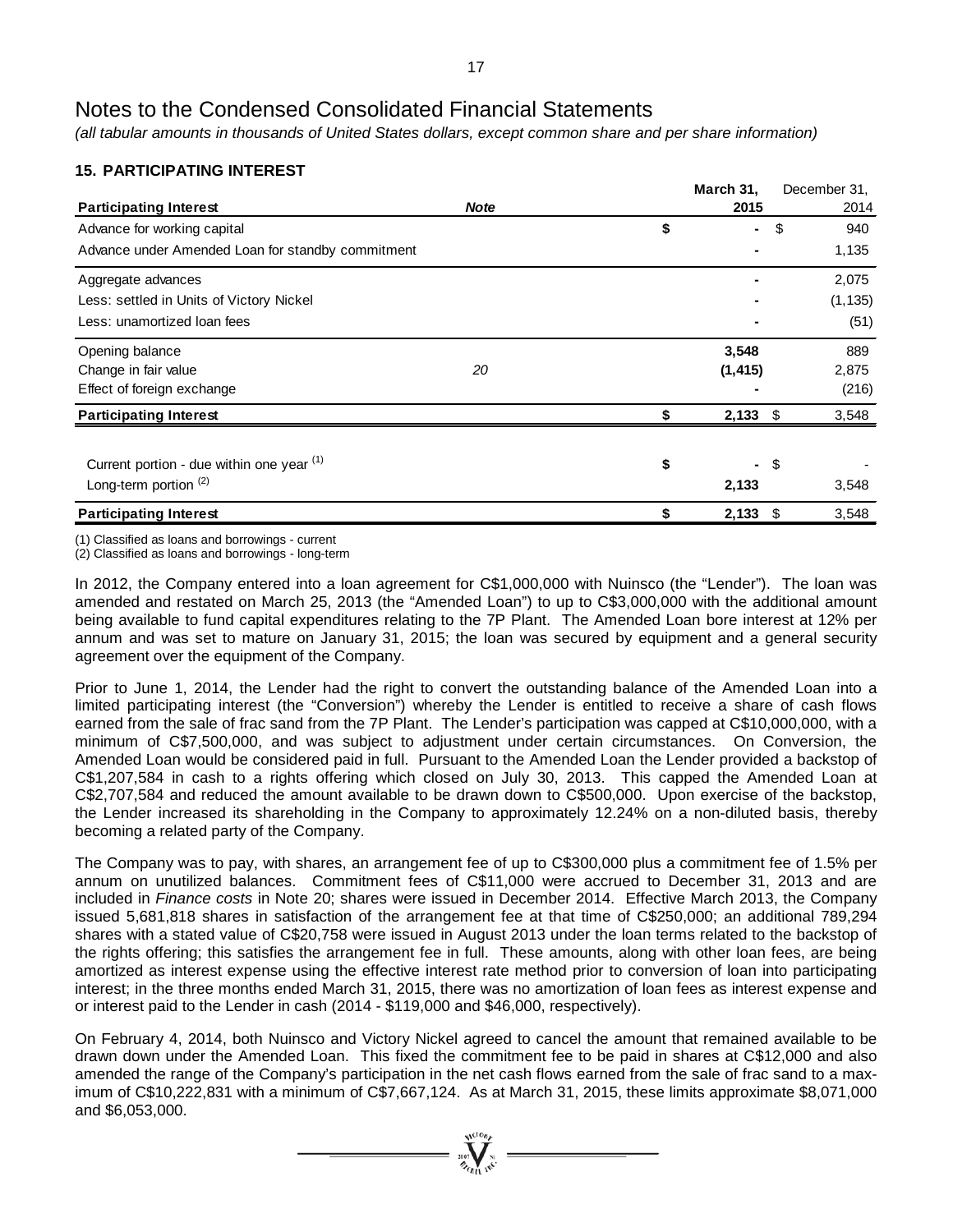# Notes to the Condensed Consolidated Financial Statements

*(all tabular amounts in thousands of United States dollars, except common share and per share information)*

## 15. PARTICIPATING INTEREST

| **Participating Interest** | ***Note*** | **March 31, 2015** | December 31, 2014 |
|---|---|---|---|
| Advance for working capital | | $ - | $ 940 |
| Advance under Amended Loan for standby commitment | | - | 1,135 |
| Aggregate advances | | - | 2,075 |
| Less: settled in Units of Victory Nickel | | - | (1,135) |
| Less: unamortized loan fees | | - | (51) |
| Opening balance | | **3,548** | 889 |
| Change in fair value | *20* | **(1,415)** | 2,875 |
| Effect of foreign exchange | | - | (216) |
| **Participating Interest** | | **$ 2,133** | $ 3,548 |
| | | | |
| Current portion - due within one year (1) | | $ - | $ - |
| Long-term portion (2) | | **2,133** | 3,548 |
| **Participating Interest** | | **$ 2,133** | $ 3,548 |

(1) Classified as loans and borrowings - current
(2) Classified as loans and borrowings - long-term

In 2012, the Company entered into a loan agreement for C$1,000,000 with Nuinsco (the "Lender"). The loan was amended and restated on March 25, 2013 (the "Amended Loan") to up to C$3,000,000 with the additional amount being available to fund capital expenditures relating to the 7P Plant. The Amended Loan bore interest at 12% per annum and was set to mature on January 31, 2015; the loan was secured by equipment and a general security agreement over the equipment of the Company.

Prior to June 1, 2014, the Lender had the right to convert the outstanding balance of the Amended Loan into a limited participating interest (the "Conversion") whereby the Lender is entitled to receive a share of cash flows earned from the sale of frac sand from the 7P Plant. The Lender's participation was capped at C$10,000,000, with a minimum of C$7,500,000, and was subject to adjustment under certain circumstances. On Conversion, the Amended Loan would be considered paid in full. Pursuant to the Amended Loan the Lender provided a backstop of C$1,207,584 in cash to a rights offering which closed on July 30, 2013. This capped the Amended Loan at C$2,707,584 and reduced the amount available to be drawn down to C$500,000. Upon exercise of the backstop, the Lender increased its shareholding in the Company to approximately 12.24% on a non-diluted basis, thereby becoming a related party of the Company.

The Company was to pay, with shares, an arrangement fee of up to C$300,000 plus a commitment fee of 1.5% per annum on unutilized balances. Commitment fees of C$11,000 were accrued to December 31, 2013 and are included in *Finance costs* in Note 20; shares were issued in December 2014. Effective March 2013, the Company issued 5,681,818 shares in satisfaction of the arrangement fee at that time of C$250,000; an additional 789,294 shares with a stated value of C$20,758 were issued in August 2013 under the loan terms related to the backstop of the rights offering; this satisfies the arrangement fee in full. These amounts, along with other loan fees, are being amortized as interest expense using the effective interest rate method prior to conversion of loan into participating interest; in the three months ended March 31, 2015, there was no amortization of loan fees as interest expense and or interest paid to the Lender in cash (2014 - $119,000 and $46,000, respectively).

On February 4, 2014, both Nuinsco and Victory Nickel agreed to cancel the amount that remained available to be drawn down under the Amended Loan. This fixed the commitment fee to be paid in shares at C$12,000 and also amended the range of the Company's participation in the net cash flows earned from the sale of frac sand to a maximum of C$10,222,831 with a minimum of C$7,667,124. As at March 31, 2015, these limits approximate $8,071,000 and $6,053,000.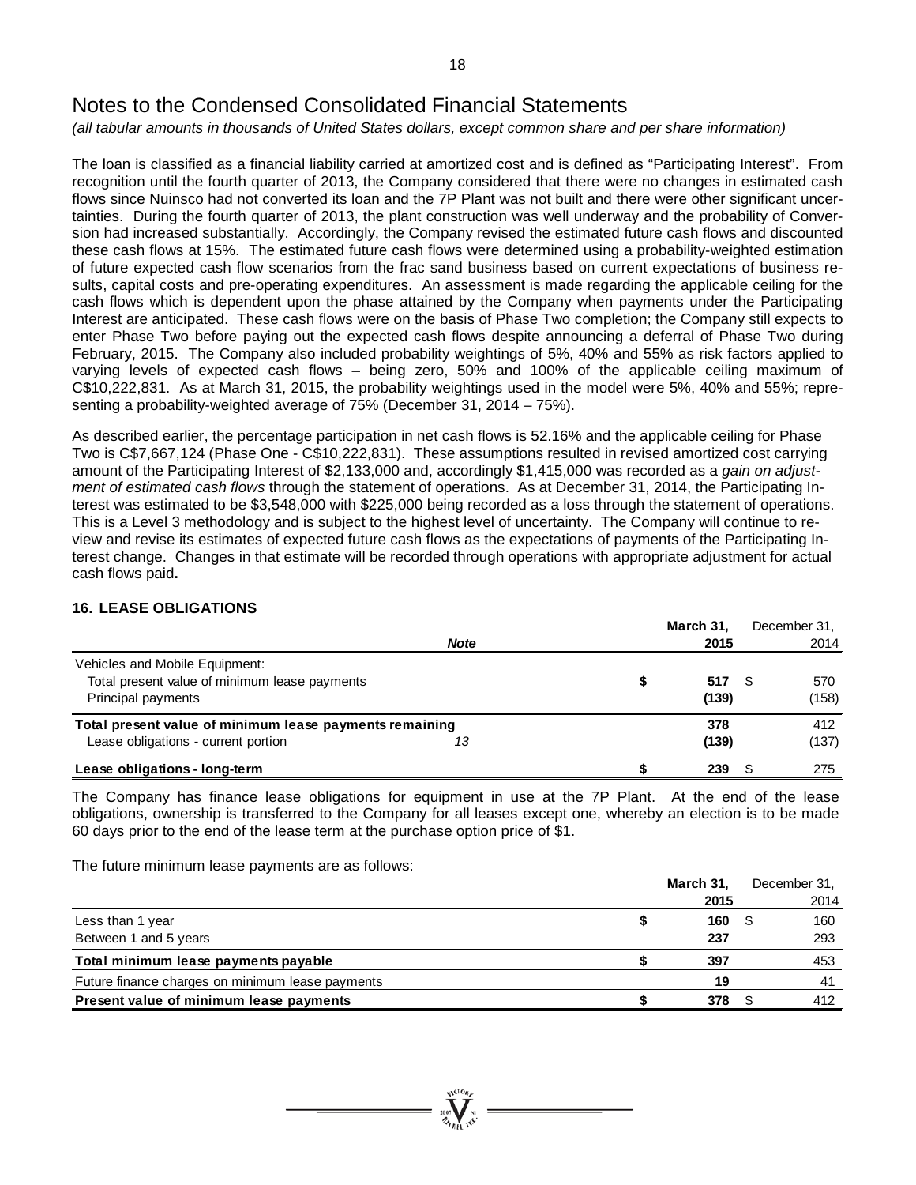# Notes to the Condensed Consolidated Financial Statements

*(all tabular amounts in thousands of United States dollars, except common share and per share information)*

The loan is classified as a financial liability carried at amortized cost and is defined as "Participating Interest". From recognition until the fourth quarter of 2013, the Company considered that there were no changes in estimated cash flows since Nuinsco had not converted its loan and the 7P Plant was not built and there were other significant uncertainties. During the fourth quarter of 2013, the plant construction was well underway and the probability of Conversion had increased substantially. Accordingly, the Company revised the estimated future cash flows and discounted these cash flows at 15%. The estimated future cash flows were determined using a probability-weighted estimation of future expected cash flow scenarios from the frac sand business based on current expectations of business results, capital costs and pre-operating expenditures. An assessment is made regarding the applicable ceiling for the cash flows which is dependent upon the phase attained by the Company when payments under the Participating Interest are anticipated. These cash flows were on the basis of Phase Two completion; the Company still expects to enter Phase Two before paying out the expected cash flows despite announcing a deferral of Phase Two during February, 2015. The Company also included probability weightings of 5%, 40% and 55% as risk factors applied to varying levels of expected cash flows – being zero, 50% and 100% of the applicable ceiling maximum of C$10,222,831. As at March 31, 2015, the probability weightings used in the model were 5%, 40% and 55%; representing a probability-weighted average of 75% (December 31, 2014 – 75%).

As described earlier, the percentage participation in net cash flows is 52.16% and the applicable ceiling for Phase Two is C$7,667,124 (Phase One - C$10,222,831). These assumptions resulted in revised amortized cost carrying amount of the Participating Interest of $2,133,000 and, accordingly $1,415,000 was recorded as a *gain on adjustment of estimated cash flows* through the statement of operations. As at December 31, 2014, the Participating Interest was estimated to be $3,548,000 with $225,000 being recorded as a loss through the statement of operations. This is a Level 3 methodology and is subject to the highest level of uncertainty. The Company will continue to review and revise its estimates of expected future cash flows as the expectations of payments of the Participating Interest change. Changes in that estimate will be recorded through operations with appropriate adjustment for actual cash flows paid**.**

## 16. LEASE OBLIGATIONS

| | *Note* | **March 31, 2015** | December 31, 2014 |
|---|---|---|---|
| Vehicles and Mobile Equipment: | | | |
| Total present value of minimum lease payments | | **$ 517** | $ 570 |
| Principal payments | | **(139)** | (158) |
| **Total present value of minimum lease payments remaining** | | **378** | 412 |
| Lease obligations - current portion | *13* | **(139)** | (137) |
| **Lease obligations - long-term** | | **$ 239** | $ 275 |

The Company has finance lease obligations for equipment in use at the 7P Plant. At the end of the lease obligations, ownership is transferred to the Company for all leases except one, whereby an election is to be made 60 days prior to the end of the lease term at the purchase option price of $1.

The future minimum lease payments are as follows:

| | **March 31, 2015** | December 31, 2014 |
|---|---|---|
| Less than 1 year | **$ 160** | $ 160 |
| Between 1 and 5 years | **237** | 293 |
| **Total minimum lease payments payable** | **$ 397** | 453 |
| Future finance charges on minimum lease payments | **19** | 41 |
| **Present value of minimum lease payments** | **$ 378** | $ 412 |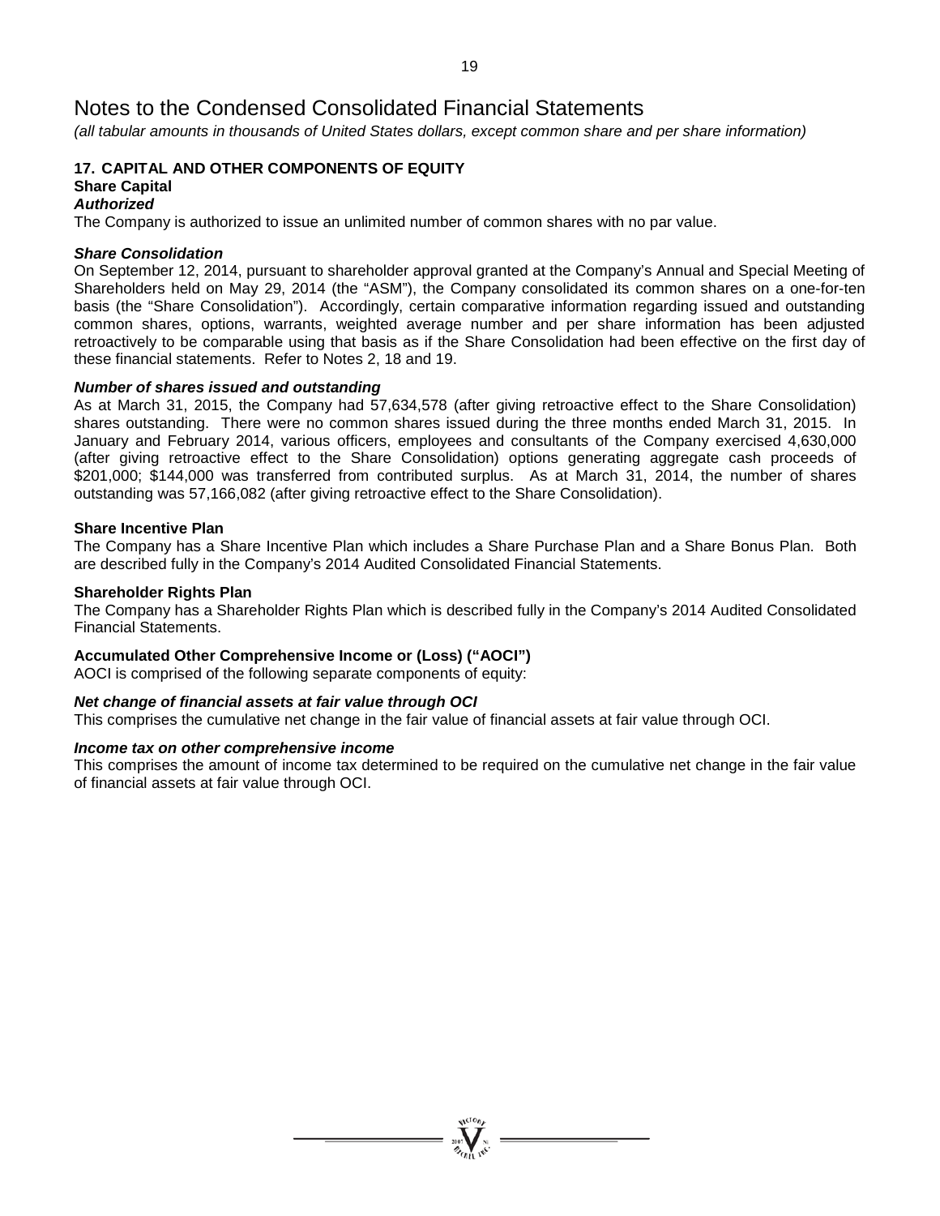# Notes to the Condensed Consolidated Financial Statements

*(all tabular amounts in thousands of United States dollars, except common share and per share information)*

## 17. CAPITAL AND OTHER COMPONENTS OF EQUITY

### Share Capital

***Authorized***

The Company is authorized to issue an unlimited number of common shares with no par value.

***Share Consolidation***

On September 12, 2014, pursuant to shareholder approval granted at the Company's Annual and Special Meeting of Shareholders held on May 29, 2014 (the "ASM"), the Company consolidated its common shares on a one-for-ten basis (the "Share Consolidation"). Accordingly, certain comparative information regarding issued and outstanding common shares, options, warrants, weighted average number and per share information has been adjusted retroactively to be comparable using that basis as if the Share Consolidation had been effective on the first day of these financial statements. Refer to Notes 2, 18 and 19.

***Number of shares issued and outstanding***

As at March 31, 2015, the Company had 57,634,578 (after giving retroactive effect to the Share Consolidation) shares outstanding. There were no common shares issued during the three months ended March 31, 2015. In January and February 2014, various officers, employees and consultants of the Company exercised 4,630,000 (after giving retroactive effect to the Share Consolidation) options generating aggregate cash proceeds of $201,000; $144,000 was transferred from contributed surplus. As at March 31, 2014, the number of shares outstanding was 57,166,082 (after giving retroactive effect to the Share Consolidation).

### Share Incentive Plan

The Company has a Share Incentive Plan which includes a Share Purchase Plan and a Share Bonus Plan. Both are described fully in the Company's 2014 Audited Consolidated Financial Statements.

### Shareholder Rights Plan

The Company has a Shareholder Rights Plan which is described fully in the Company's 2014 Audited Consolidated Financial Statements.

### Accumulated Other Comprehensive Income or (Loss) ("AOCI")

AOCI is comprised of the following separate components of equity:

***Net change of financial assets at fair value through OCI***

This comprises the cumulative net change in the fair value of financial assets at fair value through OCI.

***Income tax on other comprehensive income***

This comprises the amount of income tax determined to be required on the cumulative net change in the fair value of financial assets at fair value through OCI.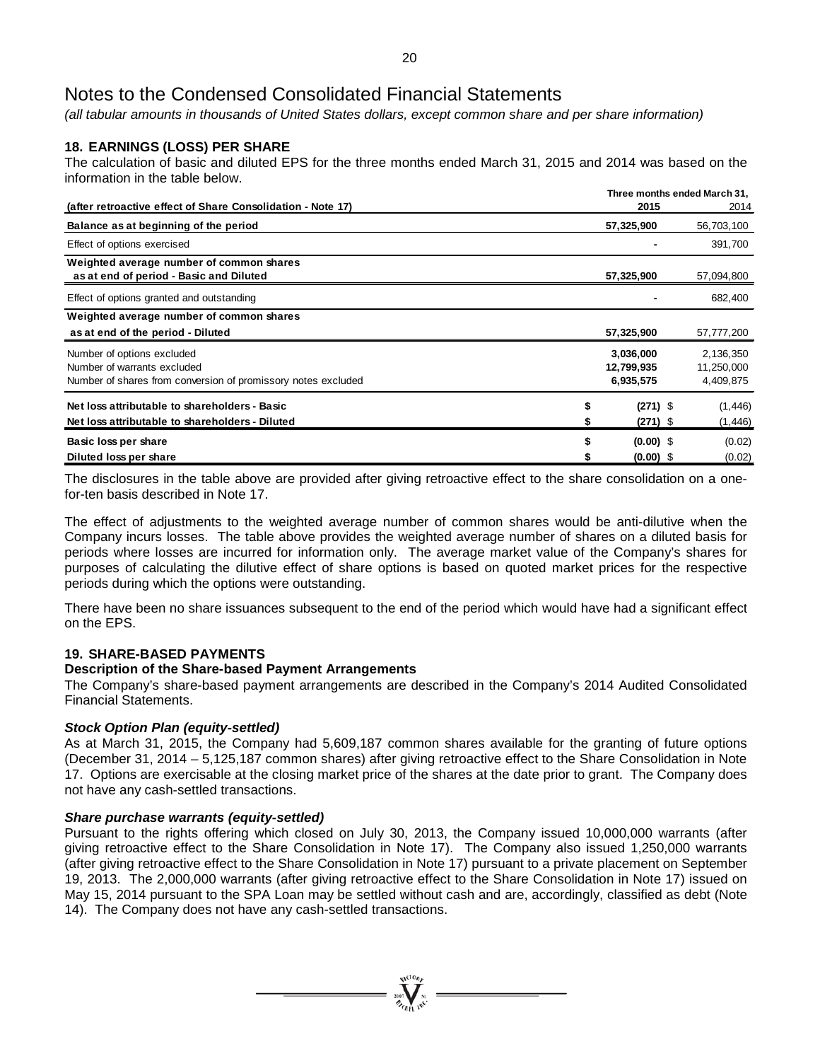# Notes to the Condensed Consolidated Financial Statements

*(all tabular amounts in thousands of United States dollars, except common share and per share information)*

## 18. EARNINGS (LOSS) PER SHARE

The calculation of basic and diluted EPS for the three months ended March 31, 2015 and 2014 was based on the information in the table below.

| (after retroactive effect of Share Consolidation - Note 17) | Three months ended March 31, 2015 | 2014 |
|---|---|---|
| **Balance as at beginning of the period** | **57,325,900** | 56,703,100 |
| Effect of options exercised | **-** | 391,700 |
| **Weighted average number of common shares as at end of period - Basic and Diluted** | **57,325,900** | 57,094,800 |
| Effect of options granted and outstanding | **-** | 682,400 |
| **Weighted average number of common shares as at end of the period - Diluted** | **57,325,900** | 57,777,200 |
| Number of options excluded | **3,036,000** | 2,136,350 |
| Number of warrants excluded | **12,799,935** | 11,250,000 |
| Number of shares from conversion of promissory notes excluded | **6,935,575** | 4,409,875 |
| **Net loss attributable to shareholders - Basic** | **$ (271)** | $ (1,446) |
| **Net loss attributable to shareholders - Diluted** | **$ (271)** | $ (1,446) |
| **Basic loss per share** | **$ (0.00)** | $ (0.02) |
| **Diluted loss per share** | **$ (0.00)** | $ (0.02) |

The disclosures in the table above are provided after giving retroactive effect to the share consolidation on a one-for-ten basis described in Note 17.

The effect of adjustments to the weighted average number of common shares would be anti-dilutive when the Company incurs losses. The table above provides the weighted average number of shares on a diluted basis for periods where losses are incurred for information only. The average market value of the Company's shares for purposes of calculating the dilutive effect of share options is based on quoted market prices for the respective periods during which the options were outstanding.

There have been no share issuances subsequent to the end of the period which would have had a significant effect on the EPS.

## 19. SHARE-BASED PAYMENTS

### Description of the Share-based Payment Arrangements

The Company's share-based payment arrangements are described in the Company's 2014 Audited Consolidated Financial Statements.

### *Stock Option Plan (equity-settled)*

As at March 31, 2015, the Company had 5,609,187 common shares available for the granting of future options (December 31, 2014 – 5,125,187 common shares) after giving retroactive effect to the Share Consolidation in Note 17. Options are exercisable at the closing market price of the shares at the date prior to grant. The Company does not have any cash-settled transactions.

### *Share purchase warrants (equity-settled)*

Pursuant to the rights offering which closed on July 30, 2013, the Company issued 10,000,000 warrants (after giving retroactive effect to the Share Consolidation in Note 17). The Company also issued 1,250,000 warrants (after giving retroactive effect to the Share Consolidation in Note 17) pursuant to a private placement on September 19, 2013. The 2,000,000 warrants (after giving retroactive effect to the Share Consolidation in Note 17) issued on May 15, 2014 pursuant to the SPA Loan may be settled without cash and are, accordingly, classified as debt (Note 14). The Company does not have any cash-settled transactions.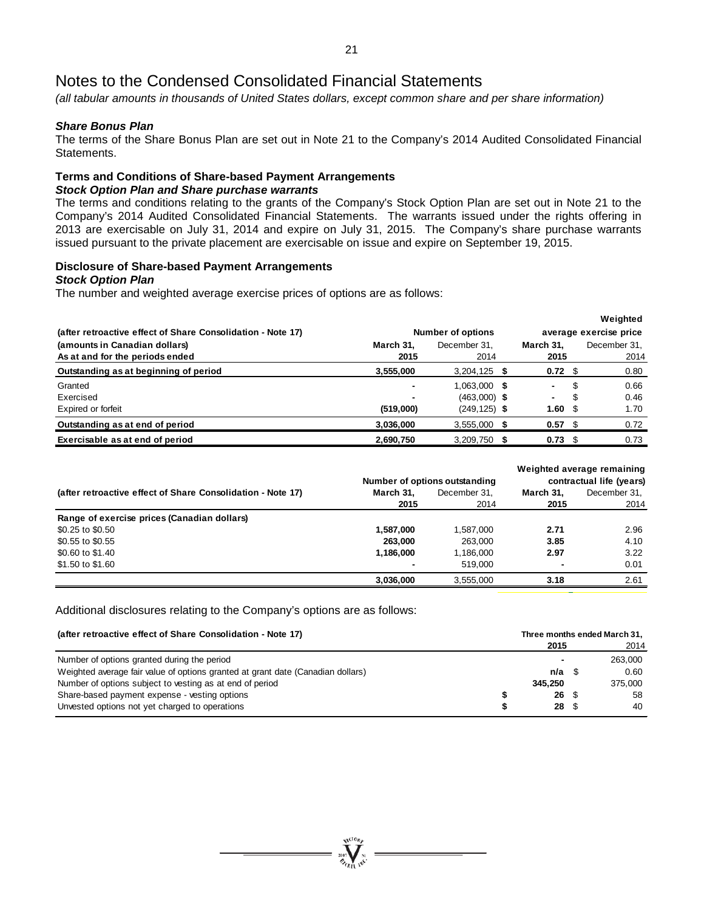# Notes to the Condensed Consolidated Financial Statements

*(all tabular amounts in thousands of United States dollars, except common share and per share information)*

***Share Bonus Plan***

The terms of the Share Bonus Plan are set out in Note 21 to the Company's 2014 Audited Consolidated Financial Statements.

**Terms and Conditions of Share-based Payment Arrangements**

***Stock Option Plan and Share purchase warrants***

The terms and conditions relating to the grants of the Company's Stock Option Plan are set out in Note 21 to the Company's 2014 Audited Consolidated Financial Statements. The warrants issued under the rights offering in 2013 are exercisable on July 31, 2014 and expire on July 31, 2015. The Company's share purchase warrants issued pursuant to the private placement are exercisable on issue and expire on September 19, 2015.

**Disclosure of Share-based Payment Arrangements**

***Stock Option Plan***

The number and weighted average exercise prices of options are as follows:

| (after retroactive effect of Share Consolidation - Note 17) | Number of options | | Weighted average exercise price | |
|---|---|---|---|---|
| (amounts in Canadian dollars) | March 31, | December 31, | March 31, | December 31, |
| As at and for the periods ended | 2015 | 2014 | 2015 | 2014 |
| **Outstanding as at beginning of period** | **3,555,000** | 3,204,125 | **$ 0.72** | $ 0.80 |
| Granted | **-** | 1,063,000 | **$ -** | $ 0.66 |
| Exercised | **-** | (463,000) | **$ -** | $ 0.46 |
| Expired or forfeit | **(519,000)** | (249,125) | **$ 1.60** | $ 1.70 |
| **Outstanding as at end of period** | **3,036,000** | 3,555,000 | **$ 0.57** | $ 0.72 |
| **Exercisable as at end of period** | **2,690,750** | 3,209,750 | **$ 0.73** | $ 0.73 |

| (after retroactive effect of Share Consolidation - Note 17) | Number of options outstanding | | Weighted average remaining contractual life (years) | |
|---|---|---|---|---|
| | March 31, 2015 | December 31, 2014 | March 31, 2015 | December 31, 2014 |
| **Range of exercise prices (Canadian dollars)** | | | | |
| $0.25 to $0.50 | **1,587,000** | 1,587,000 | **2.71** | 2.96 |
| $0.55 to $0.55 | **263,000** | 263,000 | **3.85** | 4.10 |
| $0.60 to $1.40 | **1,186,000** | 1,186,000 | **2.97** | 3.22 |
| $1.50 to $1.60 | **-** | 519,000 | **-** | 0.01 |
| | **3,036,000** | 3,555,000 | **3.18** | 2.61 |

Additional disclosures relating to the Company's options are as follows:

| (after retroactive effect of Share Consolidation - Note 17) | Three months ended March 31, 2015 | 2014 |
|---|---|---|
| Number of options granted during the period | **-** | 263,000 |
| Weighted average fair value of options granted at grant date (Canadian dollars) | **n/a** | $ 0.60 |
| Number of options subject to vesting as at end of period | **345,250** | 375,000 |
| Share-based payment expense - vesting options | **$ 26** | $ 58 |
| Unvested options not yet charged to operations | **$ 28** | $ 40 |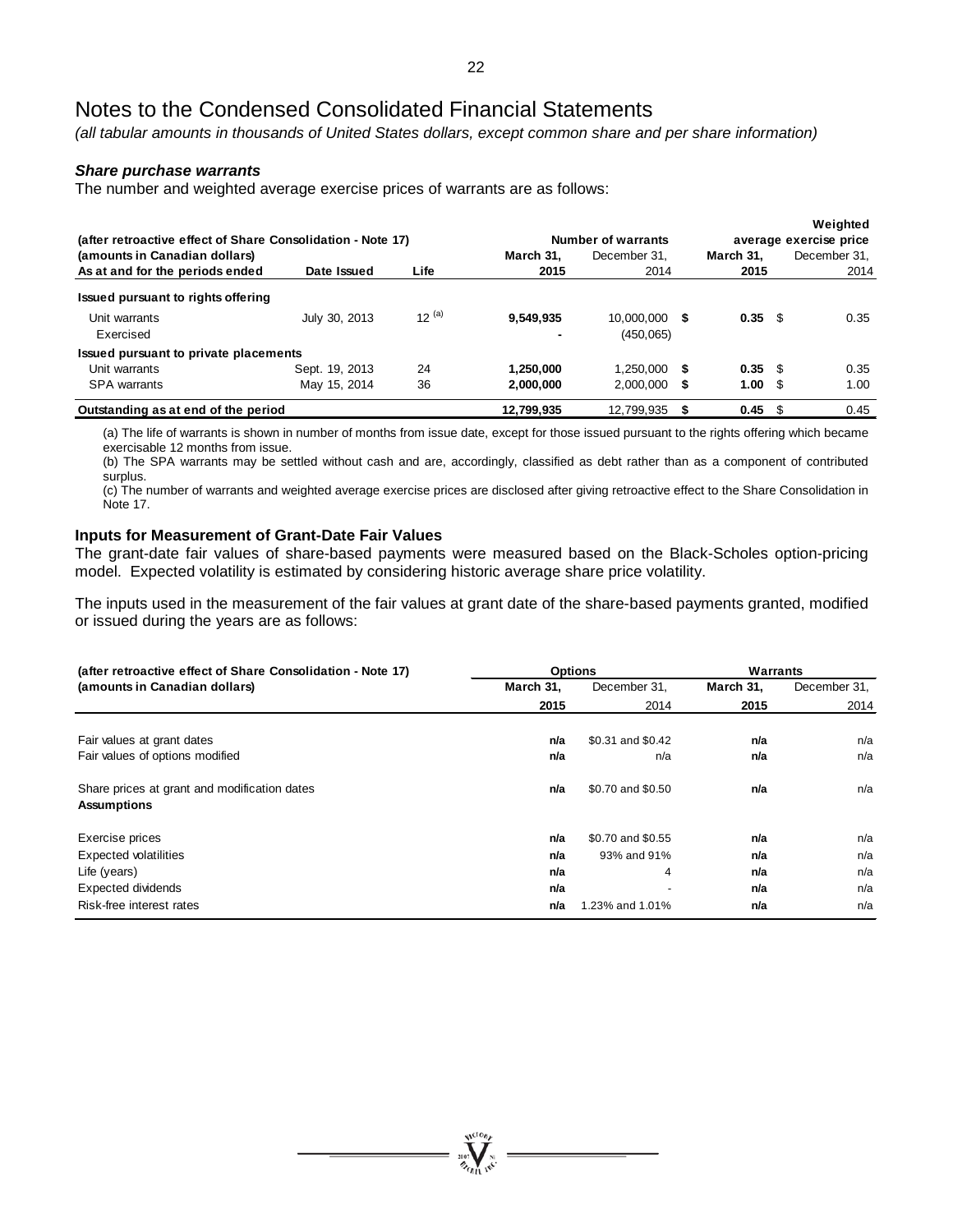# Notes to the Condensed Consolidated Financial Statements

*(all tabular amounts in thousands of United States dollars, except common share and per share information)*

***Share purchase warrants***

The number and weighted average exercise prices of warrants are as follows:

| (after retroactive effect of Share Consolidation - Note 17) | | | Number of warrants | | Weighted average exercise price | |
|---|---|---|---|---|---|---|
| (amounts in Canadian dollars) | | | **March 31,** | December 31, | **March 31,** | December 31, |
| **As at and for the periods ended** | **Date Issued** | **Life** | **2015** | 2014 | **2015** | 2014 |
| **Issued pursuant to rights offering** | | | | | | |
| Unit warrants | July 30, 2013 | 12 [(a)] | **9,549,935** | 10,000,000 | **$ 0.35** | $ 0.35 |
| Exercised | | | **-** | (450,065) | | |
| **Issued pursuant to private placements** | | | | | | |
| Unit warrants | Sept. 19, 2013 | 24 | **1,250,000** | 1,250,000 | **$ 0.35** | $ 0.35 |
| SPA warrants | May 15, 2014 | 36 | **2,000,000** | 2,000,000 | **$ 1.00** | $ 1.00 |
| **Outstanding as at end of the period** | | | **12,799,935** | 12,799,935 | **$ 0.45** | $ 0.45 |

(a) The life of warrants is shown in number of months from issue date, except for those issued pursuant to the rights offering which became exercisable 12 months from issue.

(b) The SPA warrants may be settled without cash and are, accordingly, classified as debt rather than as a component of contributed surplus.

(c) The number of warrants and weighted average exercise prices are disclosed after giving retroactive effect to the Share Consolidation in Note 17.

**Inputs for Measurement of Grant-Date Fair Values**

The grant-date fair values of share-based payments were measured based on the Black-Scholes option-pricing model. Expected volatility is estimated by considering historic average share price volatility.

The inputs used in the measurement of the fair values at grant date of the share-based payments granted, modified or issued during the years are as follows:

| (after retroactive effect of Share Consolidation - Note 17) | Options | | Warrants | |
|---|---|---|---|---|
| (amounts in Canadian dollars) | **March 31, 2015** | December 31, 2014 | **March 31, 2015** | December 31, 2014 |
| Fair values at grant dates | **n/a** | $0.31 and $0.42 | **n/a** | n/a |
| Fair values of options modified | **n/a** | n/a | **n/a** | n/a |
| Share prices at grant and modification dates | **n/a** | $0.70 and $0.50 | **n/a** | n/a |
| **Assumptions** | | | | |
| Exercise prices | **n/a** | $0.70 and $0.55 | **n/a** | n/a |
| Expected volatilities | **n/a** | 93% and 91% | **n/a** | n/a |
| Life (years) | **n/a** | 4 | **n/a** | n/a |
| Expected dividends | **n/a** | - | **n/a** | n/a |
| Risk-free interest rates | **n/a** | 1.23% and 1.01% | **n/a** | n/a |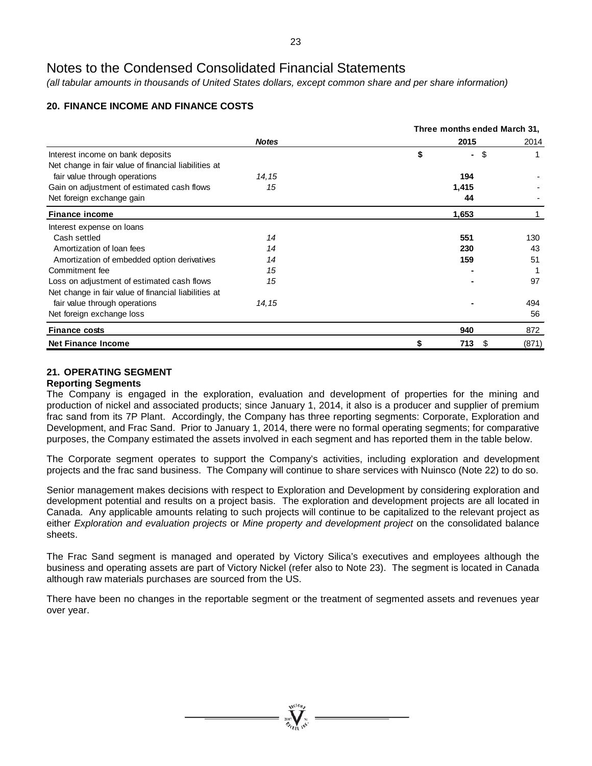# Notes to the Condensed Consolidated Financial Statements

*(all tabular amounts in thousands of United States dollars, except common share and per share information)*

## 20. FINANCE INCOME AND FINANCE COSTS

| | *Notes* | Three months ended March 31, 2015 | 2014 |
|---|---|---|---|
| Interest income on bank deposits | | $ - | $ 1 |
| Net change in fair value of financial liabilities at fair value through operations | *14,15* | **194** | - |
| Gain on adjustment of estimated cash flows | *15* | **1,415** | - |
| Net foreign exchange gain | | **44** | - |
| **Finance income** | | **1,653** | 1 |
| Interest expense on loans | | | |
| Cash settled | *14* | **551** | 130 |
| Amortization of loan fees | *14* | **230** | 43 |
| Amortization of embedded option derivatives | *14* | **159** | 51 |
| Commitment fee | *15* | **-** | 1 |
| Loss on adjustment of estimated cash flows | *15* | **-** | 97 |
| Net change in fair value of financial liabilities at fair value through operations | *14,15* | **-** | 494 |
| Net foreign exchange loss | | | 56 |
| **Finance costs** | | **940** | 872 |
| **Net Finance Income** | | **$ 713** | $ (871) |

## 21. OPERATING SEGMENT

### Reporting Segments

The Company is engaged in the exploration, evaluation and development of properties for the mining and production of nickel and associated products; since January 1, 2014, it also is a producer and supplier of premium frac sand from its 7P Plant. Accordingly, the Company has three reporting segments: Corporate, Exploration and Development, and Frac Sand. Prior to January 1, 2014, there were no formal operating segments; for comparative purposes, the Company estimated the assets involved in each segment and has reported them in the table below.

The Corporate segment operates to support the Company's activities, including exploration and development projects and the frac sand business. The Company will continue to share services with Nuinsco (Note 22) to do so.

Senior management makes decisions with respect to Exploration and Development by considering exploration and development potential and results on a project basis. The exploration and development projects are all located in Canada. Any applicable amounts relating to such projects will continue to be capitalized to the relevant project as either *Exploration and evaluation projects* or *Mine property and development project* on the consolidated balance sheets.

The Frac Sand segment is managed and operated by Victory Silica's executives and employees although the business and operating assets are part of Victory Nickel (refer also to Note 23). The segment is located in Canada although raw materials purchases are sourced from the US.

There have been no changes in the reportable segment or the treatment of segmented assets and revenues year over year.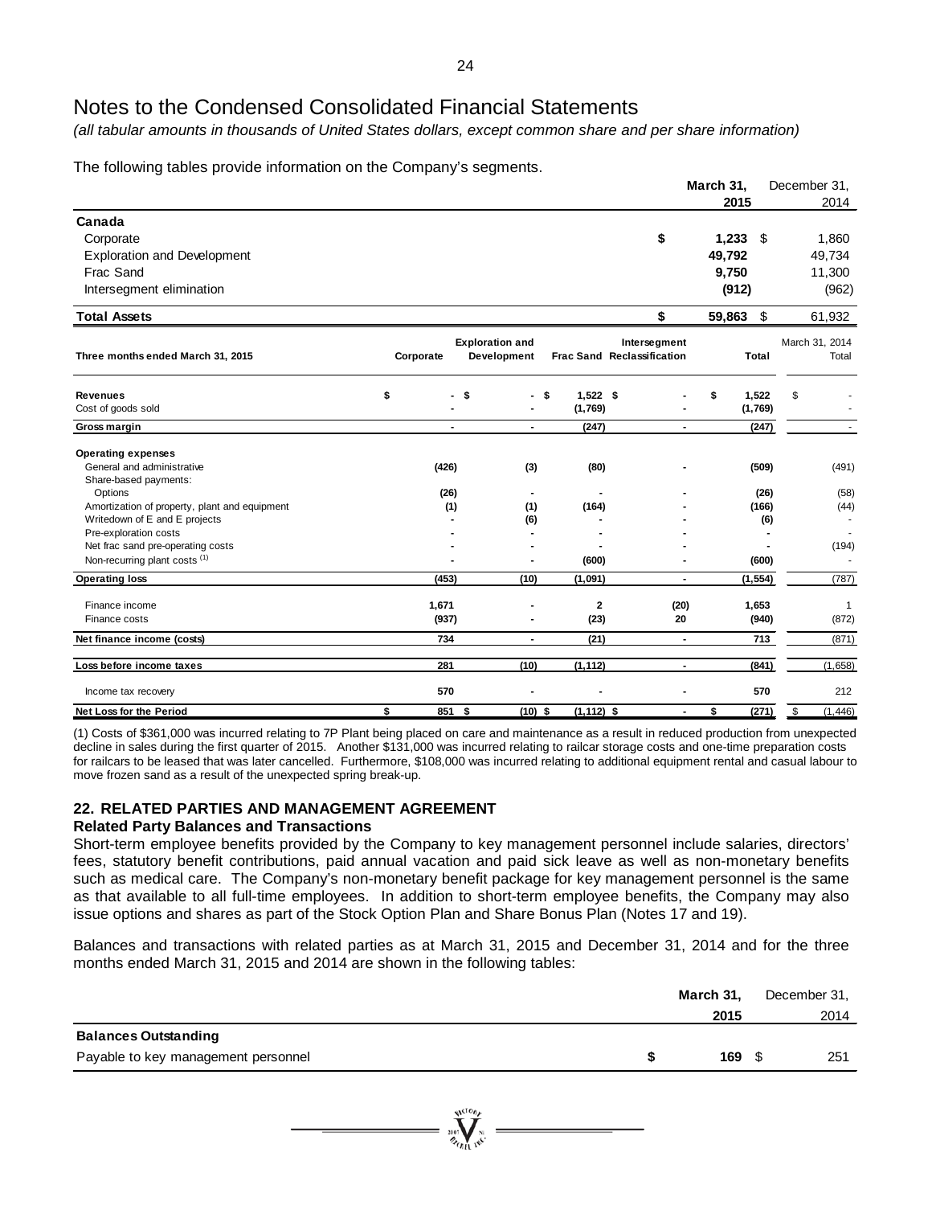# Notes to the Condensed Consolidated Financial Statements

*(all tabular amounts in thousands of United States dollars, except common share and per share information)*

The following tables provide information on the Company's segments.

| | March 31, 2015 | December 31, 2014 |
|---|---|---|
| **Canada** | | |
| Corporate | $ 1,233 | $ 1,860 |
| Exploration and Development | 49,792 | 49,734 |
| Frac Sand | 9,750 | 11,300 |
| Intersegment elimination | (912) | (962) |
| **Total Assets** | $ 59,863 | $ 61,932 |

| Three months ended March 31, 2015 | Corporate | Exploration and Development | Frac Sand | Intersegment Reclassification | Total | March 31, 2014 Total |
|---|---|---|---|---|---|---|
| **Revenues** | $ - | $ - | $ 1,522 | $ - | $ 1,522 | $ - |
| Cost of goods sold | - | - | (1,769) | - | (1,769) | - |
| **Gross margin** | - | - | (247) | - | (247) | - |
| **Operating expenses** | | | | | | |
| General and administrative | (426) | (3) | (80) | - | (509) | (491) |
| Share-based payments: | | | | | | |
| Options | (26) | - | - | - | (26) | (58) |
| Amortization of property, plant and equipment | (1) | (1) | (164) | - | (166) | (44) |
| Writedown of E and E projects | - | (6) | - | - | (6) | - |
| Pre-exploration costs | - | - | - | - | - | - |
| Net frac sand pre-operating costs | - | - | - | - | - | (194) |
| Non-recurring plant costs (1) | - | - | (600) | - | (600) | - |
| **Operating loss** | (453) | (10) | (1,091) | - | (1,554) | (787) |
| Finance income | 1,671 | - | 2 | (20) | 1,653 | 1 |
| Finance costs | (937) | - | (23) | 20 | (940) | (872) |
| **Net finance income (costs)** | 734 | - | (21) | - | 713 | (871) |
| **Loss before income taxes** | 281 | (10) | (1,112) | - | (841) | (1,658) |
| Income tax recovery | 570 | - | - | - | 570 | 212 |
| **Net Loss for the Period** | $ 851 | $ (10) | $ (1,112) | $ - | $ (271) | $ (1,446) |

(1) Costs of $361,000 was incurred relating to 7P Plant being placed on care and maintenance as a result in reduced production from unexpected decline in sales during the first quarter of 2015. Another $131,000 was incurred relating to railcar storage costs and one-time preparation costs for railcars to be leased that was later cancelled. Furthermore, $108,000 was incurred relating to additional equipment rental and casual labour to move frozen sand as a result of the unexpected spring break-up.

## 22. RELATED PARTIES AND MANAGEMENT AGREEMENT

### Related Party Balances and Transactions

Short-term employee benefits provided by the Company to key management personnel include salaries, directors' fees, statutory benefit contributions, paid annual vacation and paid sick leave as well as non-monetary benefits such as medical care. The Company's non-monetary benefit package for key management personnel is the same as that available to all full-time employees. In addition to short-term employee benefits, the Company may also issue options and shares as part of the Stock Option Plan and Share Bonus Plan (Notes 17 and 19).

Balances and transactions with related parties as at March 31, 2015 and December 31, 2014 and for the three months ended March 31, 2015 and 2014 are shown in the following tables:

| | March 31, 2015 | December 31, 2014 |
|---|---|---|
| **Balances Outstanding** | | |
| Payable to key management personnel | $ 169 | $ 251 |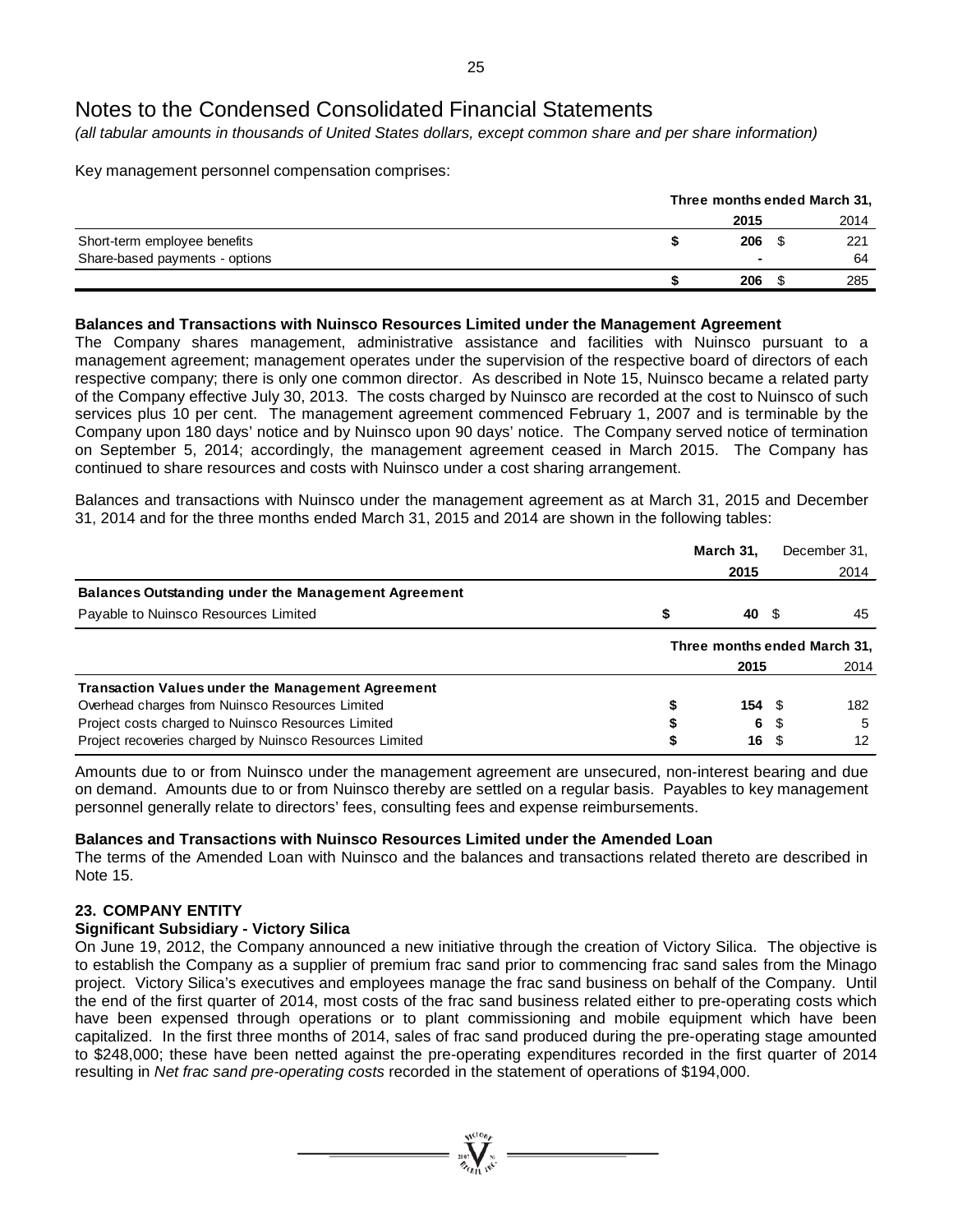# Notes to the Condensed Consolidated Financial Statements

*(all tabular amounts in thousands of United States dollars, except common share and per share information)*

Key management personnel compensation comprises:

| | Three months ended March 31, | |
|---|---|---|
| | **2015** | 2014 |
| Short-term employee benefits | **$ 206** | $ 221 |
| Share-based payments - options | **-** | 64 |
| | **$ 206** | $ 285 |

**Balances and Transactions with Nuinsco Resources Limited under the Management Agreement**

The Company shares management, administrative assistance and facilities with Nuinsco pursuant to a management agreement; management operates under the supervision of the respective board of directors of each respective company; there is only one common director. As described in Note 15, Nuinsco became a related party of the Company effective July 30, 2013. The costs charged by Nuinsco are recorded at the cost to Nuinsco of such services plus 10 per cent. The management agreement commenced February 1, 2007 and is terminable by the Company upon 180 days' notice and by Nuinsco upon 90 days' notice. The Company served notice of termination on September 5, 2014; accordingly, the management agreement ceased in March 2015. The Company has continued to share resources and costs with Nuinsco under a cost sharing arrangement.

Balances and transactions with Nuinsco under the management agreement as at March 31, 2015 and December 31, 2014 and for the three months ended March 31, 2015 and 2014 are shown in the following tables:

| | **March 31,** | December 31, |
|---|---|---|
| | **2015** | 2014 |
| **Balances Outstanding under the Management Agreement** | | |
| Payable to Nuinsco Resources Limited | **$ 40** | $ 45 |

| | Three months ended March 31, | |
|---|---|---|
| | **2015** | 2014 |
| **Transaction Values under the Management Agreement** | | |
| Overhead charges from Nuinsco Resources Limited | **$ 154** | $ 182 |
| Project costs charged to Nuinsco Resources Limited | **$ 6** | $ 5 |
| Project recoveries charged by Nuinsco Resources Limited | **$ 16** | $ 12 |

Amounts due to or from Nuinsco under the management agreement are unsecured, non-interest bearing and due on demand. Amounts due to or from Nuinsco thereby are settled on a regular basis. Payables to key management personnel generally relate to directors' fees, consulting fees and expense reimbursements.

**Balances and Transactions with Nuinsco Resources Limited under the Amended Loan**

The terms of the Amended Loan with Nuinsco and the balances and transactions related thereto are described in Note 15.

## 23. COMPANY ENTITY

**Significant Subsidiary - Victory Silica**

On June 19, 2012, the Company announced a new initiative through the creation of Victory Silica. The objective is to establish the Company as a supplier of premium frac sand prior to commencing frac sand sales from the Minago project. Victory Silica's executives and employees manage the frac sand business on behalf of the Company. Until the end of the first quarter of 2014, most costs of the frac sand business related either to pre-operating costs which have been expensed through operations or to plant commissioning and mobile equipment which have been capitalized. In the first three months of 2014, sales of frac sand produced during the pre-operating stage amounted to $248,000; these have been netted against the pre-operating expenditures recorded in the first quarter of 2014 resulting in *Net frac sand pre-operating costs* recorded in the statement of operations of $194,000.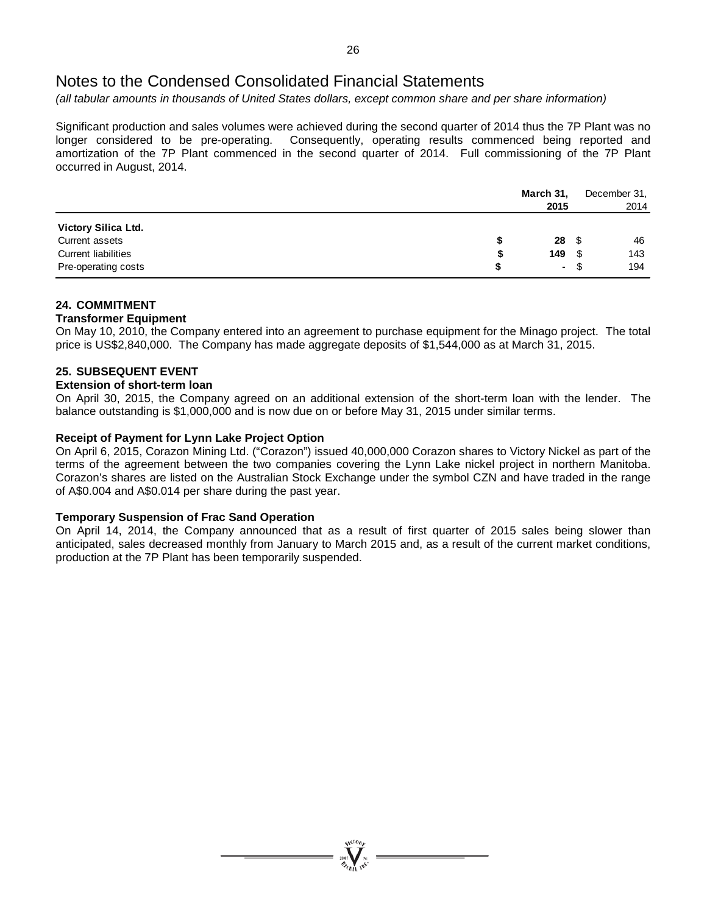# Notes to the Condensed Consolidated Financial Statements

*(all tabular amounts in thousands of United States dollars, except common share and per share information)*

Significant production and sales volumes were achieved during the second quarter of 2014 thus the 7P Plant was no longer considered to be pre-operating. Consequently, operating results commenced being reported and amortization of the 7P Plant commenced in the second quarter of 2014. Full commissioning of the 7P Plant occurred in August, 2014.

| | March 31, 2015 | December 31, 2014 |
|---|---|---|
| **Victory Silica Ltd.** | | |
| Current assets | $ **28** | $ 46 |
| Current liabilities | $ **149** | $ 143 |
| Pre-operating costs | $ **-** | $ 194 |

## 24. COMMITMENT

### Transformer Equipment

On May 10, 2010, the Company entered into an agreement to purchase equipment for the Minago project. The total price is US$2,840,000. The Company has made aggregate deposits of $1,544,000 as at March 31, 2015.

## 25. SUBSEQUENT EVENT

### Extension of short-term loan

On April 30, 2015, the Company agreed on an additional extension of the short-term loan with the lender. The balance outstanding is $1,000,000 and is now due on or before May 31, 2015 under similar terms.

### Receipt of Payment for Lynn Lake Project Option

On April 6, 2015, Corazon Mining Ltd. ("Corazon") issued 40,000,000 Corazon shares to Victory Nickel as part of the terms of the agreement between the two companies covering the Lynn Lake nickel project in northern Manitoba. Corazon's shares are listed on the Australian Stock Exchange under the symbol CZN and have traded in the range of A$0.004 and A$0.014 per share during the past year.

### Temporary Suspension of Frac Sand Operation

On April 14, 2014, the Company announced that as a result of first quarter of 2015 sales being slower than anticipated, sales decreased monthly from January to March 2015 and, as a result of the current market conditions, production at the 7P Plant has been temporarily suspended.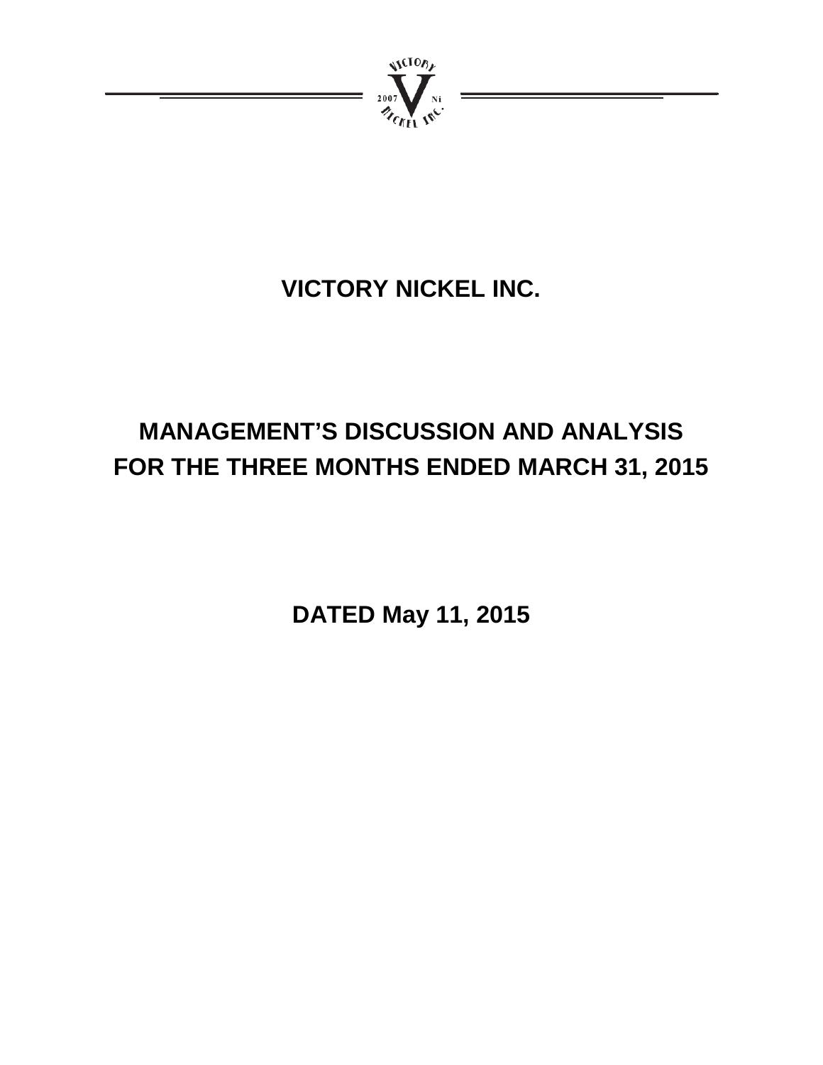# VICTORY NICKEL INC.

# MANAGEMENT'S DISCUSSION AND ANALYSIS FOR THE THREE MONTHS ENDED MARCH 31, 2015

## DATED May 11, 2015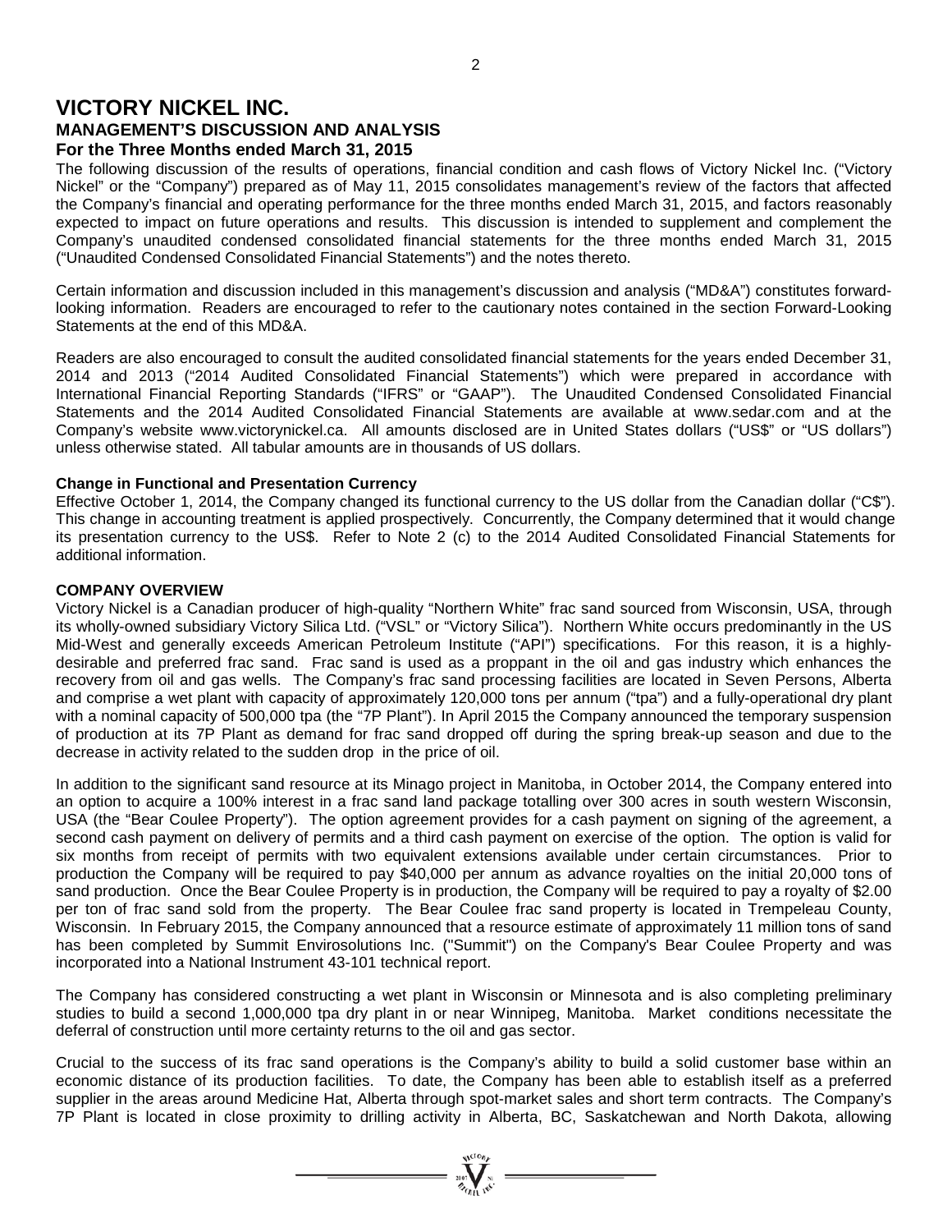# VICTORY NICKEL INC.

## MANAGEMENT'S DISCUSSION AND ANALYSIS

### For the Three Months ended March 31, 2015

The following discussion of the results of operations, financial condition and cash flows of Victory Nickel Inc. ("Victory Nickel" or the "Company") prepared as of May 11, 2015 consolidates management's review of the factors that affected the Company's financial and operating performance for the three months ended March 31, 2015, and factors reasonably expected to impact on future operations and results. This discussion is intended to supplement and complement the Company's unaudited condensed consolidated financial statements for the three months ended March 31, 2015 ("Unaudited Condensed Consolidated Financial Statements") and the notes thereto.

Certain information and discussion included in this management's discussion and analysis ("MD&A") constitutes forward-looking information. Readers are encouraged to refer to the cautionary notes contained in the section Forward-Looking Statements at the end of this MD&A.

Readers are also encouraged to consult the audited consolidated financial statements for the years ended December 31, 2014 and 2013 ("2014 Audited Consolidated Financial Statements") which were prepared in accordance with International Financial Reporting Standards ("IFRS" or "GAAP"). The Unaudited Condensed Consolidated Financial Statements and the 2014 Audited Consolidated Financial Statements are available at www.sedar.com and at the Company's website www.victorynickel.ca. All amounts disclosed are in United States dollars ("US$" or "US dollars") unless otherwise stated. All tabular amounts are in thousands of US dollars.

**Change in Functional and Presentation Currency**

Effective October 1, 2014, the Company changed its functional currency to the US dollar from the Canadian dollar ("C$"). This change in accounting treatment is applied prospectively. Concurrently, the Company determined that it would change its presentation currency to the US$. Refer to Note 2 (c) to the 2014 Audited Consolidated Financial Statements for additional information.

**COMPANY OVERVIEW**

Victory Nickel is a Canadian producer of high-quality "Northern White" frac sand sourced from Wisconsin, USA, through its wholly-owned subsidiary Victory Silica Ltd. ("VSL" or "Victory Silica"). Northern White occurs predominantly in the US Mid-West and generally exceeds American Petroleum Institute ("API") specifications. For this reason, it is a highly-desirable and preferred frac sand. Frac sand is used as a proppant in the oil and gas industry which enhances the recovery from oil and gas wells. The Company's frac sand processing facilities are located in Seven Persons, Alberta and comprise a wet plant with capacity of approximately 120,000 tons per annum ("tpa") and a fully-operational dry plant with a nominal capacity of 500,000 tpa (the "7P Plant"). In April 2015 the Company announced the temporary suspension of production at its 7P Plant as demand for frac sand dropped off during the spring break-up season and due to the decrease in activity related to the sudden drop in the price of oil.

In addition to the significant sand resource at its Minago project in Manitoba, in October 2014, the Company entered into an option to acquire a 100% interest in a frac sand land package totalling over 300 acres in south western Wisconsin, USA (the "Bear Coulee Property"). The option agreement provides for a cash payment on signing of the agreement, a second cash payment on delivery of permits and a third cash payment on exercise of the option. The option is valid for six months from receipt of permits with two equivalent extensions available under certain circumstances. Prior to production the Company will be required to pay $40,000 per annum as advance royalties on the initial 20,000 tons of sand production. Once the Bear Coulee Property is in production, the Company will be required to pay a royalty of $2.00 per ton of frac sand sold from the property. The Bear Coulee frac sand property is located in Trempeleau County, Wisconsin. In February 2015, the Company announced that a resource estimate of approximately 11 million tons of sand has been completed by Summit Envirosolutions Inc. ("Summit") on the Company's Bear Coulee Property and was incorporated into a National Instrument 43-101 technical report.

The Company has considered constructing a wet plant in Wisconsin or Minnesota and is also completing preliminary studies to build a second 1,000,000 tpa dry plant in or near Winnipeg, Manitoba. Market conditions necessitate the deferral of construction until more certainty returns to the oil and gas sector.

Crucial to the success of its frac sand operations is the Company's ability to build a solid customer base within an economic distance of its production facilities. To date, the Company has been able to establish itself as a preferred supplier in the areas around Medicine Hat, Alberta through spot-market sales and short term contracts. The Company's 7P Plant is located in close proximity to drilling activity in Alberta, BC, Saskatchewan and North Dakota, allowing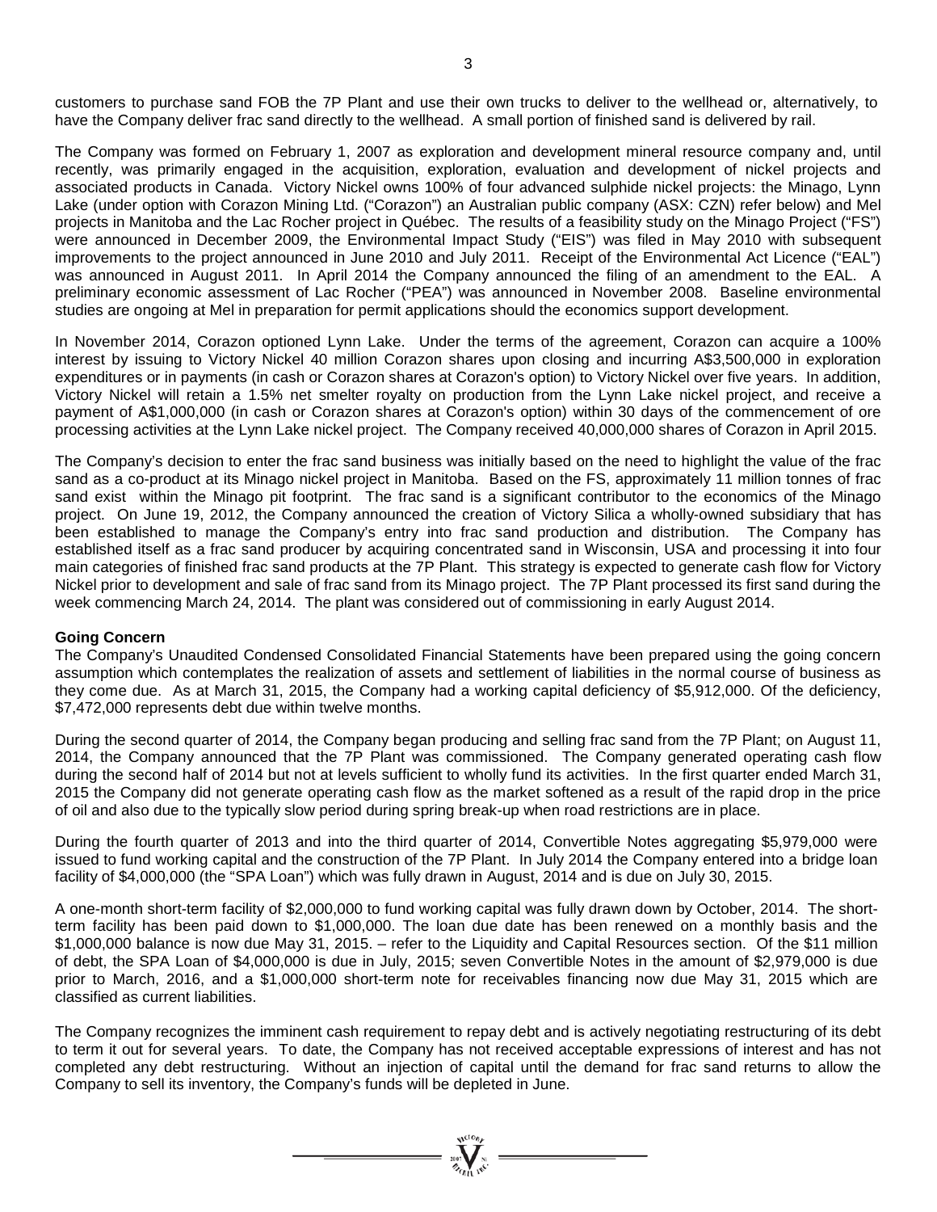customers to purchase sand FOB the 7P Plant and use their own trucks to deliver to the wellhead or, alternatively, to have the Company deliver frac sand directly to the wellhead. A small portion of finished sand is delivered by rail.

The Company was formed on February 1, 2007 as exploration and development mineral resource company and, until recently, was primarily engaged in the acquisition, exploration, evaluation and development of nickel projects and associated products in Canada. Victory Nickel owns 100% of four advanced sulphide nickel projects: the Minago, Lynn Lake (under option with Corazon Mining Ltd. ("Corazon") an Australian public company (ASX: CZN) refer below) and Mel projects in Manitoba and the Lac Rocher project in Québec. The results of a feasibility study on the Minago Project ("FS") were announced in December 2009, the Environmental Impact Study ("EIS") was filed in May 2010 with subsequent improvements to the project announced in June 2010 and July 2011. Receipt of the Environmental Act Licence ("EAL") was announced in August 2011. In April 2014 the Company announced the filing of an amendment to the EAL. A preliminary economic assessment of Lac Rocher ("PEA") was announced in November 2008. Baseline environmental studies are ongoing at Mel in preparation for permit applications should the economics support development.

In November 2014, Corazon optioned Lynn Lake. Under the terms of the agreement, Corazon can acquire a 100% interest by issuing to Victory Nickel 40 million Corazon shares upon closing and incurring A$3,500,000 in exploration expenditures or in payments (in cash or Corazon shares at Corazon's option) to Victory Nickel over five years. In addition, Victory Nickel will retain a 1.5% net smelter royalty on production from the Lynn Lake nickel project, and receive a payment of A$1,000,000 (in cash or Corazon shares at Corazon's option) within 30 days of the commencement of ore processing activities at the Lynn Lake nickel project. The Company received 40,000,000 shares of Corazon in April 2015.

The Company's decision to enter the frac sand business was initially based on the need to highlight the value of the frac sand as a co-product at its Minago nickel project in Manitoba. Based on the FS, approximately 11 million tonnes of frac sand exist within the Minago pit footprint. The frac sand is a significant contributor to the economics of the Minago project. On June 19, 2012, the Company announced the creation of Victory Silica a wholly-owned subsidiary that has been established to manage the Company's entry into frac sand production and distribution. The Company has established itself as a frac sand producer by acquiring concentrated sand in Wisconsin, USA and processing it into four main categories of finished frac sand products at the 7P Plant. This strategy is expected to generate cash flow for Victory Nickel prior to development and sale of frac sand from its Minago project. The 7P Plant processed its first sand during the week commencing March 24, 2014. The plant was considered out of commissioning in early August 2014.

**Going Concern**

The Company's Unaudited Condensed Consolidated Financial Statements have been prepared using the going concern assumption which contemplates the realization of assets and settlement of liabilities in the normal course of business as they come due. As at March 31, 2015, the Company had a working capital deficiency of $5,912,000. Of the deficiency, $7,472,000 represents debt due within twelve months.

During the second quarter of 2014, the Company began producing and selling frac sand from the 7P Plant; on August 11, 2014, the Company announced that the 7P Plant was commissioned. The Company generated operating cash flow during the second half of 2014 but not at levels sufficient to wholly fund its activities. In the first quarter ended March 31, 2015 the Company did not generate operating cash flow as the market softened as a result of the rapid drop in the price of oil and also due to the typically slow period during spring break-up when road restrictions are in place.

During the fourth quarter of 2013 and into the third quarter of 2014, Convertible Notes aggregating $5,979,000 were issued to fund working capital and the construction of the 7P Plant. In July 2014 the Company entered into a bridge loan facility of $4,000,000 (the "SPA Loan") which was fully drawn in August, 2014 and is due on July 30, 2015.

A one-month short-term facility of $2,000,000 to fund working capital was fully drawn down by October, 2014. The short-term facility has been paid down to $1,000,000. The loan due date has been renewed on a monthly basis and the $1,000,000 balance is now due May 31, 2015. – refer to the Liquidity and Capital Resources section. Of the $11 million of debt, the SPA Loan of $4,000,000 is due in July, 2015; seven Convertible Notes in the amount of $2,979,000 is due prior to March, 2016, and a $1,000,000 short-term note for receivables financing now due May 31, 2015 which are classified as current liabilities.

The Company recognizes the imminent cash requirement to repay debt and is actively negotiating restructuring of its debt to term it out for several years. To date, the Company has not received acceptable expressions of interest and has not completed any debt restructuring. Without an injection of capital until the demand for frac sand returns to allow the Company to sell its inventory, the Company's funds will be depleted in June.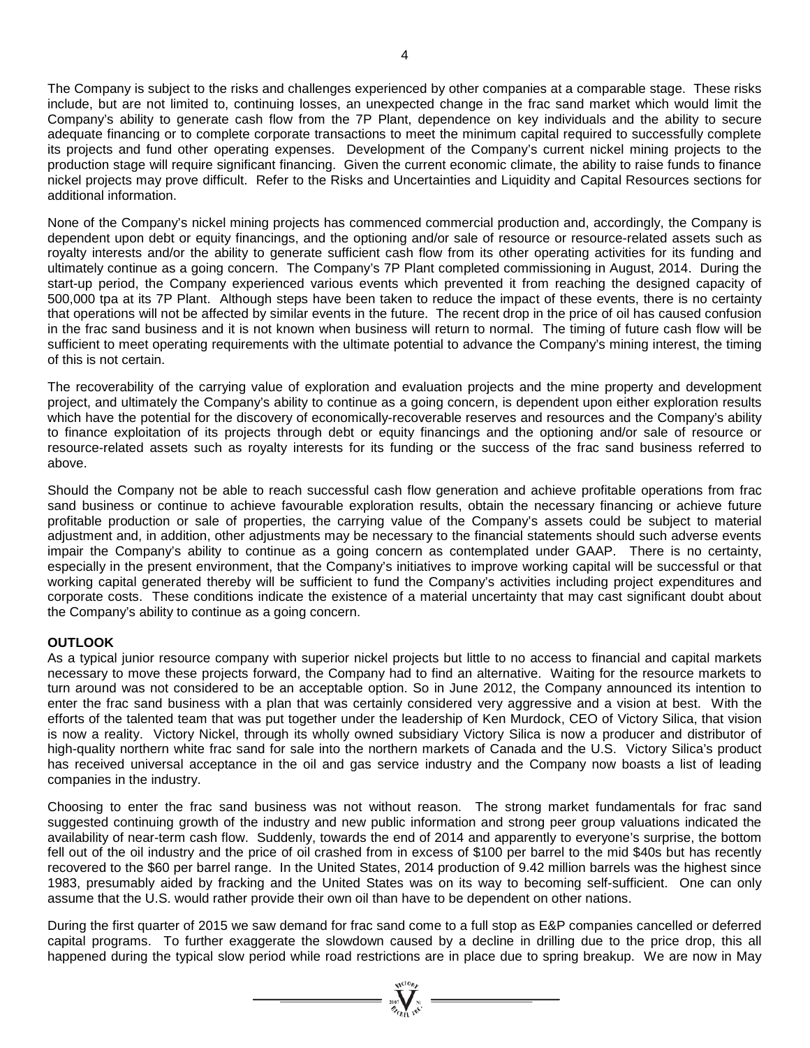The Company is subject to the risks and challenges experienced by other companies at a comparable stage. These risks include, but are not limited to, continuing losses, an unexpected change in the frac sand market which would limit the Company's ability to generate cash flow from the 7P Plant, dependence on key individuals and the ability to secure adequate financing or to complete corporate transactions to meet the minimum capital required to successfully complete its projects and fund other operating expenses. Development of the Company's current nickel mining projects to the production stage will require significant financing. Given the current economic climate, the ability to raise funds to finance nickel projects may prove difficult. Refer to the Risks and Uncertainties and Liquidity and Capital Resources sections for additional information.

None of the Company's nickel mining projects has commenced commercial production and, accordingly, the Company is dependent upon debt or equity financings, and the optioning and/or sale of resource or resource-related assets such as royalty interests and/or the ability to generate sufficient cash flow from its other operating activities for its funding and ultimately continue as a going concern. The Company's 7P Plant completed commissioning in August, 2014. During the start-up period, the Company experienced various events which prevented it from reaching the designed capacity of 500,000 tpa at its 7P Plant. Although steps have been taken to reduce the impact of these events, there is no certainty that operations will not be affected by similar events in the future. The recent drop in the price of oil has caused confusion in the frac sand business and it is not known when business will return to normal. The timing of future cash flow will be sufficient to meet operating requirements with the ultimate potential to advance the Company's mining interest, the timing of this is not certain.

The recoverability of the carrying value of exploration and evaluation projects and the mine property and development project, and ultimately the Company's ability to continue as a going concern, is dependent upon either exploration results which have the potential for the discovery of economically-recoverable reserves and resources and the Company's ability to finance exploitation of its projects through debt or equity financings and the optioning and/or sale of resource or resource-related assets such as royalty interests for its funding or the success of the frac sand business referred to above.

Should the Company not be able to reach successful cash flow generation and achieve profitable operations from frac sand business or continue to achieve favourable exploration results, obtain the necessary financing or achieve future profitable production or sale of properties, the carrying value of the Company's assets could be subject to material adjustment and, in addition, other adjustments may be necessary to the financial statements should such adverse events impair the Company's ability to continue as a going concern as contemplated under GAAP. There is no certainty, especially in the present environment, that the Company's initiatives to improve working capital will be successful or that working capital generated thereby will be sufficient to fund the Company's activities including project expenditures and corporate costs. These conditions indicate the existence of a material uncertainty that may cast significant doubt about the Company's ability to continue as a going concern.

## OUTLOOK

As a typical junior resource company with superior nickel projects but little to no access to financial and capital markets necessary to move these projects forward, the Company had to find an alternative. Waiting for the resource markets to turn around was not considered to be an acceptable option. So in June 2012, the Company announced its intention to enter the frac sand business with a plan that was certainly considered very aggressive and a vision at best. With the efforts of the talented team that was put together under the leadership of Ken Murdock, CEO of Victory Silica, that vision is now a reality. Victory Nickel, through its wholly owned subsidiary Victory Silica is now a producer and distributor of high-quality northern white frac sand for sale into the northern markets of Canada and the U.S. Victory Silica's product has received universal acceptance in the oil and gas service industry and the Company now boasts a list of leading companies in the industry.

Choosing to enter the frac sand business was not without reason. The strong market fundamentals for frac sand suggested continuing growth of the industry and new public information and strong peer group valuations indicated the availability of near-term cash flow. Suddenly, towards the end of 2014 and apparently to everyone's surprise, the bottom fell out of the oil industry and the price of oil crashed from in excess of \$100 per barrel to the mid \$40s but has recently recovered to the \$60 per barrel range. In the United States, 2014 production of 9.42 million barrels was the highest since 1983, presumably aided by fracking and the United States was on its way to becoming self-sufficient. One can only assume that the U.S. would rather provide their own oil than have to be dependent on other nations.

During the first quarter of 2015 we saw demand for frac sand come to a full stop as E&P companies cancelled or deferred capital programs. To further exaggerate the slowdown caused by a decline in drilling due to the price drop, this all happened during the typical slow period while road restrictions are in place due to spring breakup. We are now in May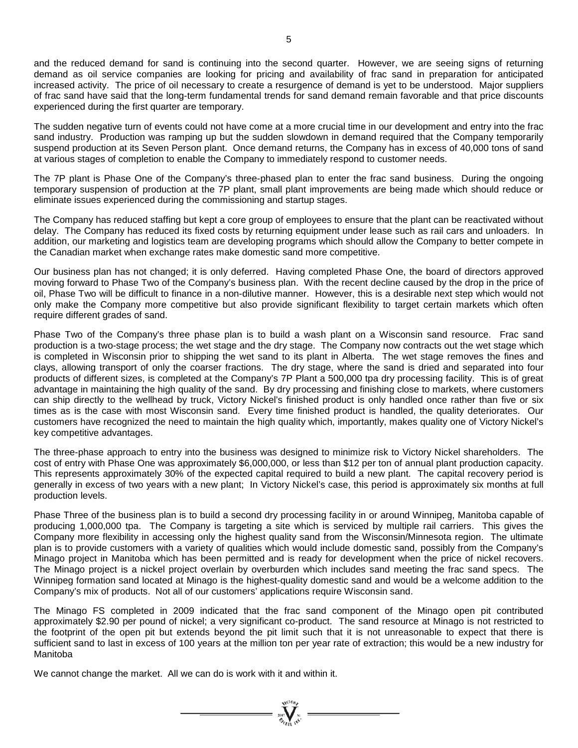and the reduced demand for sand is continuing into the second quarter. However, we are seeing signs of returning demand as oil service companies are looking for pricing and availability of frac sand in preparation for anticipated increased activity. The price of oil necessary to create a resurgence of demand is yet to be understood. Major suppliers of frac sand have said that the long-term fundamental trends for sand demand remain favorable and that price discounts experienced during the first quarter are temporary.

The sudden negative turn of events could not have come at a more crucial time in our development and entry into the frac sand industry. Production was ramping up but the sudden slowdown in demand required that the Company temporarily suspend production at its Seven Person plant. Once demand returns, the Company has in excess of 40,000 tons of sand at various stages of completion to enable the Company to immediately respond to customer needs.

The 7P plant is Phase One of the Company's three-phased plan to enter the frac sand business. During the ongoing temporary suspension of production at the 7P plant, small plant improvements are being made which should reduce or eliminate issues experienced during the commissioning and startup stages.

The Company has reduced staffing but kept a core group of employees to ensure that the plant can be reactivated without delay. The Company has reduced its fixed costs by returning equipment under lease such as rail cars and unloaders. In addition, our marketing and logistics team are developing programs which should allow the Company to better compete in the Canadian market when exchange rates make domestic sand more competitive.

Our business plan has not changed; it is only deferred. Having completed Phase One, the board of directors approved moving forward to Phase Two of the Company's business plan. With the recent decline caused by the drop in the price of oil, Phase Two will be difficult to finance in a non-dilutive manner. However, this is a desirable next step which would not only make the Company more competitive but also provide significant flexibility to target certain markets which often require different grades of sand.

Phase Two of the Company's three phase plan is to build a wash plant on a Wisconsin sand resource. Frac sand production is a two-stage process; the wet stage and the dry stage. The Company now contracts out the wet stage which is completed in Wisconsin prior to shipping the wet sand to its plant in Alberta. The wet stage removes the fines and clays, allowing transport of only the coarser fractions. The dry stage, where the sand is dried and separated into four products of different sizes, is completed at the Company's 7P Plant a 500,000 tpa dry processing facility. This is of great advantage in maintaining the high quality of the sand. By dry processing and finishing close to markets, where customers can ship directly to the wellhead by truck, Victory Nickel's finished product is only handled once rather than five or six times as is the case with most Wisconsin sand. Every time finished product is handled, the quality deteriorates. Our customers have recognized the need to maintain the high quality which, importantly, makes quality one of Victory Nickel's key competitive advantages.

The three-phase approach to entry into the business was designed to minimize risk to Victory Nickel shareholders. The cost of entry with Phase One was approximately $6,000,000, or less than $12 per ton of annual plant production capacity. This represents approximately 30% of the expected capital required to build a new plant. The capital recovery period is generally in excess of two years with a new plant; In Victory Nickel's case, this period is approximately six months at full production levels.

Phase Three of the business plan is to build a second dry processing facility in or around Winnipeg, Manitoba capable of producing 1,000,000 tpa. The Company is targeting a site which is serviced by multiple rail carriers. This gives the Company more flexibility in accessing only the highest quality sand from the Wisconsin/Minnesota region. The ultimate plan is to provide customers with a variety of qualities which would include domestic sand, possibly from the Company's Minago project in Manitoba which has been permitted and is ready for development when the price of nickel recovers. The Minago project is a nickel project overlain by overburden which includes sand meeting the frac sand specs. The Winnipeg formation sand located at Minago is the highest-quality domestic sand and would be a welcome addition to the Company's mix of products. Not all of our customers' applications require Wisconsin sand.

The Minago FS completed in 2009 indicated that the frac sand component of the Minago open pit contributed approximately $2.90 per pound of nickel; a very significant co-product. The sand resource at Minago is not restricted to the footprint of the open pit but extends beyond the pit limit such that it is not unreasonable to expect that there is sufficient sand to last in excess of 100 years at the million ton per year rate of extraction; this would be a new industry for Manitoba

We cannot change the market. All we can do is work with it and within it.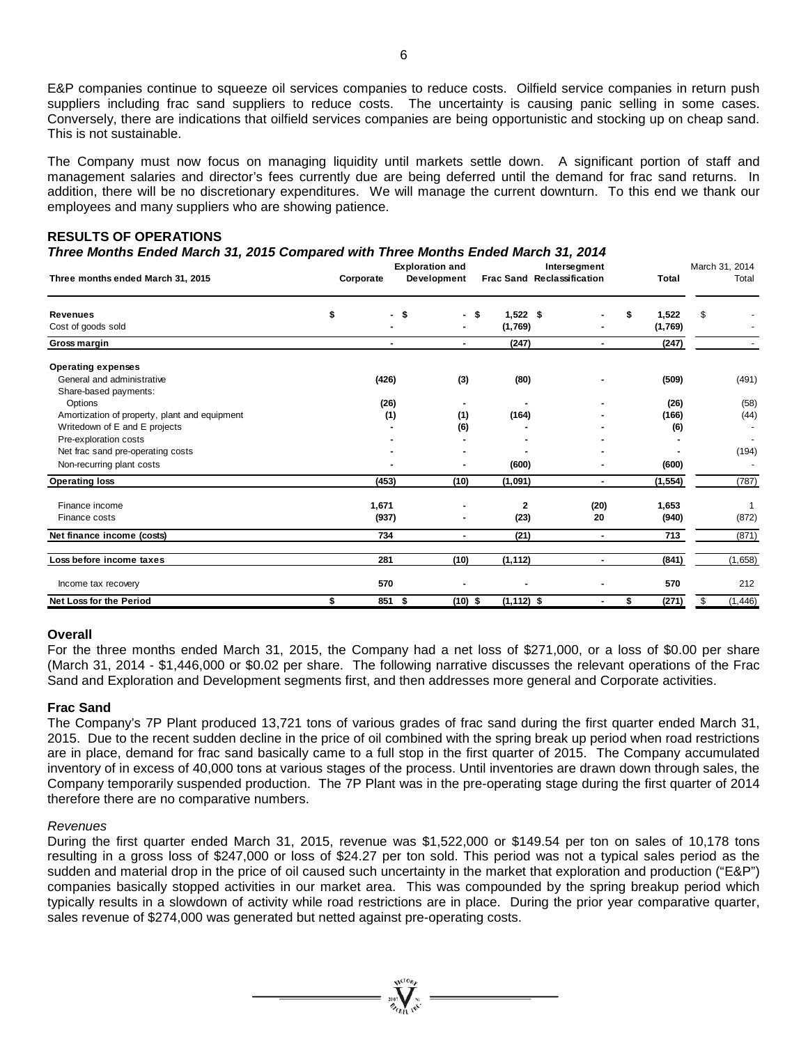E&P companies continue to squeeze oil services companies to reduce costs. Oilfield service companies in return push suppliers including frac sand suppliers to reduce costs. The uncertainty is causing panic selling in some cases. Conversely, there are indications that oilfield services companies are being opportunistic and stocking up on cheap sand. This is not sustainable.

The Company must now focus on managing liquidity until markets settle down. A significant portion of staff and management salaries and director's fees currently due are being deferred until the demand for frac sand returns. In addition, there will be no discretionary expenditures. We will manage the current downturn. To this end we thank our employees and many suppliers who are showing patience.

## RESULTS OF OPERATIONS

***Three Months Ended March 31, 2015 Compared with Three Months Ended March 31, 2014***

| Three months ended March 31, 2015 | Corporate | Exploration and Development | Frac Sand | Intersegment Reclassification | Total | March 31, 2014 Total |
|---|---|---|---|---|---|---|
| **Revenues** | $ - | $ - | $ 1,522 | $ - | $ 1,522 | $ - |
| Cost of goods sold | - | - | (1,769) | - | (1,769) | - |
| **Gross margin** | - | - | (247) | - | (247) | - |
| **Operating expenses** | | | | | | |
| General and administrative | (426) | (3) | (80) | - | (509) | (491) |
| Share-based payments: | | | | | | |
| Options | (26) | - | - | - | (26) | (58) |
| Amortization of property, plant and equipment | (1) | (1) | (164) | - | (166) | (44) |
| Writedown of E and E projects | - | (6) | - | - | (6) | - |
| Pre-exploration costs | - | - | - | - | - | - |
| Net frac sand pre-operating costs | - | - | - | - | - | (194) |
| Non-recurring plant costs | - | - | (600) | - | (600) | - |
| **Operating loss** | (453) | (10) | (1,091) | - | (1,554) | (787) |
| Finance income | 1,671 | - | 2 | (20) | 1,653 | 1 |
| Finance costs | (937) | - | (23) | 20 | (940) | (872) |
| **Net finance income (costs)** | 734 | - | (21) | - | 713 | (871) |
| **Loss before income taxes** | 281 | (10) | (1,112) | - | (841) | (1,658) |
| Income tax recovery | 570 | - | - | - | 570 | 212 |
| **Net Loss for the Period** | $ 851 | $ (10) | $ (1,112) | $ - | $ (271) | $ (1,446) |

### Overall

For the three months ended March 31, 2015, the Company had a net loss of $271,000, or a loss of $0.00 per share (March 31, 2014 - $1,446,000 or $0.02 per share. The following narrative discusses the relevant operations of the Frac Sand and Exploration and Development segments first, and then addresses more general and Corporate activities.

### Frac Sand

The Company's 7P Plant produced 13,721 tons of various grades of frac sand during the first quarter ended March 31, 2015. Due to the recent sudden decline in the price of oil combined with the spring break up period when road restrictions are in place, demand for frac sand basically came to a full stop in the first quarter of 2015. The Company accumulated inventory of in excess of 40,000 tons at various stages of the process. Until inventories are drawn down through sales, the Company temporarily suspended production. The 7P Plant was in the pre-operating stage during the first quarter of 2014 therefore there are no comparative numbers.

*Revenues*

During the first quarter ended March 31, 2015, revenue was $1,522,000 or $149.54 per ton on sales of 10,178 tons resulting in a gross loss of $247,000 or loss of $24.27 per ton sold. This period was not a typical sales period as the sudden and material drop in the price of oil caused such uncertainty in the market that exploration and production ("E&P") companies basically stopped activities in our market area. This was compounded by the spring breakup period which typically results in a slowdown of activity while road restrictions are in place. During the prior year comparative quarter, sales revenue of $274,000 was generated but netted against pre-operating costs.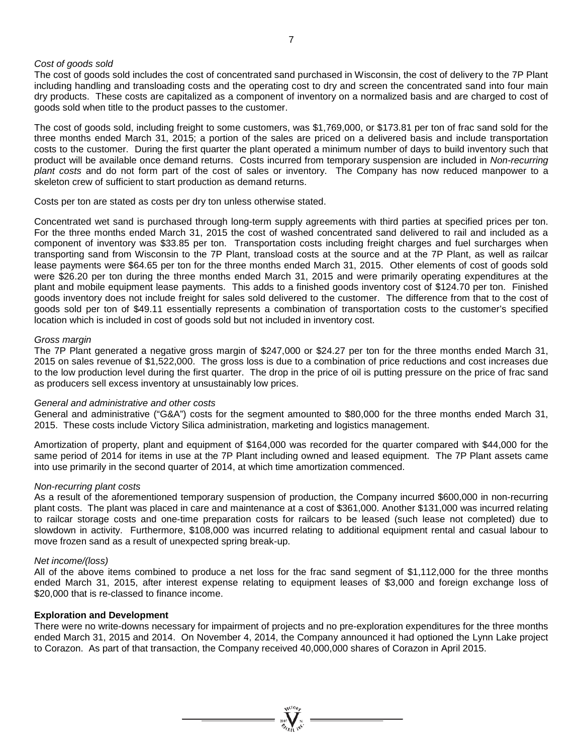*Cost of goods sold*
The cost of goods sold includes the cost of concentrated sand purchased in Wisconsin, the cost of delivery to the 7P Plant including handling and transloading costs and the operating cost to dry and screen the concentrated sand into four main dry products. These costs are capitalized as a component of inventory on a normalized basis and are charged to cost of goods sold when title to the product passes to the customer.

The cost of goods sold, including freight to some customers, was $1,769,000, or $173.81 per ton of frac sand sold for the three months ended March 31, 2015; a portion of the sales are priced on a delivered basis and include transportation costs to the customer. During the first quarter the plant operated a minimum number of days to build inventory such that product will be available once demand returns. Costs incurred from temporary suspension are included in *Non-recurring plant costs* and do not form part of the cost of sales or inventory. The Company has now reduced manpower to a skeleton crew of sufficient to start production as demand returns.

Costs per ton are stated as costs per dry ton unless otherwise stated.

Concentrated wet sand is purchased through long-term supply agreements with third parties at specified prices per ton. For the three months ended March 31, 2015 the cost of washed concentrated sand delivered to rail and included as a component of inventory was $33.85 per ton. Transportation costs including freight charges and fuel surcharges when transporting sand from Wisconsin to the 7P Plant, transload costs at the source and at the 7P Plant, as well as railcar lease payments were $64.65 per ton for the three months ended March 31, 2015. Other elements of cost of goods sold were $26.20 per ton during the three months ended March 31, 2015 and were primarily operating expenditures at the plant and mobile equipment lease payments. This adds to a finished goods inventory cost of $124.70 per ton. Finished goods inventory does not include freight for sales sold delivered to the customer. The difference from that to the cost of goods sold per ton of $49.11 essentially represents a combination of transportation costs to the customer's specified location which is included in cost of goods sold but not included in inventory cost.

*Gross margin*
The 7P Plant generated a negative gross margin of $247,000 or $24.27 per ton for the three months ended March 31, 2015 on sales revenue of $1,522,000. The gross loss is due to a combination of price reductions and cost increases due to the low production level during the first quarter. The drop in the price of oil is putting pressure on the price of frac sand as producers sell excess inventory at unsustainably low prices.

*General and administrative and other costs*
General and administrative ("G&A") costs for the segment amounted to $80,000 for the three months ended March 31, 2015. These costs include Victory Silica administration, marketing and logistics management.

Amortization of property, plant and equipment of $164,000 was recorded for the quarter compared with $44,000 for the same period of 2014 for items in use at the 7P Plant including owned and leased equipment. The 7P Plant assets came into use primarily in the second quarter of 2014, at which time amortization commenced.

*Non-recurring plant costs*
As a result of the aforementioned temporary suspension of production, the Company incurred $600,000 in non-recurring plant costs. The plant was placed in care and maintenance at a cost of $361,000. Another $131,000 was incurred relating to railcar storage costs and one-time preparation costs for railcars to be leased (such lease not completed) due to slowdown in activity. Furthermore, $108,000 was incurred relating to additional equipment rental and casual labour to move frozen sand as a result of unexpected spring break-up.

*Net income/(loss)*
All of the above items combined to produce a net loss for the frac sand segment of $1,112,000 for the three months ended March 31, 2015, after interest expense relating to equipment leases of $3,000 and foreign exchange loss of $20,000 that is re-classed to finance income.

**Exploration and Development**
There were no write-downs necessary for impairment of projects and no pre-exploration expenditures for the three months ended March 31, 2015 and 2014. On November 4, 2014, the Company announced it had optioned the Lynn Lake project to Corazon. As part of that transaction, the Company received 40,000,000 shares of Corazon in April 2015.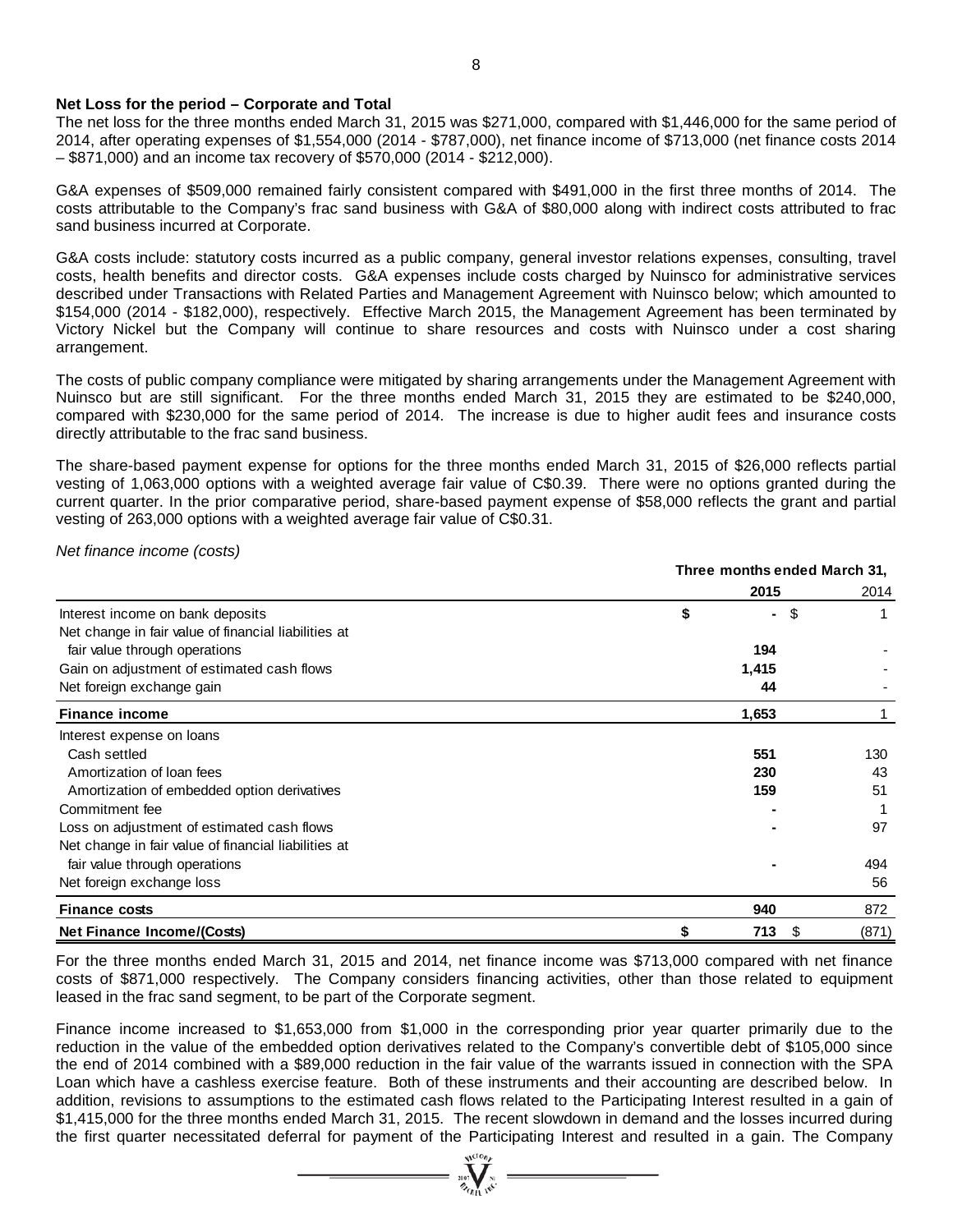**Net Loss for the period – Corporate and Total**

The net loss for the three months ended March 31, 2015 was $271,000, compared with $1,446,000 for the same period of 2014, after operating expenses of $1,554,000 (2014 - $787,000), net finance income of $713,000 (net finance costs 2014 – $871,000) and an income tax recovery of $570,000 (2014 - $212,000).

G&A expenses of $509,000 remained fairly consistent compared with $491,000 in the first three months of 2014. The costs attributable to the Company's frac sand business with G&A of $80,000 along with indirect costs attributed to frac sand business incurred at Corporate.

G&A costs include: statutory costs incurred as a public company, general investor relations expenses, consulting, travel costs, health benefits and director costs. G&A expenses include costs charged by Nuinsco for administrative services described under Transactions with Related Parties and Management Agreement with Nuinsco below; which amounted to $154,000 (2014 - $182,000), respectively. Effective March 2015, the Management Agreement has been terminated by Victory Nickel but the Company will continue to share resources and costs with Nuinsco under a cost sharing arrangement.

The costs of public company compliance were mitigated by sharing arrangements under the Management Agreement with Nuinsco but are still significant. For the three months ended March 31, 2015 they are estimated to be $240,000, compared with $230,000 for the same period of 2014. The increase is due to higher audit fees and insurance costs directly attributable to the frac sand business.

The share-based payment expense for options for the three months ended March 31, 2015 of $26,000 reflects partial vesting of 1,063,000 options with a weighted average fair value of C$0.39. There were no options granted during the current quarter. In the prior comparative period, share-based payment expense of $58,000 reflects the grant and partial vesting of 263,000 options with a weighted average fair value of C$0.31.

*Net finance income (costs)*

| | Three months ended March 31, | |
|---|---|---|
| | **2015** | 2014 |
| Interest income on bank deposits | **$ -** | $ 1 |
| Net change in fair value of financial liabilities at fair value through operations | **194** | - |
| Gain on adjustment of estimated cash flows | **1,415** | - |
| Net foreign exchange gain | **44** | - |
| **Finance income** | **1,653** | 1 |
| Interest expense on loans | | |
| Cash settled | **551** | 130 |
| Amortization of loan fees | **230** | 43 |
| Amortization of embedded option derivatives | **159** | 51 |
| Commitment fee | **-** | 1 |
| Loss on adjustment of estimated cash flows | **-** | 97 |
| Net change in fair value of financial liabilities at fair value through operations | **-** | 494 |
| Net foreign exchange loss | | 56 |
| **Finance costs** | **940** | 872 |
| **Net Finance Income/(Costs)** | **$ 713** | $ (871) |

For the three months ended March 31, 2015 and 2014, net finance income was $713,000 compared with net finance costs of $871,000 respectively. The Company considers financing activities, other than those related to equipment leased in the frac sand segment, to be part of the Corporate segment.

Finance income increased to $1,653,000 from $1,000 in the corresponding prior year quarter primarily due to the reduction in the value of the embedded option derivatives related to the Company's convertible debt of $105,000 since the end of 2014 combined with a $89,000 reduction in the fair value of the warrants issued in connection with the SPA Loan which have a cashless exercise feature. Both of these instruments and their accounting are described below. In addition, revisions to assumptions to the estimated cash flows related to the Participating Interest resulted in a gain of $1,415,000 for the three months ended March 31, 2015. The recent slowdown in demand and the losses incurred during the first quarter necessitated deferral for payment of the Participating Interest and resulted in a gain. The Company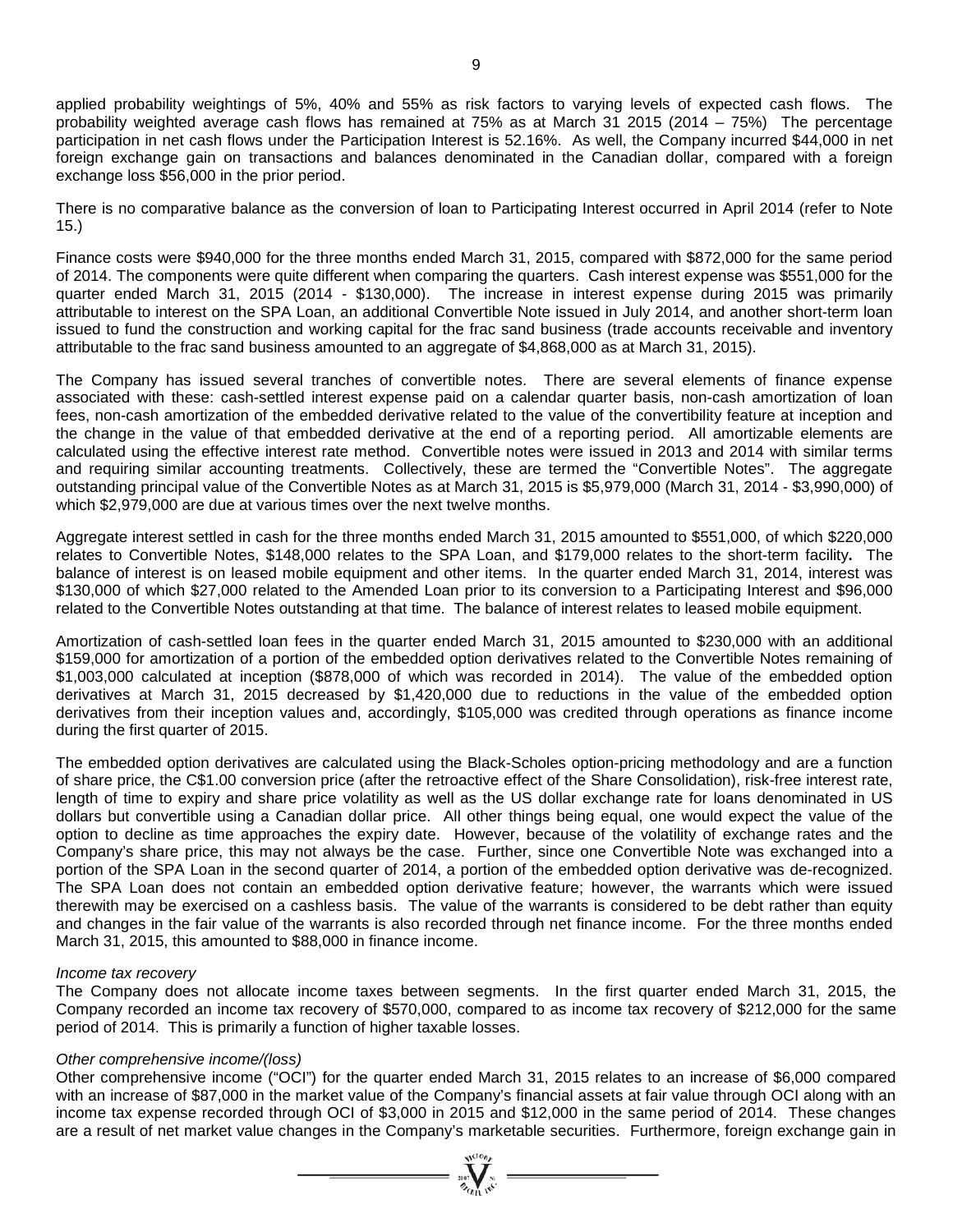applied probability weightings of 5%, 40% and 55% as risk factors to varying levels of expected cash flows. The probability weighted average cash flows has remained at 75% as at March 31 2015 (2014 – 75%) The percentage participation in net cash flows under the Participation Interest is 52.16%. As well, the Company incurred $44,000 in net foreign exchange gain on transactions and balances denominated in the Canadian dollar, compared with a foreign exchange loss $56,000 in the prior period.

There is no comparative balance as the conversion of loan to Participating Interest occurred in April 2014 (refer to Note 15.)

Finance costs were $940,000 for the three months ended March 31, 2015, compared with $872,000 for the same period of 2014. The components were quite different when comparing the quarters. Cash interest expense was $551,000 for the quarter ended March 31, 2015 (2014 - $130,000). The increase in interest expense during 2015 was primarily attributable to interest on the SPA Loan, an additional Convertible Note issued in July 2014, and another short-term loan issued to fund the construction and working capital for the frac sand business (trade accounts receivable and inventory attributable to the frac sand business amounted to an aggregate of $4,868,000 as at March 31, 2015).

The Company has issued several tranches of convertible notes. There are several elements of finance expense associated with these: cash-settled interest expense paid on a calendar quarter basis, non-cash amortization of loan fees, non-cash amortization of the embedded derivative related to the value of the convertibility feature at inception and the change in the value of that embedded derivative at the end of a reporting period. All amortizable elements are calculated using the effective interest rate method. Convertible notes were issued in 2013 and 2014 with similar terms and requiring similar accounting treatments. Collectively, these are termed the "Convertible Notes". The aggregate outstanding principal value of the Convertible Notes as at March 31, 2015 is $5,979,000 (March 31, 2014 - $3,990,000) of which $2,979,000 are due at various times over the next twelve months.

Aggregate interest settled in cash for the three months ended March 31, 2015 amounted to $551,000, of which $220,000 relates to Convertible Notes, $148,000 relates to the SPA Loan, and $179,000 relates to the short-term facility**.** The balance of interest is on leased mobile equipment and other items. In the quarter ended March 31, 2014, interest was $130,000 of which $27,000 related to the Amended Loan prior to its conversion to a Participating Interest and $96,000 related to the Convertible Notes outstanding at that time. The balance of interest relates to leased mobile equipment.

Amortization of cash-settled loan fees in the quarter ended March 31, 2015 amounted to $230,000 with an additional $159,000 for amortization of a portion of the embedded option derivatives related to the Convertible Notes remaining of $1,003,000 calculated at inception ($878,000 of which was recorded in 2014). The value of the embedded option derivatives at March 31, 2015 decreased by $1,420,000 due to reductions in the value of the embedded option derivatives from their inception values and, accordingly, $105,000 was credited through operations as finance income during the first quarter of 2015.

The embedded option derivatives are calculated using the Black-Scholes option-pricing methodology and are a function of share price, the C$1.00 conversion price (after the retroactive effect of the Share Consolidation), risk-free interest rate, length of time to expiry and share price volatility as well as the US dollar exchange rate for loans denominated in US dollars but convertible using a Canadian dollar price. All other things being equal, one would expect the value of the option to decline as time approaches the expiry date. However, because of the volatility of exchange rates and the Company's share price, this may not always be the case. Further, since one Convertible Note was exchanged into a portion of the SPA Loan in the second quarter of 2014, a portion of the embedded option derivative was de-recognized. The SPA Loan does not contain an embedded option derivative feature; however, the warrants which were issued therewith may be exercised on a cashless basis. The value of the warrants is considered to be debt rather than equity and changes in the fair value of the warrants is also recorded through net finance income. For the three months ended March 31, 2015, this amounted to $88,000 in finance income.

*Income tax recovery*

The Company does not allocate income taxes between segments. In the first quarter ended March 31, 2015, the Company recorded an income tax recovery of $570,000, compared to as income tax recovery of $212,000 for the same period of 2014. This is primarily a function of higher taxable losses.

*Other comprehensive income/(loss)*

Other comprehensive income ("OCI") for the quarter ended March 31, 2015 relates to an increase of $6,000 compared with an increase of $87,000 in the market value of the Company's financial assets at fair value through OCI along with an income tax expense recorded through OCI of $3,000 in 2015 and $12,000 in the same period of 2014. These changes are a result of net market value changes in the Company's marketable securities. Furthermore, foreign exchange gain in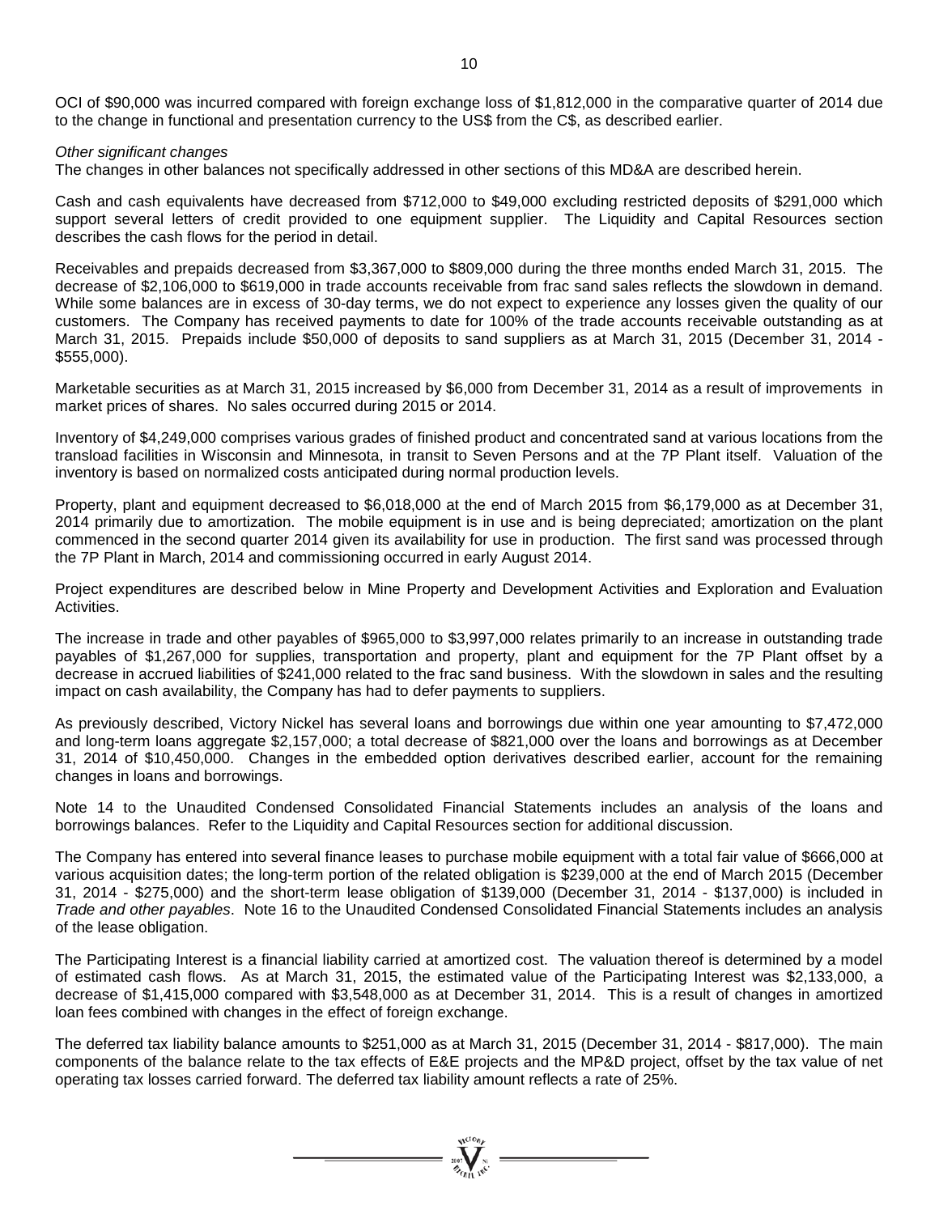OCI of $90,000 was incurred compared with foreign exchange loss of $1,812,000 in the comparative quarter of 2014 due to the change in functional and presentation currency to the US$ from the C$, as described earlier.

*Other significant changes*

The changes in other balances not specifically addressed in other sections of this MD&A are described herein.

Cash and cash equivalents have decreased from $712,000 to $49,000 excluding restricted deposits of $291,000 which support several letters of credit provided to one equipment supplier. The Liquidity and Capital Resources section describes the cash flows for the period in detail.

Receivables and prepaids decreased from $3,367,000 to $809,000 during the three months ended March 31, 2015. The decrease of $2,106,000 to $619,000 in trade accounts receivable from frac sand sales reflects the slowdown in demand. While some balances are in excess of 30-day terms, we do not expect to experience any losses given the quality of our customers. The Company has received payments to date for 100% of the trade accounts receivable outstanding as at March 31, 2015. Prepaids include $50,000 of deposits to sand suppliers as at March 31, 2015 (December 31, 2014 - $555,000).

Marketable securities as at March 31, 2015 increased by $6,000 from December 31, 2014 as a result of improvements in market prices of shares. No sales occurred during 2015 or 2014.

Inventory of $4,249,000 comprises various grades of finished product and concentrated sand at various locations from the transload facilities in Wisconsin and Minnesota, in transit to Seven Persons and at the 7P Plant itself. Valuation of the inventory is based on normalized costs anticipated during normal production levels.

Property, plant and equipment decreased to $6,018,000 at the end of March 2015 from $6,179,000 as at December 31, 2014 primarily due to amortization. The mobile equipment is in use and is being depreciated; amortization on the plant commenced in the second quarter 2014 given its availability for use in production. The first sand was processed through the 7P Plant in March, 2014 and commissioning occurred in early August 2014.

Project expenditures are described below in Mine Property and Development Activities and Exploration and Evaluation Activities.

The increase in trade and other payables of $965,000 to $3,997,000 relates primarily to an increase in outstanding trade payables of $1,267,000 for supplies, transportation and property, plant and equipment for the 7P Plant offset by a decrease in accrued liabilities of $241,000 related to the frac sand business. With the slowdown in sales and the resulting impact on cash availability, the Company has had to defer payments to suppliers.

As previously described, Victory Nickel has several loans and borrowings due within one year amounting to $7,472,000 and long-term loans aggregate $2,157,000; a total decrease of $821,000 over the loans and borrowings as at December 31, 2014 of $10,450,000. Changes in the embedded option derivatives described earlier, account for the remaining changes in loans and borrowings.

Note 14 to the Unaudited Condensed Consolidated Financial Statements includes an analysis of the loans and borrowings balances. Refer to the Liquidity and Capital Resources section for additional discussion.

The Company has entered into several finance leases to purchase mobile equipment with a total fair value of $666,000 at various acquisition dates; the long-term portion of the related obligation is $239,000 at the end of March 2015 (December 31, 2014 - $275,000) and the short-term lease obligation of $139,000 (December 31, 2014 - $137,000) is included in *Trade and other payables*. Note 16 to the Unaudited Condensed Consolidated Financial Statements includes an analysis of the lease obligation.

The Participating Interest is a financial liability carried at amortized cost. The valuation thereof is determined by a model of estimated cash flows. As at March 31, 2015, the estimated value of the Participating Interest was $2,133,000, a decrease of $1,415,000 compared with $3,548,000 as at December 31, 2014. This is a result of changes in amortized loan fees combined with changes in the effect of foreign exchange.

The deferred tax liability balance amounts to $251,000 as at March 31, 2015 (December 31, 2014 - $817,000). The main components of the balance relate to the tax effects of E&E projects and the MP&D project, offset by the tax value of net operating tax losses carried forward. The deferred tax liability amount reflects a rate of 25%.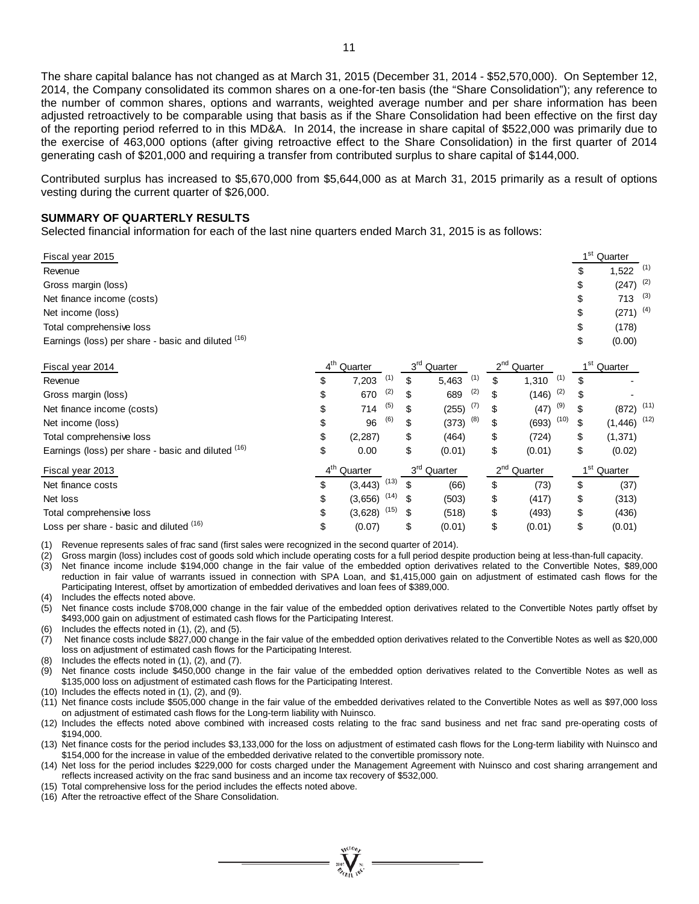The share capital balance has not changed as at March 31, 2015 (December 31, 2014 - $52,570,000). On September 12, 2014, the Company consolidated its common shares on a one-for-ten basis (the "Share Consolidation"); any reference to the number of common shares, options and warrants, weighted average number and per share information has been adjusted retroactively to be comparable using that basis as if the Share Consolidation had been effective on the first day of the reporting period referred to in this MD&A. In 2014, the increase in share capital of $522,000 was primarily due to the exercise of 463,000 options (after giving retroactive effect to the Share Consolidation) in the first quarter of 2014 generating cash of $201,000 and requiring a transfer from contributed surplus to share capital of $144,000.

Contributed surplus has increased to $5,670,000 from $5,644,000 as at March 31, 2015 primarily as a result of options vesting during the current quarter of $26,000.

**SUMMARY OF QUARTERLY RESULTS**

Selected financial information for each of the last nine quarters ended March 31, 2015 is as follows:

| Fiscal year 2015 | 1st Quarter |
|---|---|
| Revenue | $ 1,522 (1) |
| Gross margin (loss) | $ (247) (2) |
| Net finance income (costs) | $ 713 (3) |
| Net income (loss) | $ (271) (4) |
| Total comprehensive loss | $ (178) |
| Earnings (loss) per share - basic and diluted (16) | $ (0.00) |

| Fiscal year 2014 | 4th Quarter | 3rd Quarter | 2nd Quarter | 1st Quarter |
|---|---|---|---|---|
| Revenue | $ 7,203 (1) | $ 5,463 (1) | $ 1,310 (1) | $ - |
| Gross margin (loss) | $ 670 (2) | $ 689 (2) | $ (146) (2) | $ - |
| Net finance income (costs) | $ 714 (5) | $ (255) (7) | $ (47) (9) | $ (872) (11) |
| Net income (loss) | $ 96 (6) | $ (373) (8) | $ (693) (10) | $ (1,446) (12) |
| Total comprehensive loss | $ (2,287) | $ (464) | $ (724) | $ (1,371) |
| Earnings (loss) per share - basic and diluted (16) | $ 0.00 | $ (0.01) | $ (0.01) | $ (0.02) |

| Fiscal year 2013 | 4th Quarter | 3rd Quarter | 2nd Quarter | 1st Quarter |
|---|---|---|---|---|
| Net finance costs | $ (3,443) (13) | $ (66) | $ (73) | $ (37) |
| Net loss | $ (3,656) (14) | $ (503) | $ (417) | $ (313) |
| Total comprehensive loss | $ (3,628) (15) | $ (518) | $ (493) | $ (436) |
| Loss per share - basic and diluted (16) | $ (0.07) | $ (0.01) | $ (0.01) | $ (0.01) |

(1) Revenue represents sales of frac sand (first sales were recognized in the second quarter of 2014).
(2) Gross margin (loss) includes cost of goods sold which include operating costs for a full period despite production being at less-than-full capacity.
(3) Net finance income include $194,000 change in the fair value of the embedded option derivatives related to the Convertible Notes, $89,000 reduction in fair value of warrants issued in connection with SPA Loan, and $1,415,000 gain on adjustment of estimated cash flows for the Participating Interest, offset by amortization of embedded derivatives and loan fees of $389,000.
(4) Includes the effects noted above.
(5) Net finance costs include $708,000 change in the fair value of the embedded option derivatives related to the Convertible Notes partly offset by $493,000 gain on adjustment of estimated cash flows for the Participating Interest.
(6) Includes the effects noted in (1), (2), and (5).
(7) Net finance costs include $827,000 change in the fair value of the embedded option derivatives related to the Convertible Notes as well as $20,000 loss on adjustment of estimated cash flows for the Participating Interest.
(8) Includes the effects noted in (1), (2), and (7).
(9) Net finance costs include $450,000 change in the fair value of the embedded option derivatives related to the Convertible Notes as well as $135,000 loss on adjustment of estimated cash flows for the Participating Interest.
(10) Includes the effects noted in (1), (2), and (9).
(11) Net finance costs include $505,000 change in the fair value of the embedded derivatives related to the Convertible Notes as well as $97,000 loss on adjustment of estimated cash flows for the Long-term liability with Nuinsco.
(12) Includes the effects noted above combined with increased costs relating to the frac sand business and net frac sand pre-operating costs of $194,000.
(13) Net finance costs for the period includes $3,133,000 for the loss on adjustment of estimated cash flows for the Long-term liability with Nuinsco and $154,000 for the increase in value of the embedded derivative related to the convertible promissory note.
(14) Net loss for the period includes $229,000 for costs charged under the Management Agreement with Nuinsco and cost sharing arrangement and reflects increased activity on the frac sand business and an income tax recovery of $532,000.
(15) Total comprehensive loss for the period includes the effects noted above.
(16) After the retroactive effect of the Share Consolidation.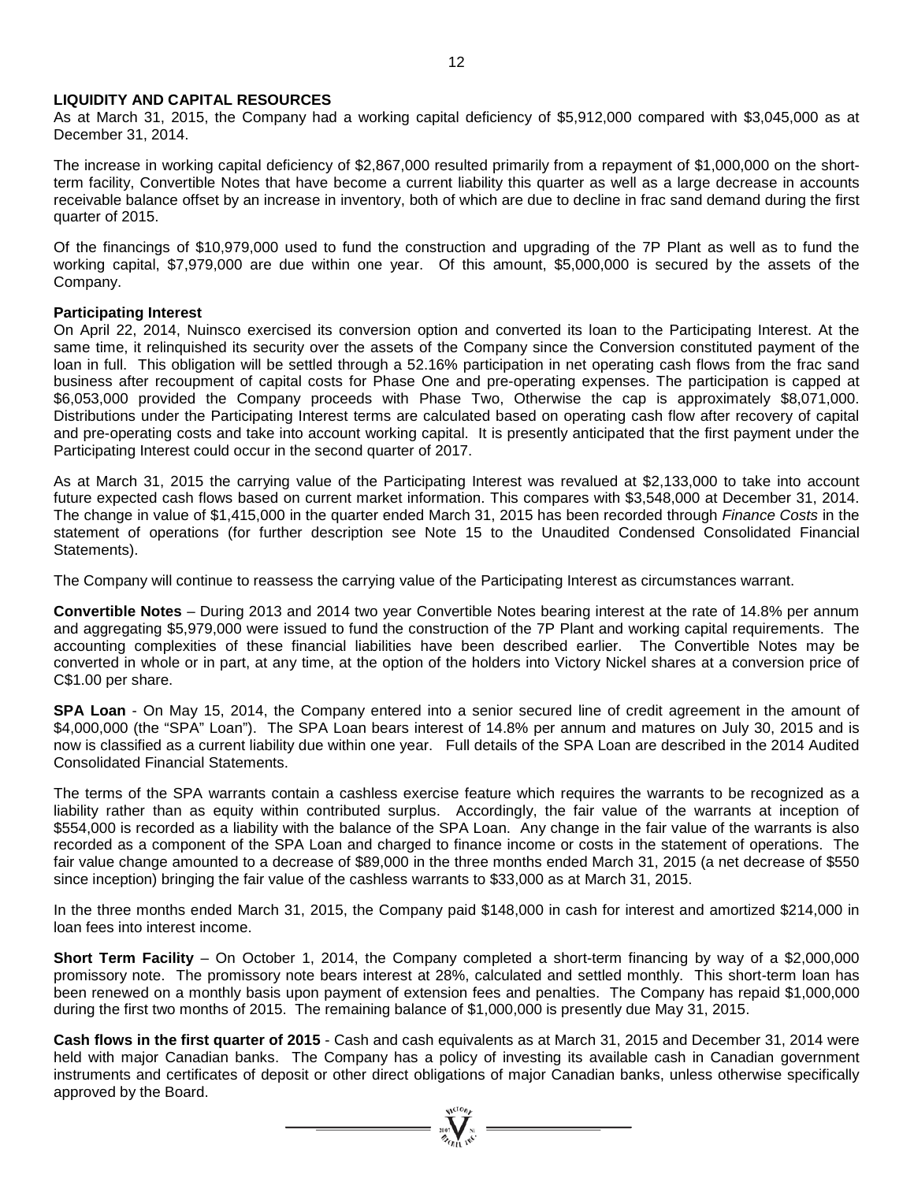**LIQUIDITY AND CAPITAL RESOURCES**

As at March 31, 2015, the Company had a working capital deficiency of $5,912,000 compared with $3,045,000 as at December 31, 2014.

The increase in working capital deficiency of $2,867,000 resulted primarily from a repayment of $1,000,000 on the short-term facility, Convertible Notes that have become a current liability this quarter as well as a large decrease in accounts receivable balance offset by an increase in inventory, both of which are due to decline in frac sand demand during the first quarter of 2015.

Of the financings of $10,979,000 used to fund the construction and upgrading of the 7P Plant as well as to fund the working capital, $7,979,000 are due within one year. Of this amount, $5,000,000 is secured by the assets of the Company.

**Participating Interest**

On April 22, 2014, Nuinsco exercised its conversion option and converted its loan to the Participating Interest. At the same time, it relinquished its security over the assets of the Company since the Conversion constituted payment of the loan in full. This obligation will be settled through a 52.16% participation in net operating cash flows from the frac sand business after recoupment of capital costs for Phase One and pre-operating expenses. The participation is capped at $6,053,000 provided the Company proceeds with Phase Two, Otherwise the cap is approximately $8,071,000. Distributions under the Participating Interest terms are calculated based on operating cash flow after recovery of capital and pre-operating costs and take into account working capital. It is presently anticipated that the first payment under the Participating Interest could occur in the second quarter of 2017.

As at March 31, 2015 the carrying value of the Participating Interest was revalued at $2,133,000 to take into account future expected cash flows based on current market information. This compares with $3,548,000 at December 31, 2014. The change in value of $1,415,000 in the quarter ended March 31, 2015 has been recorded through *Finance Costs* in the statement of operations (for further description see Note 15 to the Unaudited Condensed Consolidated Financial Statements).

The Company will continue to reassess the carrying value of the Participating Interest as circumstances warrant.

**Convertible Notes** – During 2013 and 2014 two year Convertible Notes bearing interest at the rate of 14.8% per annum and aggregating $5,979,000 were issued to fund the construction of the 7P Plant and working capital requirements. The accounting complexities of these financial liabilities have been described earlier. The Convertible Notes may be converted in whole or in part, at any time, at the option of the holders into Victory Nickel shares at a conversion price of C$1.00 per share.

**SPA Loan** - On May 15, 2014, the Company entered into a senior secured line of credit agreement in the amount of $4,000,000 (the "SPA" Loan"). The SPA Loan bears interest of 14.8% per annum and matures on July 30, 2015 and is now is classified as a current liability due within one year. Full details of the SPA Loan are described in the 2014 Audited Consolidated Financial Statements.

The terms of the SPA warrants contain a cashless exercise feature which requires the warrants to be recognized as a liability rather than as equity within contributed surplus. Accordingly, the fair value of the warrants at inception of $554,000 is recorded as a liability with the balance of the SPA Loan. Any change in the fair value of the warrants is also recorded as a component of the SPA Loan and charged to finance income or costs in the statement of operations. The fair value change amounted to a decrease of $89,000 in the three months ended March 31, 2015 (a net decrease of $550 since inception) bringing the fair value of the cashless warrants to $33,000 as at March 31, 2015.

In the three months ended March 31, 2015, the Company paid $148,000 in cash for interest and amortized $214,000 in loan fees into interest income.

**Short Term Facility** – On October 1, 2014, the Company completed a short-term financing by way of a $2,000,000 promissory note. The promissory note bears interest at 28%, calculated and settled monthly. This short-term loan has been renewed on a monthly basis upon payment of extension fees and penalties. The Company has repaid $1,000,000 during the first two months of 2015. The remaining balance of $1,000,000 is presently due May 31, 2015.

**Cash flows in the first quarter of 2015** - Cash and cash equivalents as at March 31, 2015 and December 31, 2014 were held with major Canadian banks. The Company has a policy of investing its available cash in Canadian government instruments and certificates of deposit or other direct obligations of major Canadian banks, unless otherwise specifically approved by the Board.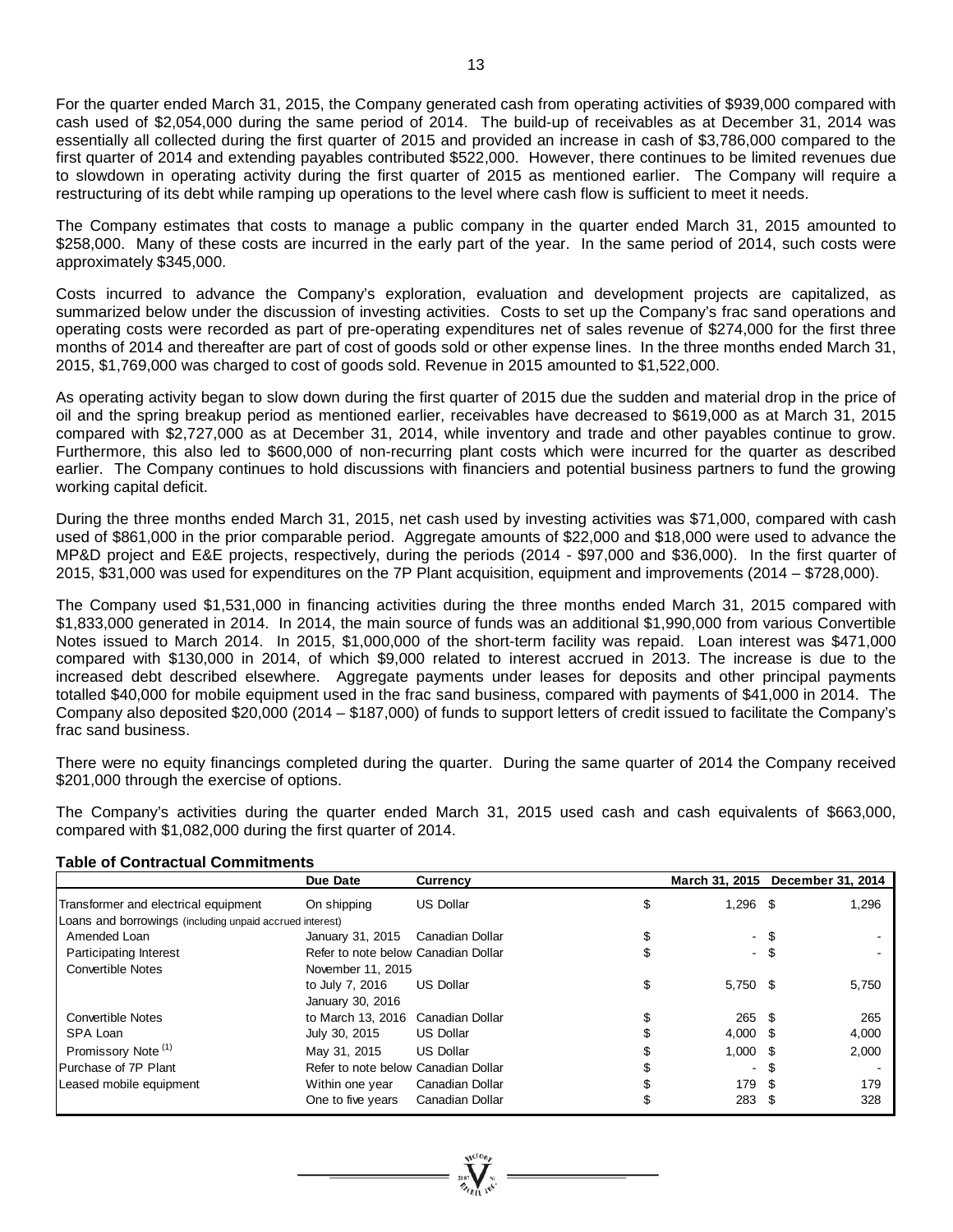For the quarter ended March 31, 2015, the Company generated cash from operating activities of $939,000 compared with cash used of $2,054,000 during the same period of 2014. The build-up of receivables as at December 31, 2014 was essentially all collected during the first quarter of 2015 and provided an increase in cash of $3,786,000 compared to the first quarter of 2014 and extending payables contributed $522,000. However, there continues to be limited revenues due to slowdown in operating activity during the first quarter of 2015 as mentioned earlier. The Company will require a restructuring of its debt while ramping up operations to the level where cash flow is sufficient to meet it needs.

The Company estimates that costs to manage a public company in the quarter ended March 31, 2015 amounted to $258,000. Many of these costs are incurred in the early part of the year. In the same period of 2014, such costs were approximately $345,000.

Costs incurred to advance the Company's exploration, evaluation and development projects are capitalized, as summarized below under the discussion of investing activities. Costs to set up the Company's frac sand operations and operating costs were recorded as part of pre-operating expenditures net of sales revenue of $274,000 for the first three months of 2014 and thereafter are part of cost of goods sold or other expense lines. In the three months ended March 31, 2015, $1,769,000 was charged to cost of goods sold. Revenue in 2015 amounted to $1,522,000.

As operating activity began to slow down during the first quarter of 2015 due the sudden and material drop in the price of oil and the spring breakup period as mentioned earlier, receivables have decreased to $619,000 as at March 31, 2015 compared with $2,727,000 as at December 31, 2014, while inventory and trade and other payables continue to grow. Furthermore, this also led to $600,000 of non-recurring plant costs which were incurred for the quarter as described earlier. The Company continues to hold discussions with financiers and potential business partners to fund the growing working capital deficit.

During the three months ended March 31, 2015, net cash used by investing activities was $71,000, compared with cash used of $861,000 in the prior comparable period. Aggregate amounts of $22,000 and $18,000 were used to advance the MP&D project and E&E projects, respectively, during the periods (2014 - $97,000 and $36,000). In the first quarter of 2015, $31,000 was used for expenditures on the 7P Plant acquisition, equipment and improvements (2014 – $728,000).

The Company used $1,531,000 in financing activities during the three months ended March 31, 2015 compared with $1,833,000 generated in 2014. In 2014, the main source of funds was an additional $1,990,000 from various Convertible Notes issued to March 2014. In 2015, $1,000,000 of the short-term facility was repaid. Loan interest was $471,000 compared with $130,000 in 2014, of which $9,000 related to interest accrued in 2013. The increase is due to the increased debt described elsewhere. Aggregate payments under leases for deposits and other principal payments totalled $40,000 for mobile equipment used in the frac sand business, compared with payments of $41,000 in 2014. The Company also deposited $20,000 (2014 – $187,000) of funds to support letters of credit issued to facilitate the Company's frac sand business.

There were no equity financings completed during the quarter. During the same quarter of 2014 the Company received $201,000 through the exercise of options.

The Company's activities during the quarter ended March 31, 2015 used cash and cash equivalents of $663,000, compared with $1,082,000 during the first quarter of 2014.

### Table of Contractual Commitments

| | Due Date | Currency | March 31, 2015 | December 31, 2014 |
|---|---|---|---|---|
| Transformer and electrical equipment | On shipping | US Dollar | $ 1,296 | $ 1,296 |
| Loans and borrowings (including unpaid accrued interest) | | | | |
| Amended Loan | January 31, 2015 | Canadian Dollar | $ - | $ - |
| Participating Interest | Refer to note below | Canadian Dollar | $ - | $ - |
| Convertible Notes | November 11, 2015 to July 7, 2016 | US Dollar | $ 5,750 | $ 5,750 |
| Convertible Notes | January 30, 2016 to March 13, 2016 | Canadian Dollar | $ 265 | $ 265 |
| SPA Loan | July 30, 2015 | US Dollar | $ 4,000 | $ 4,000 |
| Promissory Note (1) | May 31, 2015 | US Dollar | $ 1,000 | $ 2,000 |
| Purchase of 7P Plant | Refer to note below | Canadian Dollar | $ - | $ - |
| Leased mobile equipment | Within one year | Canadian Dollar | $ 179 | $ 179 |
| | One to five years | Canadian Dollar | $ 283 | $ 328 |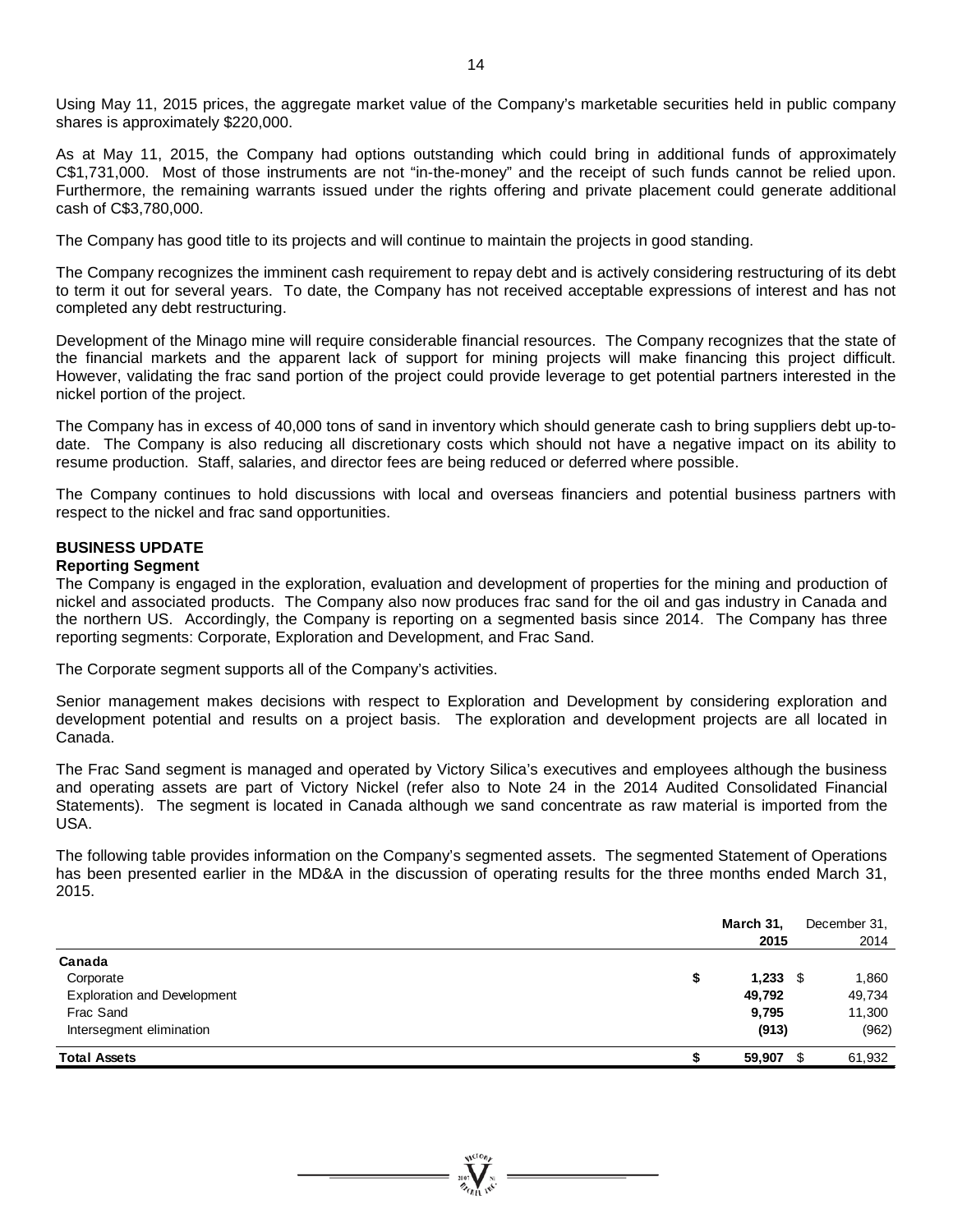Using May 11, 2015 prices, the aggregate market value of the Company's marketable securities held in public company shares is approximately $220,000.

As at May 11, 2015, the Company had options outstanding which could bring in additional funds of approximately C$1,731,000. Most of those instruments are not "in-the-money" and the receipt of such funds cannot be relied upon. Furthermore, the remaining warrants issued under the rights offering and private placement could generate additional cash of C$3,780,000.

The Company has good title to its projects and will continue to maintain the projects in good standing.

The Company recognizes the imminent cash requirement to repay debt and is actively considering restructuring of its debt to term it out for several years. To date, the Company has not received acceptable expressions of interest and has not completed any debt restructuring.

Development of the Minago mine will require considerable financial resources. The Company recognizes that the state of the financial markets and the apparent lack of support for mining projects will make financing this project difficult. However, validating the frac sand portion of the project could provide leverage to get potential partners interested in the nickel portion of the project.

The Company has in excess of 40,000 tons of sand in inventory which should generate cash to bring suppliers debt up-to-date. The Company is also reducing all discretionary costs which should not have a negative impact on its ability to resume production. Staff, salaries, and director fees are being reduced or deferred where possible.

The Company continues to hold discussions with local and overseas financiers and potential business partners with respect to the nickel and frac sand opportunities.

## BUSINESS UPDATE

### Reporting Segment

The Company is engaged in the exploration, evaluation and development of properties for the mining and production of nickel and associated products. The Company also now produces frac sand for the oil and gas industry in Canada and the northern US. Accordingly, the Company is reporting on a segmented basis since 2014. The Company has three reporting segments: Corporate, Exploration and Development, and Frac Sand.

The Corporate segment supports all of the Company's activities.

Senior management makes decisions with respect to Exploration and Development by considering exploration and development potential and results on a project basis. The exploration and development projects are all located in Canada.

The Frac Sand segment is managed and operated by Victory Silica's executives and employees although the business and operating assets are part of Victory Nickel (refer also to Note 24 in the 2014 Audited Consolidated Financial Statements). The segment is located in Canada although we sand concentrate as raw material is imported from the USA.

The following table provides information on the Company's segmented assets. The segmented Statement of Operations has been presented earlier in the MD&A in the discussion of operating results for the three months ended March 31, 2015.

| | **March 31, 2015** | December 31, 2014 |
|---|---|---|
| **Canada** | | |
| Corporate | **$ 1,233** | $ 1,860 |
| Exploration and Development | **49,792** | 49,734 |
| Frac Sand | **9,795** | 11,300 |
| Intersegment elimination | **(913)** | (962) |
| **Total Assets** | **$ 59,907** | $ 61,932 |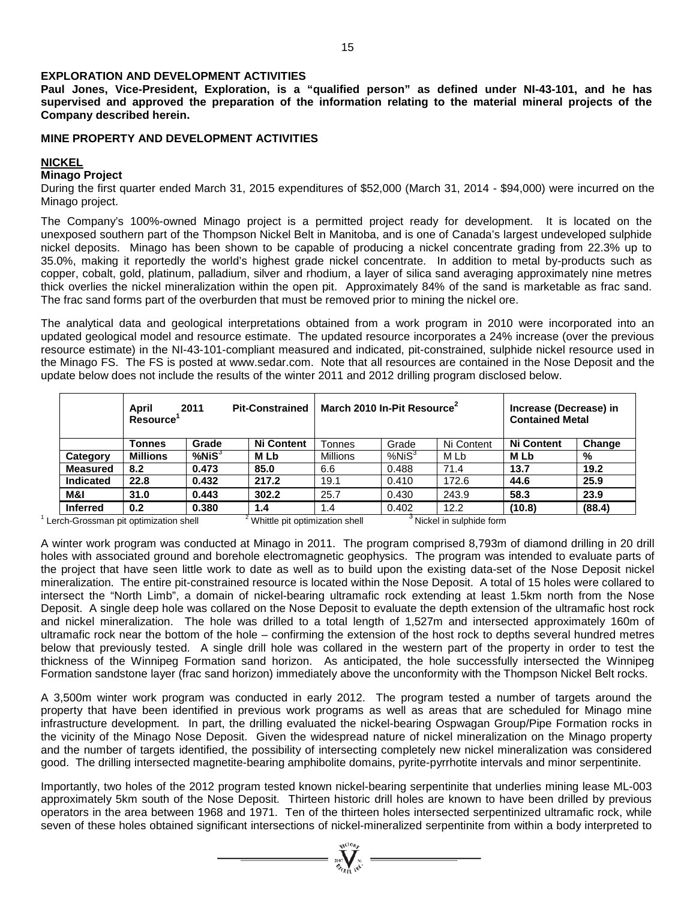## EXPLORATION AND DEVELOPMENT ACTIVITIES

**Paul Jones, Vice-President, Exploration, is a "qualified person" as defined under NI-43-101, and he has supervised and approved the preparation of the information relating to the material mineral projects of the Company described herein.**

## MINE PROPERTY AND DEVELOPMENT ACTIVITIES

### NICKEL

**Minago Project**

During the first quarter ended March 31, 2015 expenditures of \$52,000 (March 31, 2014 - \$94,000) were incurred on the Minago project.

The Company's 100%-owned Minago project is a permitted project ready for development. It is located on the unexposed southern part of the Thompson Nickel Belt in Manitoba, and is one of Canada's largest undeveloped sulphide nickel deposits. Minago has been shown to be capable of producing a nickel concentrate grading from 22.3% up to 35.0%, making it reportedly the world's highest grade nickel concentrate. In addition to metal by-products such as copper, cobalt, gold, platinum, palladium, silver and rhodium, a layer of silica sand averaging approximately nine metres thick overlies the nickel mineralization within the open pit. Approximately 84% of the sand is marketable as frac sand. The frac sand forms part of the overburden that must be removed prior to mining the nickel ore.

The analytical data and geological interpretations obtained from a work program in 2010 were incorporated into an updated geological model and resource estimate. The updated resource incorporates a 24% increase (over the previous resource estimate) in the NI-43-101-compliant measured and indicated, pit-constrained, sulphide nickel resource used in the Minago FS. The FS is posted at www.sedar.com. Note that all resources are contained in the Nose Deposit and the update below does not include the results of the winter 2011 and 2012 drilling program disclosed below.

| | **April 2011 Pit-Constrained Resource[1]** | | | **March 2010 In-Pit Resource[2]** | | | **Increase (Decrease) in Contained Metal** | |
|---|---|---|---|---|---|---|---|---|
| | **Tonnes** | **Grade** | **Ni Content** | Tonnes | Grade | Ni Content | **Ni Content** | **Change** |
| **Category** | **Millions** | **%NiS[3]** | **M Lb** | Millions | %NiS[3] | M Lb | **M Lb** | **%** |
| **Measured** | **8.2** | **0.473** | **85.0** | 6.6 | 0.488 | 71.4 | **13.7** | **19.2** |
| **Indicated** | **22.8** | **0.432** | **217.2** | 19.1 | 0.410 | 172.6 | **44.6** | **25.9** |
| **M&I** | **31.0** | **0.443** | **302.2** | 25.7 | 0.430 | 243.9 | **58.3** | **23.9** |
| **Inferred** | **0.2** | **0.380** | **1.4** | 1.4 | 0.402 | 12.2 | **(10.8)** | **(88.4)** |

[1] Lerch-Grossman pit optimization shell [2] Whittle pit optimization shell [3] Nickel in sulphide form

A winter work program was conducted at Minago in 2011. The program comprised 8,793m of diamond drilling in 20 drill holes with associated ground and borehole electromagnetic geophysics. The program was intended to evaluate parts of the project that have seen little work to date as well as to build upon the existing data-set of the Nose Deposit nickel mineralization. The entire pit-constrained resource is located within the Nose Deposit. A total of 15 holes were collared to intersect the "North Limb", a domain of nickel-bearing ultramafic rock extending at least 1.5km north from the Nose Deposit. A single deep hole was collared on the Nose Deposit to evaluate the depth extension of the ultramafic host rock and nickel mineralization. The hole was drilled to a total length of 1,527m and intersected approximately 160m of ultramafic rock near the bottom of the hole – confirming the extension of the host rock to depths several hundred metres below that previously tested. A single drill hole was collared in the western part of the property in order to test the thickness of the Winnipeg Formation sand horizon. As anticipated, the hole successfully intersected the Winnipeg Formation sandstone layer (frac sand horizon) immediately above the unconformity with the Thompson Nickel Belt rocks.

A 3,500m winter work program was conducted in early 2012. The program tested a number of targets around the property that have been identified in previous work programs as well as areas that are scheduled for Minago mine infrastructure development. In part, the drilling evaluated the nickel-bearing Ospwagan Group/Pipe Formation rocks in the vicinity of the Minago Nose Deposit. Given the widespread nature of nickel mineralization on the Minago property and the number of targets identified, the possibility of intersecting completely new nickel mineralization was considered good. The drilling intersected magnetite-bearing amphibolite domains, pyrite-pyrrhotite intervals and minor serpentinite.

Importantly, two holes of the 2012 program tested known nickel-bearing serpentinite that underlies mining lease ML-003 approximately 5km south of the Nose Deposit. Thirteen historic drill holes are known to have been drilled by previous operators in the area between 1968 and 1971. Ten of the thirteen holes intersected serpentinized ultramafic rock, while seven of these holes obtained significant intersections of nickel-mineralized serpentinite from within a body interpreted to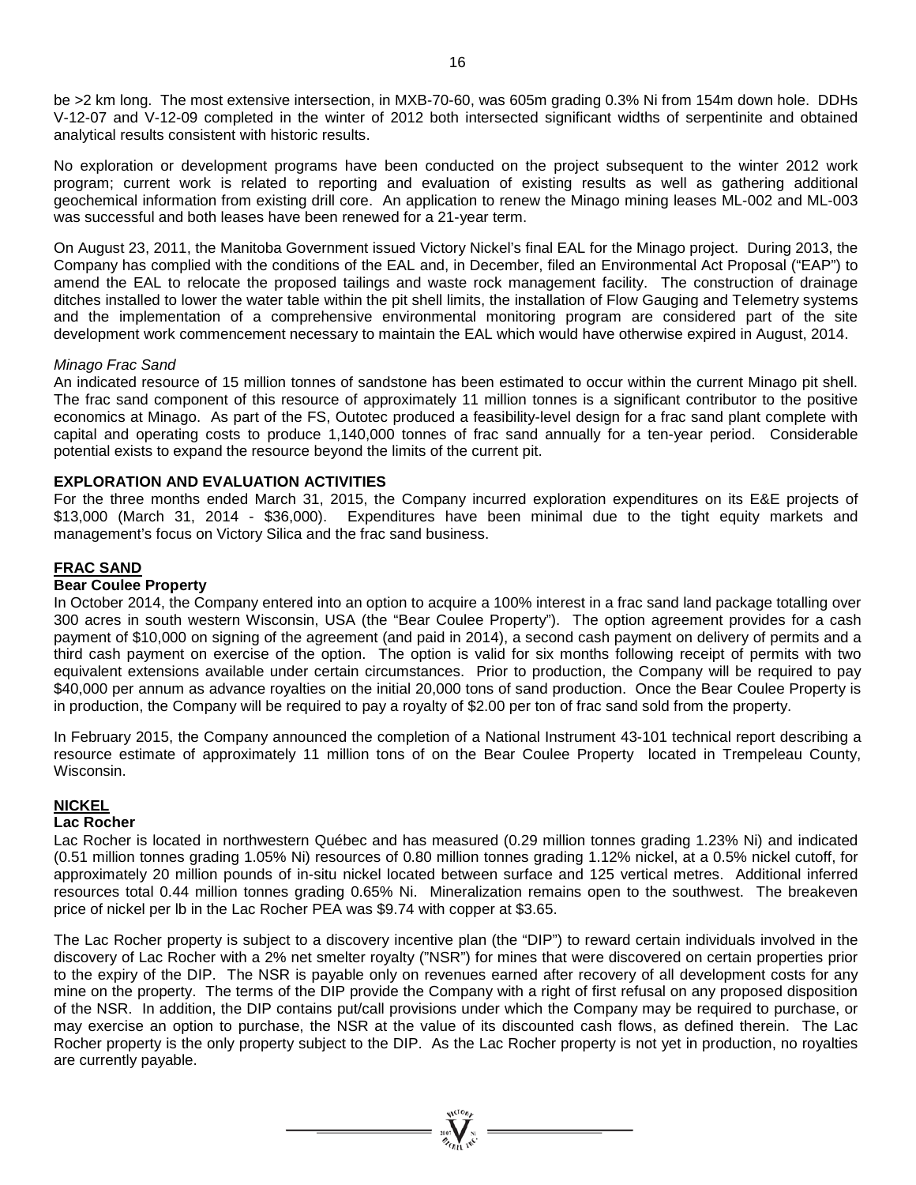be >2 km long. The most extensive intersection, in MXB-70-60, was 605m grading 0.3% Ni from 154m down hole. DDHs V-12-07 and V-12-09 completed in the winter of 2012 both intersected significant widths of serpentinite and obtained analytical results consistent with historic results.

No exploration or development programs have been conducted on the project subsequent to the winter 2012 work program; current work is related to reporting and evaluation of existing results as well as gathering additional geochemical information from existing drill core. An application to renew the Minago mining leases ML-002 and ML-003 was successful and both leases have been renewed for a 21-year term.

On August 23, 2011, the Manitoba Government issued Victory Nickel's final EAL for the Minago project. During 2013, the Company has complied with the conditions of the EAL and, in December, filed an Environmental Act Proposal ("EAP") to amend the EAL to relocate the proposed tailings and waste rock management facility. The construction of drainage ditches installed to lower the water table within the pit shell limits, the installation of Flow Gauging and Telemetry systems and the implementation of a comprehensive environmental monitoring program are considered part of the site development work commencement necessary to maintain the EAL which would have otherwise expired in August, 2014.

*Minago Frac Sand*

An indicated resource of 15 million tonnes of sandstone has been estimated to occur within the current Minago pit shell. The frac sand component of this resource of approximately 11 million tonnes is a significant contributor to the positive economics at Minago. As part of the FS, Outotec produced a feasibility-level design for a frac sand plant complete with capital and operating costs to produce 1,140,000 tonnes of frac sand annually for a ten-year period. Considerable potential exists to expand the resource beyond the limits of the current pit.

**EXPLORATION AND EVALUATION ACTIVITIES**

For the three months ended March 31, 2015, the Company incurred exploration expenditures on its E&E projects of $13,000 (March 31, 2014 - $36,000). Expenditures have been minimal due to the tight equity markets and management's focus on Victory Silica and the frac sand business.

**FRAC SAND**

**Bear Coulee Property**

In October 2014, the Company entered into an option to acquire a 100% interest in a frac sand land package totalling over 300 acres in south western Wisconsin, USA (the "Bear Coulee Property"). The option agreement provides for a cash payment of $10,000 on signing of the agreement (and paid in 2014), a second cash payment on delivery of permits and a third cash payment on exercise of the option. The option is valid for six months following receipt of permits with two equivalent extensions available under certain circumstances. Prior to production, the Company will be required to pay $40,000 per annum as advance royalties on the initial 20,000 tons of sand production. Once the Bear Coulee Property is in production, the Company will be required to pay a royalty of $2.00 per ton of frac sand sold from the property.

In February 2015, the Company announced the completion of a National Instrument 43-101 technical report describing a resource estimate of approximately 11 million tons of on the Bear Coulee Property located in Trempeleau County, Wisconsin.

**NICKEL**

**Lac Rocher**

Lac Rocher is located in northwestern Québec and has measured (0.29 million tonnes grading 1.23% Ni) and indicated (0.51 million tonnes grading 1.05% Ni) resources of 0.80 million tonnes grading 1.12% nickel, at a 0.5% nickel cutoff, for approximately 20 million pounds of in-situ nickel located between surface and 125 vertical metres. Additional inferred resources total 0.44 million tonnes grading 0.65% Ni. Mineralization remains open to the southwest. The breakeven price of nickel per lb in the Lac Rocher PEA was $9.74 with copper at $3.65.

The Lac Rocher property is subject to a discovery incentive plan (the "DIP") to reward certain individuals involved in the discovery of Lac Rocher with a 2% net smelter royalty ("NSR") for mines that were discovered on certain properties prior to the expiry of the DIP. The NSR is payable only on revenues earned after recovery of all development costs for any mine on the property. The terms of the DIP provide the Company with a right of first refusal on any proposed disposition of the NSR. In addition, the DIP contains put/call provisions under which the Company may be required to purchase, or may exercise an option to purchase, the NSR at the value of its discounted cash flows, as defined therein. The Lac Rocher property is the only property subject to the DIP. As the Lac Rocher property is not yet in production, no royalties are currently payable.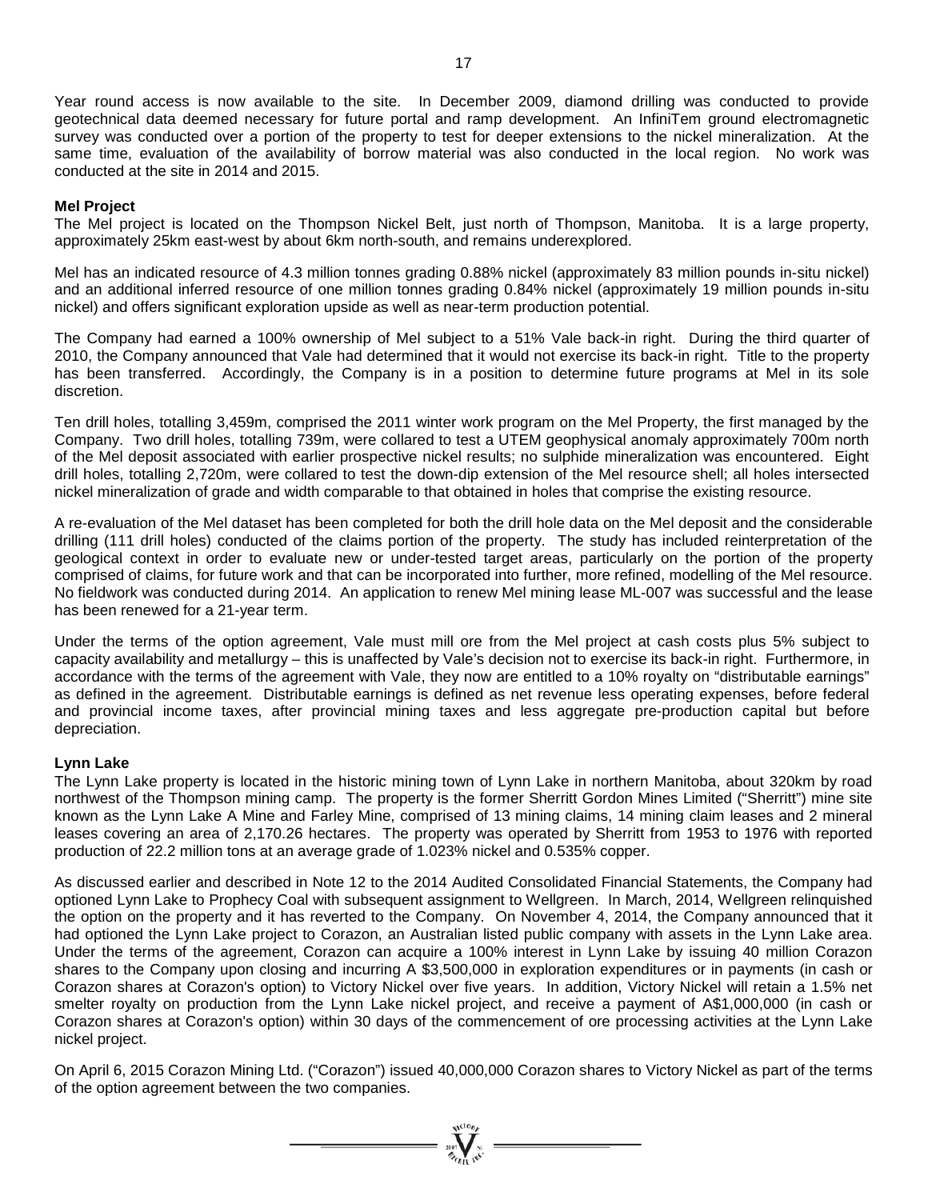Year round access is now available to the site. In December 2009, diamond drilling was conducted to provide geotechnical data deemed necessary for future portal and ramp development. An InfiniTem ground electromagnetic survey was conducted over a portion of the property to test for deeper extensions to the nickel mineralization. At the same time, evaluation of the availability of borrow material was also conducted in the local region. No work was conducted at the site in 2014 and 2015.

**Mel Project**

The Mel project is located on the Thompson Nickel Belt, just north of Thompson, Manitoba. It is a large property, approximately 25km east-west by about 6km north-south, and remains underexplored.

Mel has an indicated resource of 4.3 million tonnes grading 0.88% nickel (approximately 83 million pounds in-situ nickel) and an additional inferred resource of one million tonnes grading 0.84% nickel (approximately 19 million pounds in-situ nickel) and offers significant exploration upside as well as near-term production potential.

The Company had earned a 100% ownership of Mel subject to a 51% Vale back-in right. During the third quarter of 2010, the Company announced that Vale had determined that it would not exercise its back-in right. Title to the property has been transferred. Accordingly, the Company is in a position to determine future programs at Mel in its sole discretion.

Ten drill holes, totalling 3,459m, comprised the 2011 winter work program on the Mel Property, the first managed by the Company. Two drill holes, totalling 739m, were collared to test a UTEM geophysical anomaly approximately 700m north of the Mel deposit associated with earlier prospective nickel results; no sulphide mineralization was encountered. Eight drill holes, totalling 2,720m, were collared to test the down-dip extension of the Mel resource shell; all holes intersected nickel mineralization of grade and width comparable to that obtained in holes that comprise the existing resource.

A re-evaluation of the Mel dataset has been completed for both the drill hole data on the Mel deposit and the considerable drilling (111 drill holes) conducted of the claims portion of the property. The study has included reinterpretation of the geological context in order to evaluate new or under-tested target areas, particularly on the portion of the property comprised of claims, for future work and that can be incorporated into further, more refined, modelling of the Mel resource. No fieldwork was conducted during 2014. An application to renew Mel mining lease ML-007 was successful and the lease has been renewed for a 21-year term.

Under the terms of the option agreement, Vale must mill ore from the Mel project at cash costs plus 5% subject to capacity availability and metallurgy – this is unaffected by Vale's decision not to exercise its back-in right. Furthermore, in accordance with the terms of the agreement with Vale, they now are entitled to a 10% royalty on "distributable earnings" as defined in the agreement. Distributable earnings is defined as net revenue less operating expenses, before federal and provincial income taxes, after provincial mining taxes and less aggregate pre-production capital but before depreciation.

**Lynn Lake**

The Lynn Lake property is located in the historic mining town of Lynn Lake in northern Manitoba, about 320km by road northwest of the Thompson mining camp. The property is the former Sherritt Gordon Mines Limited ("Sherritt") mine site known as the Lynn Lake A Mine and Farley Mine, comprised of 13 mining claims, 14 mining claim leases and 2 mineral leases covering an area of 2,170.26 hectares. The property was operated by Sherritt from 1953 to 1976 with reported production of 22.2 million tons at an average grade of 1.023% nickel and 0.535% copper.

As discussed earlier and described in Note 12 to the 2014 Audited Consolidated Financial Statements, the Company had optioned Lynn Lake to Prophecy Coal with subsequent assignment to Wellgreen. In March, 2014, Wellgreen relinquished the option on the property and it has reverted to the Company. On November 4, 2014, the Company announced that it had optioned the Lynn Lake project to Corazon, an Australian listed public company with assets in the Lynn Lake area. Under the terms of the agreement, Corazon can acquire a 100% interest in Lynn Lake by issuing 40 million Corazon shares to the Company upon closing and incurring A $3,500,000 in exploration expenditures or in payments (in cash or Corazon shares at Corazon's option) to Victory Nickel over five years. In addition, Victory Nickel will retain a 1.5% net smelter royalty on production from the Lynn Lake nickel project, and receive a payment of A$1,000,000 (in cash or Corazon shares at Corazon's option) within 30 days of the commencement of ore processing activities at the Lynn Lake nickel project.

On April 6, 2015 Corazon Mining Ltd. ("Corazon") issued 40,000,000 Corazon shares to Victory Nickel as part of the terms of the option agreement between the two companies.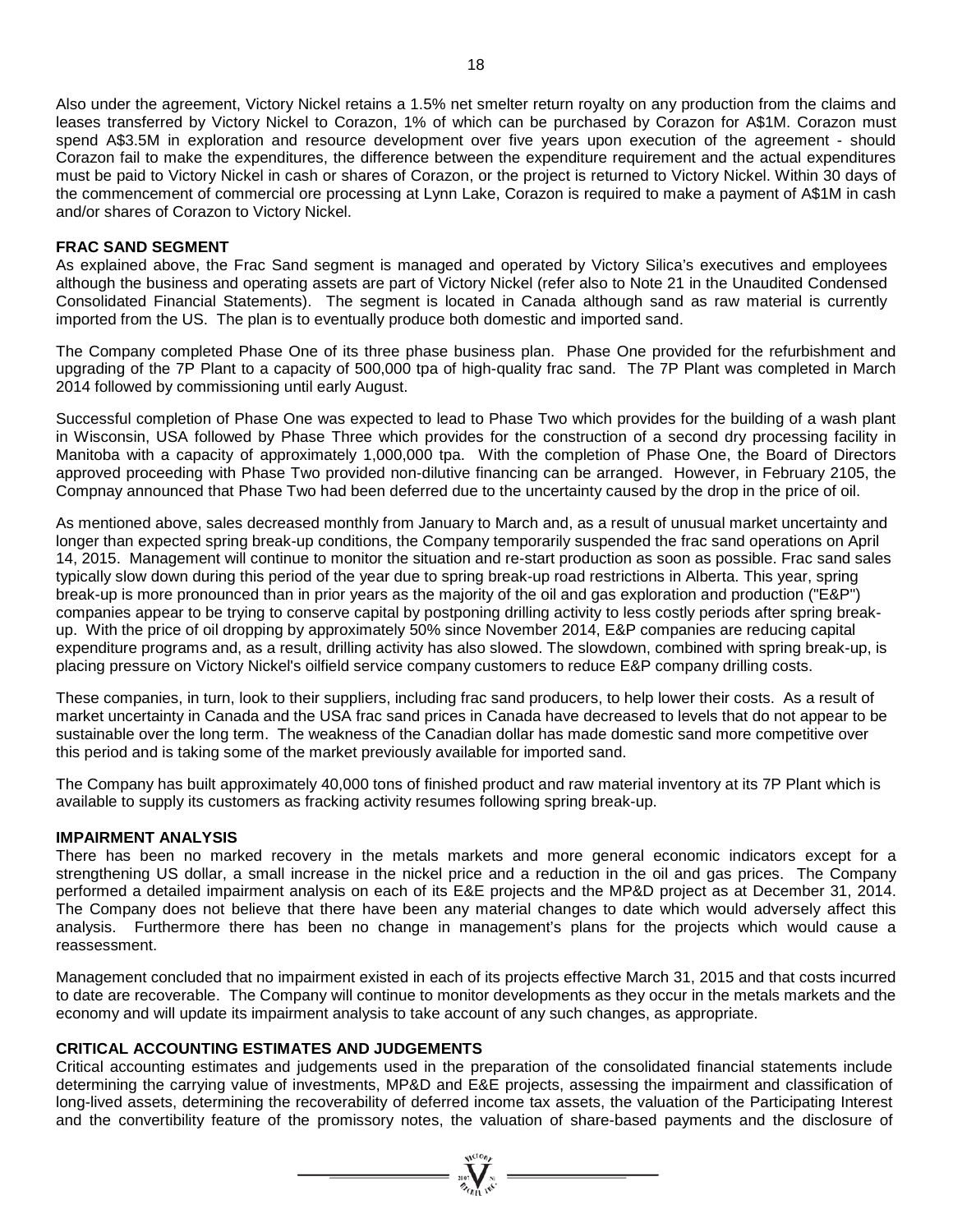Also under the agreement, Victory Nickel retains a 1.5% net smelter return royalty on any production from the claims and leases transferred by Victory Nickel to Corazon, 1% of which can be purchased by Corazon for A$1M. Corazon must spend A$3.5M in exploration and resource development over five years upon execution of the agreement - should Corazon fail to make the expenditures, the difference between the expenditure requirement and the actual expenditures must be paid to Victory Nickel in cash or shares of Corazon, or the project is returned to Victory Nickel. Within 30 days of the commencement of commercial ore processing at Lynn Lake, Corazon is required to make a payment of A$1M in cash and/or shares of Corazon to Victory Nickel.

**FRAC SAND SEGMENT**

As explained above, the Frac Sand segment is managed and operated by Victory Silica's executives and employees although the business and operating assets are part of Victory Nickel (refer also to Note 21 in the Unaudited Condensed Consolidated Financial Statements). The segment is located in Canada although sand as raw material is currently imported from the US. The plan is to eventually produce both domestic and imported sand.

The Company completed Phase One of its three phase business plan. Phase One provided for the refurbishment and upgrading of the 7P Plant to a capacity of 500,000 tpa of high-quality frac sand. The 7P Plant was completed in March 2014 followed by commissioning until early August.

Successful completion of Phase One was expected to lead to Phase Two which provides for the building of a wash plant in Wisconsin, USA followed by Phase Three which provides for the construction of a second dry processing facility in Manitoba with a capacity of approximately 1,000,000 tpa. With the completion of Phase One, the Board of Directors approved proceeding with Phase Two provided non-dilutive financing can be arranged. However, in February 2105, the Compnay announced that Phase Two had been deferred due to the uncertainty caused by the drop in the price of oil.

As mentioned above, sales decreased monthly from January to March and, as a result of unusual market uncertainty and longer than expected spring break-up conditions, the Company temporarily suspended the frac sand operations on April 14, 2015. Management will continue to monitor the situation and re-start production as soon as possible. Frac sand sales typically slow down during this period of the year due to spring break-up road restrictions in Alberta. This year, spring break-up is more pronounced than in prior years as the majority of the oil and gas exploration and production ("E&P") companies appear to be trying to conserve capital by postponing drilling activity to less costly periods after spring break-up. With the price of oil dropping by approximately 50% since November 2014, E&P companies are reducing capital expenditure programs and, as a result, drilling activity has also slowed. The slowdown, combined with spring break-up, is placing pressure on Victory Nickel's oilfield service company customers to reduce E&P company drilling costs.

These companies, in turn, look to their suppliers, including frac sand producers, to help lower their costs. As a result of market uncertainty in Canada and the USA frac sand prices in Canada have decreased to levels that do not appear to be sustainable over the long term. The weakness of the Canadian dollar has made domestic sand more competitive over this period and is taking some of the market previously available for imported sand.

The Company has built approximately 40,000 tons of finished product and raw material inventory at its 7P Plant which is available to supply its customers as fracking activity resumes following spring break-up.

**IMPAIRMENT ANALYSIS**

There has been no marked recovery in the metals markets and more general economic indicators except for a strengthening US dollar, a small increase in the nickel price and a reduction in the oil and gas prices. The Company performed a detailed impairment analysis on each of its E&E projects and the MP&D project as at December 31, 2014. The Company does not believe that there have been any material changes to date which would adversely affect this analysis. Furthermore there has been no change in management's plans for the projects which would cause a reassessment.

Management concluded that no impairment existed in each of its projects effective March 31, 2015 and that costs incurred to date are recoverable. The Company will continue to monitor developments as they occur in the metals markets and the economy and will update its impairment analysis to take account of any such changes, as appropriate.

**CRITICAL ACCOUNTING ESTIMATES AND JUDGEMENTS**

Critical accounting estimates and judgements used in the preparation of the consolidated financial statements include determining the carrying value of investments, MP&D and E&E projects, assessing the impairment and classification of long-lived assets, determining the recoverability of deferred income tax assets, the valuation of the Participating Interest and the convertibility feature of the promissory notes, the valuation of share-based payments and the disclosure of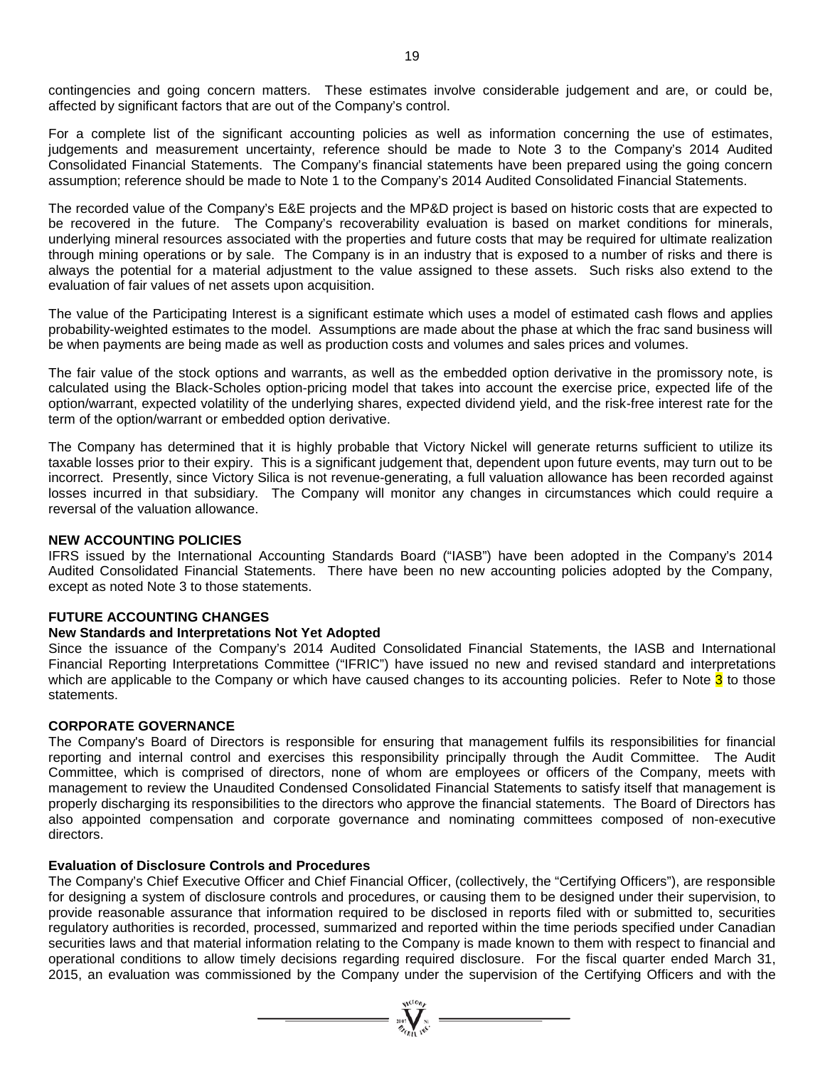contingencies and going concern matters. These estimates involve considerable judgement and are, or could be, affected by significant factors that are out of the Company's control.

For a complete list of the significant accounting policies as well as information concerning the use of estimates, judgements and measurement uncertainty, reference should be made to Note 3 to the Company's 2014 Audited Consolidated Financial Statements. The Company's financial statements have been prepared using the going concern assumption; reference should be made to Note 1 to the Company's 2014 Audited Consolidated Financial Statements.

The recorded value of the Company's E&E projects and the MP&D project is based on historic costs that are expected to be recovered in the future. The Company's recoverability evaluation is based on market conditions for minerals, underlying mineral resources associated with the properties and future costs that may be required for ultimate realization through mining operations or by sale. The Company is in an industry that is exposed to a number of risks and there is always the potential for a material adjustment to the value assigned to these assets. Such risks also extend to the evaluation of fair values of net assets upon acquisition.

The value of the Participating Interest is a significant estimate which uses a model of estimated cash flows and applies probability-weighted estimates to the model. Assumptions are made about the phase at which the frac sand business will be when payments are being made as well as production costs and volumes and sales prices and volumes.

The fair value of the stock options and warrants, as well as the embedded option derivative in the promissory note, is calculated using the Black-Scholes option-pricing model that takes into account the exercise price, expected life of the option/warrant, expected volatility of the underlying shares, expected dividend yield, and the risk-free interest rate for the term of the option/warrant or embedded option derivative.

The Company has determined that it is highly probable that Victory Nickel will generate returns sufficient to utilize its taxable losses prior to their expiry. This is a significant judgement that, dependent upon future events, may turn out to be incorrect. Presently, since Victory Silica is not revenue-generating, a full valuation allowance has been recorded against losses incurred in that subsidiary. The Company will monitor any changes in circumstances which could require a reversal of the valuation allowance.

**NEW ACCOUNTING POLICIES**

IFRS issued by the International Accounting Standards Board ("IASB") have been adopted in the Company's 2014 Audited Consolidated Financial Statements. There have been no new accounting policies adopted by the Company, except as noted Note 3 to those statements.

**FUTURE ACCOUNTING CHANGES**

**New Standards and Interpretations Not Yet Adopted**

Since the issuance of the Company's 2014 Audited Consolidated Financial Statements, the IASB and International Financial Reporting Interpretations Committee ("IFRIC") have issued no new and revised standard and interpretations which are applicable to the Company or which have caused changes to its accounting policies. Refer to Note 3 to those statements.

**CORPORATE GOVERNANCE**

The Company's Board of Directors is responsible for ensuring that management fulfils its responsibilities for financial reporting and internal control and exercises this responsibility principally through the Audit Committee. The Audit Committee, which is comprised of directors, none of whom are employees or officers of the Company, meets with management to review the Unaudited Condensed Consolidated Financial Statements to satisfy itself that management is properly discharging its responsibilities to the directors who approve the financial statements. The Board of Directors has also appointed compensation and corporate governance and nominating committees composed of non-executive directors.

**Evaluation of Disclosure Controls and Procedures**

The Company's Chief Executive Officer and Chief Financial Officer, (collectively, the "Certifying Officers"), are responsible for designing a system of disclosure controls and procedures, or causing them to be designed under their supervision, to provide reasonable assurance that information required to be disclosed in reports filed with or submitted to, securities regulatory authorities is recorded, processed, summarized and reported within the time periods specified under Canadian securities laws and that material information relating to the Company is made known to them with respect to financial and operational conditions to allow timely decisions regarding required disclosure. For the fiscal quarter ended March 31, 2015, an evaluation was commissioned by the Company under the supervision of the Certifying Officers and with the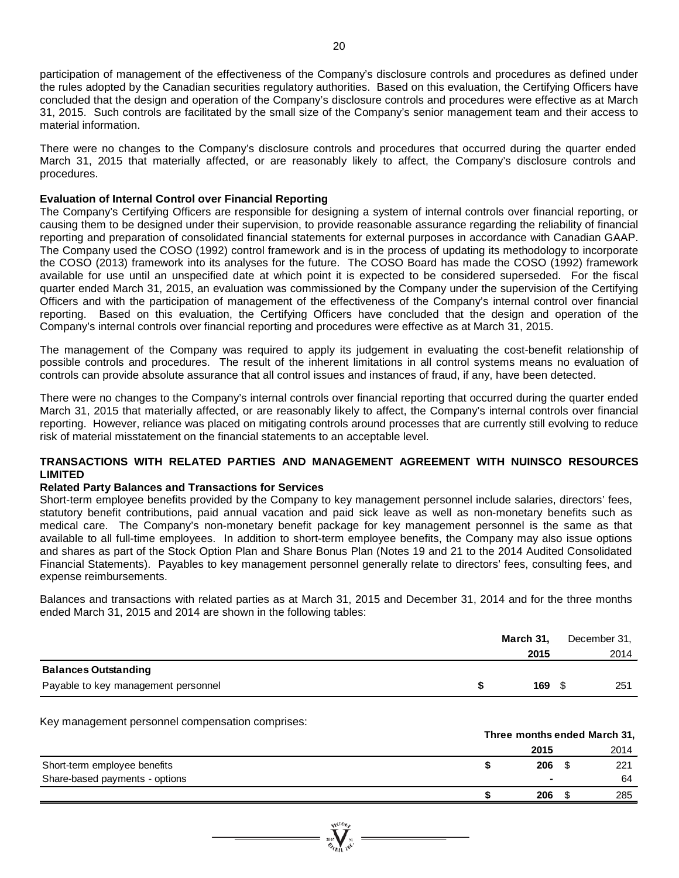participation of management of the effectiveness of the Company's disclosure controls and procedures as defined under the rules adopted by the Canadian securities regulatory authorities. Based on this evaluation, the Certifying Officers have concluded that the design and operation of the Company's disclosure controls and procedures were effective as at March 31, 2015. Such controls are facilitated by the small size of the Company's senior management team and their access to material information.

There were no changes to the Company's disclosure controls and procedures that occurred during the quarter ended March 31, 2015 that materially affected, or are reasonably likely to affect, the Company's disclosure controls and procedures.

**Evaluation of Internal Control over Financial Reporting**

The Company's Certifying Officers are responsible for designing a system of internal controls over financial reporting, or causing them to be designed under their supervision, to provide reasonable assurance regarding the reliability of financial reporting and preparation of consolidated financial statements for external purposes in accordance with Canadian GAAP. The Company used the COSO (1992) control framework and is in the process of updating its methodology to incorporate the COSO (2013) framework into its analyses for the future. The COSO Board has made the COSO (1992) framework available for use until an unspecified date at which point it is expected to be considered superseded. For the fiscal quarter ended March 31, 2015, an evaluation was commissioned by the Company under the supervision of the Certifying Officers and with the participation of management of the effectiveness of the Company's internal control over financial reporting. Based on this evaluation, the Certifying Officers have concluded that the design and operation of the Company's internal controls over financial reporting and procedures were effective as at March 31, 2015.

The management of the Company was required to apply its judgement in evaluating the cost-benefit relationship of possible controls and procedures. The result of the inherent limitations in all control systems means no evaluation of controls can provide absolute assurance that all control issues and instances of fraud, if any, have been detected.

There were no changes to the Company's internal controls over financial reporting that occurred during the quarter ended March 31, 2015 that materially affected, or are reasonably likely to affect, the Company's internal controls over financial reporting. However, reliance was placed on mitigating controls around processes that are currently still evolving to reduce risk of material misstatement on the financial statements to an acceptable level.

## TRANSACTIONS WITH RELATED PARTIES AND MANAGEMENT AGREEMENT WITH NUINSCO RESOURCES LIMITED

**Related Party Balances and Transactions for Services**

Short-term employee benefits provided by the Company to key management personnel include salaries, directors' fees, statutory benefit contributions, paid annual vacation and paid sick leave as well as non-monetary benefits such as medical care. The Company's non-monetary benefit package for key management personnel is the same as that available to all full-time employees. In addition to short-term employee benefits, the Company may also issue options and shares as part of the Stock Option Plan and Share Bonus Plan (Notes 19 and 21 to the 2014 Audited Consolidated Financial Statements). Payables to key management personnel generally relate to directors' fees, consulting fees, and expense reimbursements.

Balances and transactions with related parties as at March 31, 2015 and December 31, 2014 and for the three months ended March 31, 2015 and 2014 are shown in the following tables:

| | **March 31, 2015** | December 31, 2014 |
|---|---|---|
| **Balances Outstanding** | | |
| Payable to key management personnel | **$ 169** | $ 251 |

Key management personnel compensation comprises:

| | **Three months ended March 31,** | |
|---|---|---|
| | **2015** | 2014 |
| Short-term employee benefits | **$ 206** | $ 221 |
| Share-based payments - options | **-** | 64 |
| | **$ 206** | $ 285 |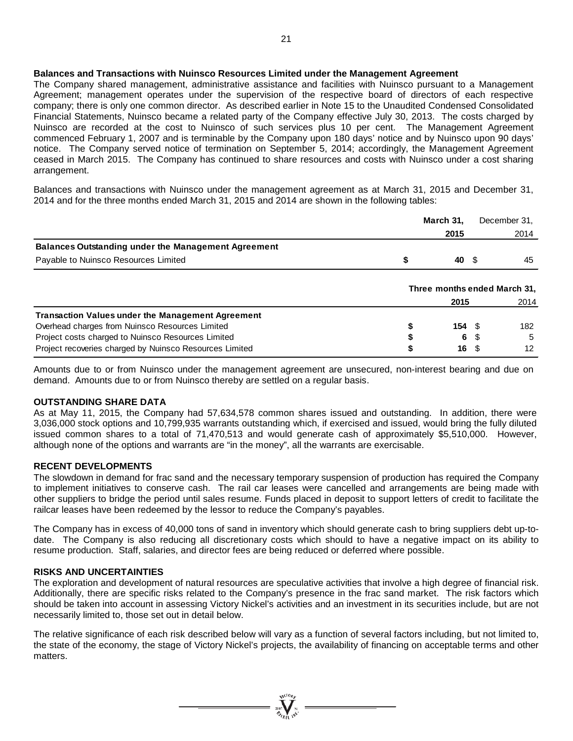**Balances and Transactions with Nuinsco Resources Limited under the Management Agreement**

The Company shared management, administrative assistance and facilities with Nuinsco pursuant to a Management Agreement; management operates under the supervision of the respective board of directors of each respective company; there is only one common director. As described earlier in Note 15 to the Unaudited Condensed Consolidated Financial Statements, Nuinsco became a related party of the Company effective July 30, 2013. The costs charged by Nuinsco are recorded at the cost to Nuinsco of such services plus 10 per cent. The Management Agreement commenced February 1, 2007 and is terminable by the Company upon 180 days' notice and by Nuinsco upon 90 days' notice. The Company served notice of termination on September 5, 2014; accordingly, the Management Agreement ceased in March 2015. The Company has continued to share resources and costs with Nuinsco under a cost sharing arrangement.

Balances and transactions with Nuinsco under the management agreement as at March 31, 2015 and December 31, 2014 and for the three months ended March 31, 2015 and 2014 are shown in the following tables:

| | March 31, 2015 | December 31, 2014 |
|---|---|---|
| **Balances Outstanding under the Management Agreement** | | |
| Payable to Nuinsco Resources Limited | $ 40 | $ 45 |

| | Three months ended March 31, | |
|---|---|---|
| | 2015 | 2014 |
| **Transaction Values under the Management Agreement** | | |
| Overhead charges from Nuinsco Resources Limited | $ 154 | $ 182 |
| Project costs charged to Nuinsco Resources Limited | $ 6 | $ 5 |
| Project recoveries charged by Nuinsco Resources Limited | $ 16 | $ 12 |

Amounts due to or from Nuinsco under the management agreement are unsecured, non-interest bearing and due on demand. Amounts due to or from Nuinsco thereby are settled on a regular basis.

**OUTSTANDING SHARE DATA**

As at May 11, 2015, the Company had 57,634,578 common shares issued and outstanding. In addition, there were 3,036,000 stock options and 10,799,935 warrants outstanding which, if exercised and issued, would bring the fully diluted issued common shares to a total of 71,470,513 and would generate cash of approximately $5,510,000. However, although none of the options and warrants are "in the money", all the warrants are exercisable.

**RECENT DEVELOPMENTS**

The slowdown in demand for frac sand and the necessary temporary suspension of production has required the Company to implement initiatives to conserve cash. The rail car leases were cancelled and arrangements are being made with other suppliers to bridge the period until sales resume. Funds placed in deposit to support letters of credit to facilitate the railcar leases have been redeemed by the lessor to reduce the Company's payables.

The Company has in excess of 40,000 tons of sand in inventory which should generate cash to bring suppliers debt up-to-date. The Company is also reducing all discretionary costs which should to have a negative impact on its ability to resume production. Staff, salaries, and director fees are being reduced or deferred where possible.

**RISKS AND UNCERTAINTIES**

The exploration and development of natural resources are speculative activities that involve a high degree of financial risk. Additionally, there are specific risks related to the Company's presence in the frac sand market. The risk factors which should be taken into account in assessing Victory Nickel's activities and an investment in its securities include, but are not necessarily limited to, those set out in detail below.

The relative significance of each risk described below will vary as a function of several factors including, but not limited to, the state of the economy, the stage of Victory Nickel's projects, the availability of financing on acceptable terms and other matters.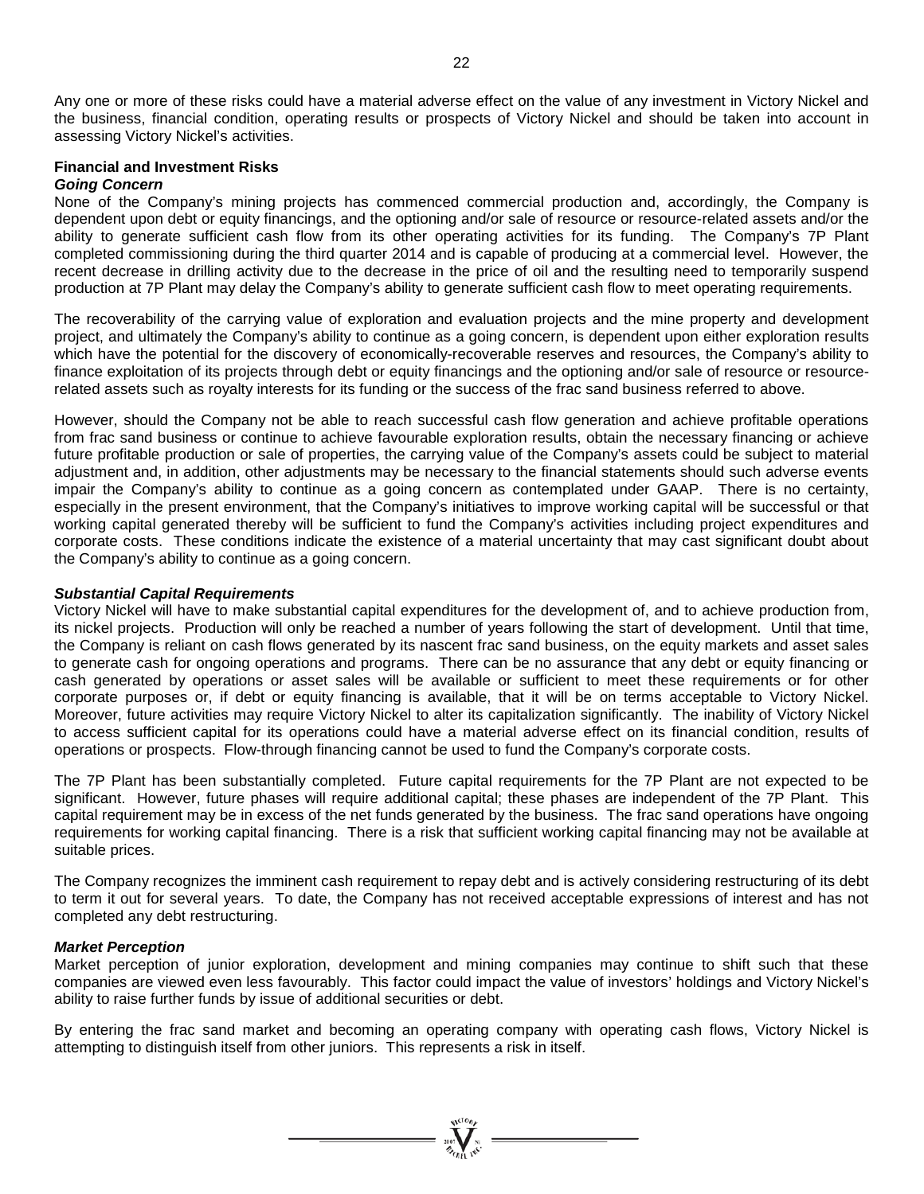Any one or more of these risks could have a material adverse effect on the value of any investment in Victory Nickel and the business, financial condition, operating results or prospects of Victory Nickel and should be taken into account in assessing Victory Nickel's activities.

**Financial and Investment Risks**

***Going Concern***

None of the Company's mining projects has commenced commercial production and, accordingly, the Company is dependent upon debt or equity financings, and the optioning and/or sale of resource or resource-related assets and/or the ability to generate sufficient cash flow from its other operating activities for its funding. The Company's 7P Plant completed commissioning during the third quarter 2014 and is capable of producing at a commercial level. However, the recent decrease in drilling activity due to the decrease in the price of oil and the resulting need to temporarily suspend production at 7P Plant may delay the Company's ability to generate sufficient cash flow to meet operating requirements.

The recoverability of the carrying value of exploration and evaluation projects and the mine property and development project, and ultimately the Company's ability to continue as a going concern, is dependent upon either exploration results which have the potential for the discovery of economically-recoverable reserves and resources, the Company's ability to finance exploitation of its projects through debt or equity financings and the optioning and/or sale of resource or resource-related assets such as royalty interests for its funding or the success of the frac sand business referred to above.

However, should the Company not be able to reach successful cash flow generation and achieve profitable operations from frac sand business or continue to achieve favourable exploration results, obtain the necessary financing or achieve future profitable production or sale of properties, the carrying value of the Company's assets could be subject to material adjustment and, in addition, other adjustments may be necessary to the financial statements should such adverse events impair the Company's ability to continue as a going concern as contemplated under GAAP. There is no certainty, especially in the present environment, that the Company's initiatives to improve working capital will be successful or that working capital generated thereby will be sufficient to fund the Company's activities including project expenditures and corporate costs. These conditions indicate the existence of a material uncertainty that may cast significant doubt about the Company's ability to continue as a going concern.

***Substantial Capital Requirements***

Victory Nickel will have to make substantial capital expenditures for the development of, and to achieve production from, its nickel projects. Production will only be reached a number of years following the start of development. Until that time, the Company is reliant on cash flows generated by its nascent frac sand business, on the equity markets and asset sales to generate cash for ongoing operations and programs. There can be no assurance that any debt or equity financing or cash generated by operations or asset sales will be available or sufficient to meet these requirements or for other corporate purposes or, if debt or equity financing is available, that it will be on terms acceptable to Victory Nickel. Moreover, future activities may require Victory Nickel to alter its capitalization significantly. The inability of Victory Nickel to access sufficient capital for its operations could have a material adverse effect on its financial condition, results of operations or prospects. Flow-through financing cannot be used to fund the Company's corporate costs.

The 7P Plant has been substantially completed. Future capital requirements for the 7P Plant are not expected to be significant. However, future phases will require additional capital; these phases are independent of the 7P Plant. This capital requirement may be in excess of the net funds generated by the business. The frac sand operations have ongoing requirements for working capital financing. There is a risk that sufficient working capital financing may not be available at suitable prices.

The Company recognizes the imminent cash requirement to repay debt and is actively considering restructuring of its debt to term it out for several years. To date, the Company has not received acceptable expressions of interest and has not completed any debt restructuring.

***Market Perception***

Market perception of junior exploration, development and mining companies may continue to shift such that these companies are viewed even less favourably. This factor could impact the value of investors' holdings and Victory Nickel's ability to raise further funds by issue of additional securities or debt.

By entering the frac sand market and becoming an operating company with operating cash flows, Victory Nickel is attempting to distinguish itself from other juniors. This represents a risk in itself.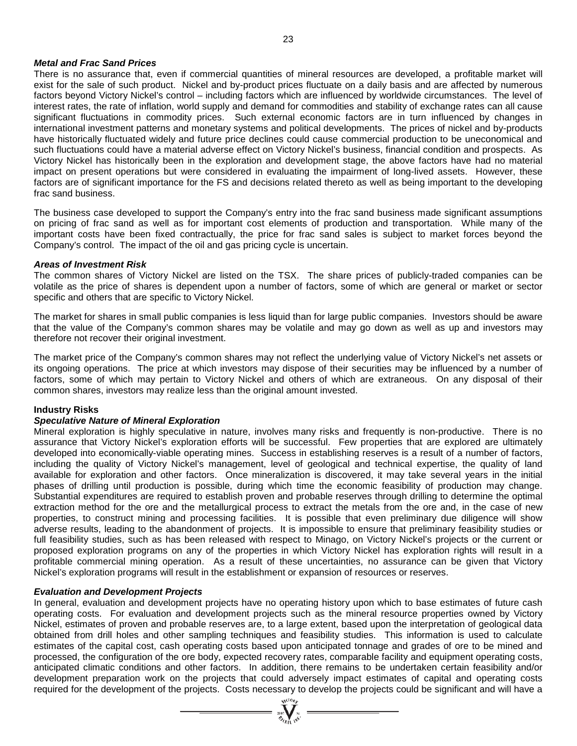***Metal and Frac Sand Prices***

There is no assurance that, even if commercial quantities of mineral resources are developed, a profitable market will exist for the sale of such product. Nickel and by-product prices fluctuate on a daily basis and are affected by numerous factors beyond Victory Nickel's control – including factors which are influenced by worldwide circumstances. The level of interest rates, the rate of inflation, world supply and demand for commodities and stability of exchange rates can all cause significant fluctuations in commodity prices. Such external economic factors are in turn influenced by changes in international investment patterns and monetary systems and political developments. The prices of nickel and by-products have historically fluctuated widely and future price declines could cause commercial production to be uneconomical and such fluctuations could have a material adverse effect on Victory Nickel's business, financial condition and prospects. As Victory Nickel has historically been in the exploration and development stage, the above factors have had no material impact on present operations but were considered in evaluating the impairment of long-lived assets. However, these factors are of significant importance for the FS and decisions related thereto as well as being important to the developing frac sand business.

The business case developed to support the Company's entry into the frac sand business made significant assumptions on pricing of frac sand as well as for important cost elements of production and transportation. While many of the important costs have been fixed contractually, the price for frac sand sales is subject to market forces beyond the Company's control. The impact of the oil and gas pricing cycle is uncertain.

***Areas of Investment Risk***

The common shares of Victory Nickel are listed on the TSX. The share prices of publicly-traded companies can be volatile as the price of shares is dependent upon a number of factors, some of which are general or market or sector specific and others that are specific to Victory Nickel.

The market for shares in small public companies is less liquid than for large public companies. Investors should be aware that the value of the Company's common shares may be volatile and may go down as well as up and investors may therefore not recover their original investment.

The market price of the Company's common shares may not reflect the underlying value of Victory Nickel's net assets or its ongoing operations. The price at which investors may dispose of their securities may be influenced by a number of factors, some of which may pertain to Victory Nickel and others of which are extraneous. On any disposal of their common shares, investors may realize less than the original amount invested.

**Industry Risks**

***Speculative Nature of Mineral Exploration***

Mineral exploration is highly speculative in nature, involves many risks and frequently is non-productive. There is no assurance that Victory Nickel's exploration efforts will be successful. Few properties that are explored are ultimately developed into economically-viable operating mines. Success in establishing reserves is a result of a number of factors, including the quality of Victory Nickel's management, level of geological and technical expertise, the quality of land available for exploration and other factors. Once mineralization is discovered, it may take several years in the initial phases of drilling until production is possible, during which time the economic feasibility of production may change. Substantial expenditures are required to establish proven and probable reserves through drilling to determine the optimal extraction method for the ore and the metallurgical process to extract the metals from the ore and, in the case of new properties, to construct mining and processing facilities. It is possible that even preliminary due diligence will show adverse results, leading to the abandonment of projects. It is impossible to ensure that preliminary feasibility studies or full feasibility studies, such as has been released with respect to Minago, on Victory Nickel's projects or the current or proposed exploration programs on any of the properties in which Victory Nickel has exploration rights will result in a profitable commercial mining operation. As a result of these uncertainties, no assurance can be given that Victory Nickel's exploration programs will result in the establishment or expansion of resources or reserves.

***Evaluation and Development Projects***

In general, evaluation and development projects have no operating history upon which to base estimates of future cash operating costs. For evaluation and development projects such as the mineral resource properties owned by Victory Nickel, estimates of proven and probable reserves are, to a large extent, based upon the interpretation of geological data obtained from drill holes and other sampling techniques and feasibility studies. This information is used to calculate estimates of the capital cost, cash operating costs based upon anticipated tonnage and grades of ore to be mined and processed, the configuration of the ore body, expected recovery rates, comparable facility and equipment operating costs, anticipated climatic conditions and other factors. In addition, there remains to be undertaken certain feasibility and/or development preparation work on the projects that could adversely impact estimates of capital and operating costs required for the development of the projects. Costs necessary to develop the projects could be significant and will have a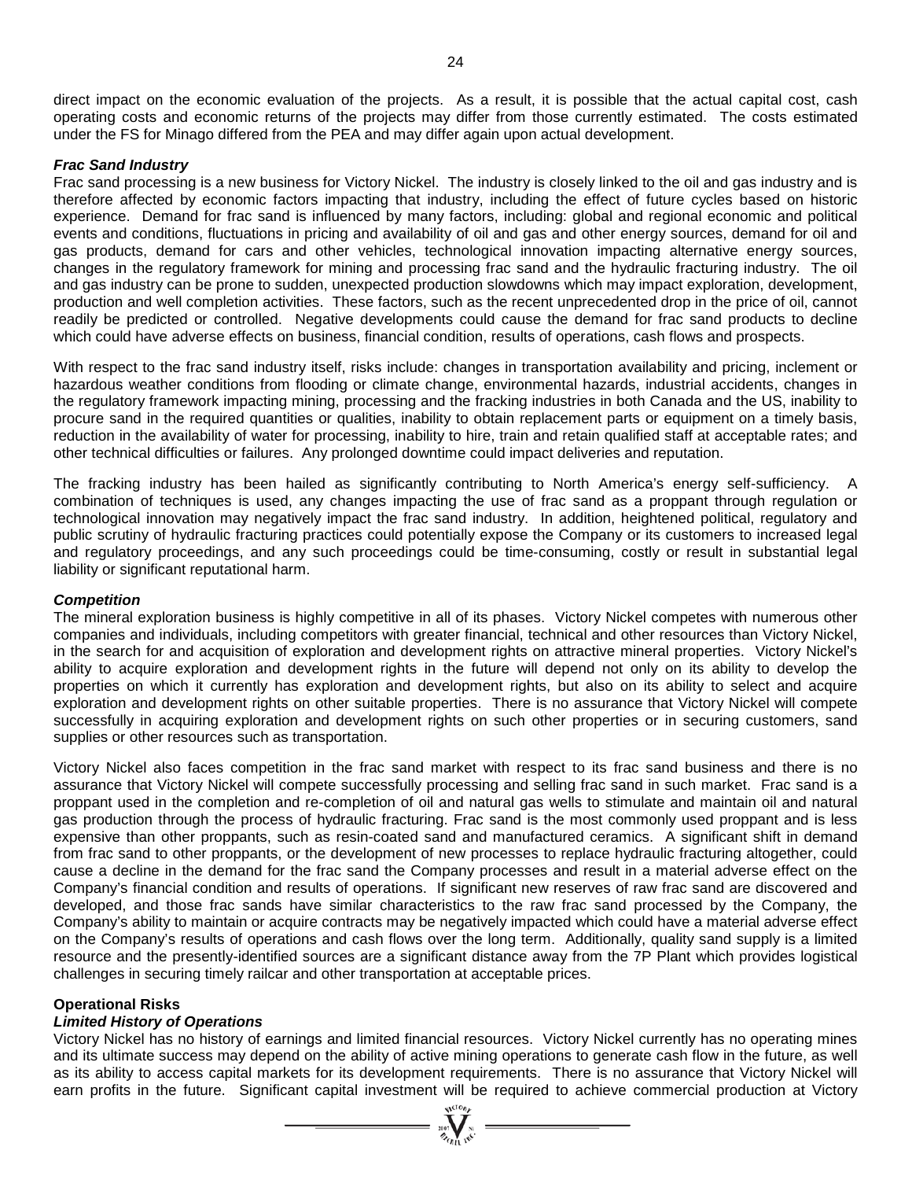direct impact on the economic evaluation of the projects. As a result, it is possible that the actual capital cost, cash operating costs and economic returns of the projects may differ from those currently estimated. The costs estimated under the FS for Minago differed from the PEA and may differ again upon actual development.

***Frac Sand Industry***

Frac sand processing is a new business for Victory Nickel. The industry is closely linked to the oil and gas industry and is therefore affected by economic factors impacting that industry, including the effect of future cycles based on historic experience. Demand for frac sand is influenced by many factors, including: global and regional economic and political events and conditions, fluctuations in pricing and availability of oil and gas and other energy sources, demand for oil and gas products, demand for cars and other vehicles, technological innovation impacting alternative energy sources, changes in the regulatory framework for mining and processing frac sand and the hydraulic fracturing industry. The oil and gas industry can be prone to sudden, unexpected production slowdowns which may impact exploration, development, production and well completion activities. These factors, such as the recent unprecedented drop in the price of oil, cannot readily be predicted or controlled. Negative developments could cause the demand for frac sand products to decline which could have adverse effects on business, financial condition, results of operations, cash flows and prospects.

With respect to the frac sand industry itself, risks include: changes in transportation availability and pricing, inclement or hazardous weather conditions from flooding or climate change, environmental hazards, industrial accidents, changes in the regulatory framework impacting mining, processing and the fracking industries in both Canada and the US, inability to procure sand in the required quantities or qualities, inability to obtain replacement parts or equipment on a timely basis, reduction in the availability of water for processing, inability to hire, train and retain qualified staff at acceptable rates; and other technical difficulties or failures. Any prolonged downtime could impact deliveries and reputation.

The fracking industry has been hailed as significantly contributing to North America's energy self-sufficiency. A combination of techniques is used, any changes impacting the use of frac sand as a proppant through regulation or technological innovation may negatively impact the frac sand industry. In addition, heightened political, regulatory and public scrutiny of hydraulic fracturing practices could potentially expose the Company or its customers to increased legal and regulatory proceedings, and any such proceedings could be time-consuming, costly or result in substantial legal liability or significant reputational harm.

***Competition***

The mineral exploration business is highly competitive in all of its phases. Victory Nickel competes with numerous other companies and individuals, including competitors with greater financial, technical and other resources than Victory Nickel, in the search for and acquisition of exploration and development rights on attractive mineral properties. Victory Nickel's ability to acquire exploration and development rights in the future will depend not only on its ability to develop the properties on which it currently has exploration and development rights, but also on its ability to select and acquire exploration and development rights on other suitable properties. There is no assurance that Victory Nickel will compete successfully in acquiring exploration and development rights on such other properties or in securing customers, sand supplies or other resources such as transportation.

Victory Nickel also faces competition in the frac sand market with respect to its frac sand business and there is no assurance that Victory Nickel will compete successfully processing and selling frac sand in such market. Frac sand is a proppant used in the completion and re-completion of oil and natural gas wells to stimulate and maintain oil and natural gas production through the process of hydraulic fracturing. Frac sand is the most commonly used proppant and is less expensive than other proppants, such as resin-coated sand and manufactured ceramics. A significant shift in demand from frac sand to other proppants, or the development of new processes to replace hydraulic fracturing altogether, could cause a decline in the demand for the frac sand the Company processes and result in a material adverse effect on the Company's financial condition and results of operations. If significant new reserves of raw frac sand are discovered and developed, and those frac sands have similar characteristics to the raw frac sand processed by the Company, the Company's ability to maintain or acquire contracts may be negatively impacted which could have a material adverse effect on the Company's results of operations and cash flows over the long term. Additionally, quality sand supply is a limited resource and the presently-identified sources are a significant distance away from the 7P Plant which provides logistical challenges in securing timely railcar and other transportation at acceptable prices.

**Operational Risks**

***Limited History of Operations***

Victory Nickel has no history of earnings and limited financial resources. Victory Nickel currently has no operating mines and its ultimate success may depend on the ability of active mining operations to generate cash flow in the future, as well as its ability to access capital markets for its development requirements. There is no assurance that Victory Nickel will earn profits in the future. Significant capital investment will be required to achieve commercial production at Victory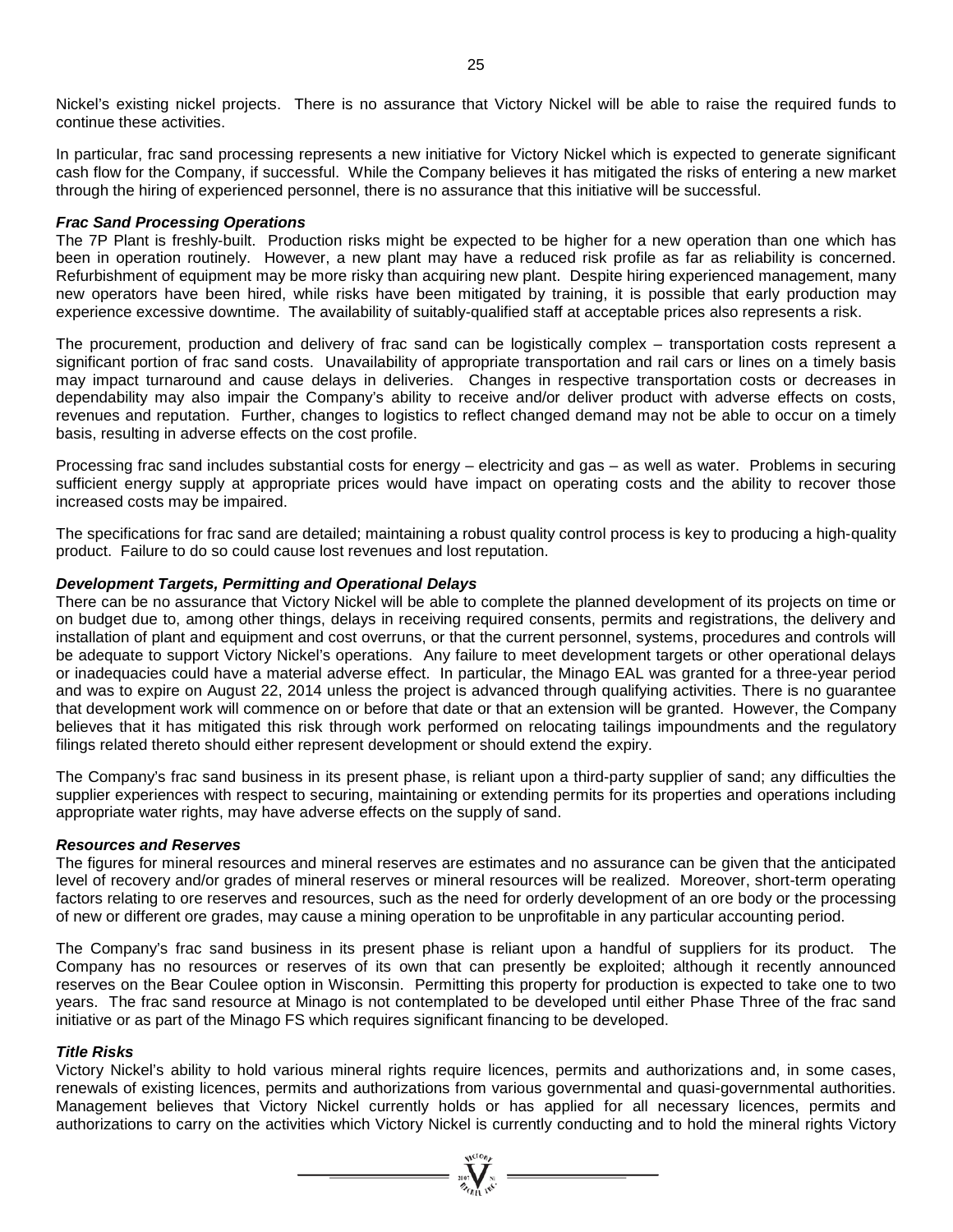Nickel's existing nickel projects. There is no assurance that Victory Nickel will be able to raise the required funds to continue these activities.

In particular, frac sand processing represents a new initiative for Victory Nickel which is expected to generate significant cash flow for the Company, if successful. While the Company believes it has mitigated the risks of entering a new market through the hiring of experienced personnel, there is no assurance that this initiative will be successful.

***Frac Sand Processing Operations***

The 7P Plant is freshly-built. Production risks might be expected to be higher for a new operation than one which has been in operation routinely. However, a new plant may have a reduced risk profile as far as reliability is concerned. Refurbishment of equipment may be more risky than acquiring new plant. Despite hiring experienced management, many new operators have been hired, while risks have been mitigated by training, it is possible that early production may experience excessive downtime. The availability of suitably-qualified staff at acceptable prices also represents a risk.

The procurement, production and delivery of frac sand can be logistically complex – transportation costs represent a significant portion of frac sand costs. Unavailability of appropriate transportation and rail cars or lines on a timely basis may impact turnaround and cause delays in deliveries. Changes in respective transportation costs or decreases in dependability may also impair the Company's ability to receive and/or deliver product with adverse effects on costs, revenues and reputation. Further, changes to logistics to reflect changed demand may not be able to occur on a timely basis, resulting in adverse effects on the cost profile.

Processing frac sand includes substantial costs for energy – electricity and gas – as well as water. Problems in securing sufficient energy supply at appropriate prices would have impact on operating costs and the ability to recover those increased costs may be impaired.

The specifications for frac sand are detailed; maintaining a robust quality control process is key to producing a high-quality product. Failure to do so could cause lost revenues and lost reputation.

***Development Targets, Permitting and Operational Delays***

There can be no assurance that Victory Nickel will be able to complete the planned development of its projects on time or on budget due to, among other things, delays in receiving required consents, permits and registrations, the delivery and installation of plant and equipment and cost overruns, or that the current personnel, systems, procedures and controls will be adequate to support Victory Nickel's operations. Any failure to meet development targets or other operational delays or inadequacies could have a material adverse effect. In particular, the Minago EAL was granted for a three-year period and was to expire on August 22, 2014 unless the project is advanced through qualifying activities. There is no guarantee that development work will commence on or before that date or that an extension will be granted. However, the Company believes that it has mitigated this risk through work performed on relocating tailings impoundments and the regulatory filings related thereto should either represent development or should extend the expiry.

The Company's frac sand business in its present phase, is reliant upon a third-party supplier of sand; any difficulties the supplier experiences with respect to securing, maintaining or extending permits for its properties and operations including appropriate water rights, may have adverse effects on the supply of sand.

***Resources and Reserves***

The figures for mineral resources and mineral reserves are estimates and no assurance can be given that the anticipated level of recovery and/or grades of mineral reserves or mineral resources will be realized. Moreover, short-term operating factors relating to ore reserves and resources, such as the need for orderly development of an ore body or the processing of new or different ore grades, may cause a mining operation to be unprofitable in any particular accounting period.

The Company's frac sand business in its present phase is reliant upon a handful of suppliers for its product. The Company has no resources or reserves of its own that can presently be exploited; although it recently announced reserves on the Bear Coulee option in Wisconsin. Permitting this property for production is expected to take one to two years. The frac sand resource at Minago is not contemplated to be developed until either Phase Three of the frac sand initiative or as part of the Minago FS which requires significant financing to be developed.

***Title Risks***

Victory Nickel's ability to hold various mineral rights require licences, permits and authorizations and, in some cases, renewals of existing licences, permits and authorizations from various governmental and quasi-governmental authorities. Management believes that Victory Nickel currently holds or has applied for all necessary licences, permits and authorizations to carry on the activities which Victory Nickel is currently conducting and to hold the mineral rights Victory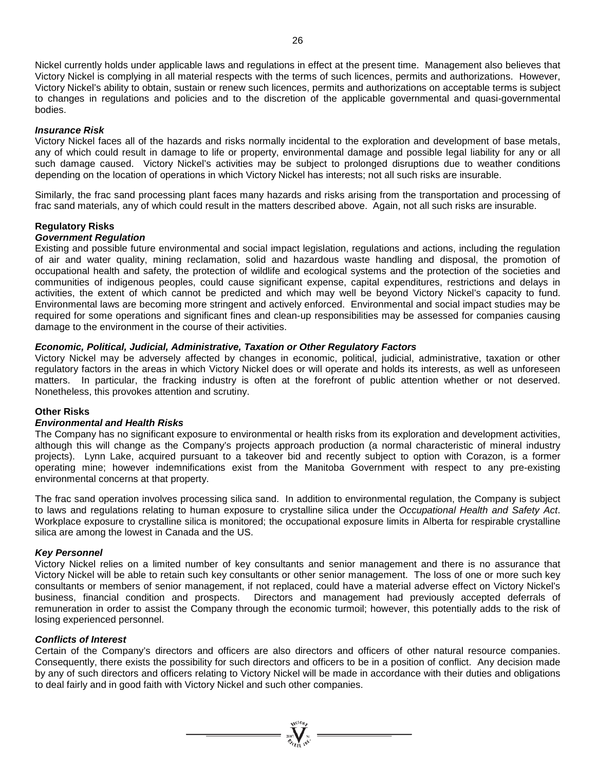Nickel currently holds under applicable laws and regulations in effect at the present time. Management also believes that Victory Nickel is complying in all material respects with the terms of such licences, permits and authorizations. However, Victory Nickel's ability to obtain, sustain or renew such licences, permits and authorizations on acceptable terms is subject to changes in regulations and policies and to the discretion of the applicable governmental and quasi-governmental bodies.

***Insurance Risk***

Victory Nickel faces all of the hazards and risks normally incidental to the exploration and development of base metals, any of which could result in damage to life or property, environmental damage and possible legal liability for any or all such damage caused. Victory Nickel's activities may be subject to prolonged disruptions due to weather conditions depending on the location of operations in which Victory Nickel has interests; not all such risks are insurable.

Similarly, the frac sand processing plant faces many hazards and risks arising from the transportation and processing of frac sand materials, any of which could result in the matters described above. Again, not all such risks are insurable.

**Regulatory Risks**

***Government Regulation***

Existing and possible future environmental and social impact legislation, regulations and actions, including the regulation of air and water quality, mining reclamation, solid and hazardous waste handling and disposal, the promotion of occupational health and safety, the protection of wildlife and ecological systems and the protection of the societies and communities of indigenous peoples, could cause significant expense, capital expenditures, restrictions and delays in activities, the extent of which cannot be predicted and which may well be beyond Victory Nickel's capacity to fund. Environmental laws are becoming more stringent and actively enforced. Environmental and social impact studies may be required for some operations and significant fines and clean-up responsibilities may be assessed for companies causing damage to the environment in the course of their activities.

***Economic, Political, Judicial, Administrative, Taxation or Other Regulatory Factors***

Victory Nickel may be adversely affected by changes in economic, political, judicial, administrative, taxation or other regulatory factors in the areas in which Victory Nickel does or will operate and holds its interests, as well as unforeseen matters. In particular, the fracking industry is often at the forefront of public attention whether or not deserved. Nonetheless, this provokes attention and scrutiny.

**Other Risks**

***Environmental and Health Risks***

The Company has no significant exposure to environmental or health risks from its exploration and development activities, although this will change as the Company's projects approach production (a normal characteristic of mineral industry projects). Lynn Lake, acquired pursuant to a takeover bid and recently subject to option with Corazon, is a former operating mine; however indemnifications exist from the Manitoba Government with respect to any pre-existing environmental concerns at that property.

The frac sand operation involves processing silica sand. In addition to environmental regulation, the Company is subject to laws and regulations relating to human exposure to crystalline silica under the *Occupational Health and Safety Act*. Workplace exposure to crystalline silica is monitored; the occupational exposure limits in Alberta for respirable crystalline silica are among the lowest in Canada and the US.

***Key Personnel***

Victory Nickel relies on a limited number of key consultants and senior management and there is no assurance that Victory Nickel will be able to retain such key consultants or other senior management. The loss of one or more such key consultants or members of senior management, if not replaced, could have a material adverse effect on Victory Nickel's business, financial condition and prospects. Directors and management had previously accepted deferrals of remuneration in order to assist the Company through the economic turmoil; however, this potentially adds to the risk of losing experienced personnel.

***Conflicts of Interest***

Certain of the Company's directors and officers are also directors and officers of other natural resource companies. Consequently, there exists the possibility for such directors and officers to be in a position of conflict. Any decision made by any of such directors and officers relating to Victory Nickel will be made in accordance with their duties and obligations to deal fairly and in good faith with Victory Nickel and such other companies.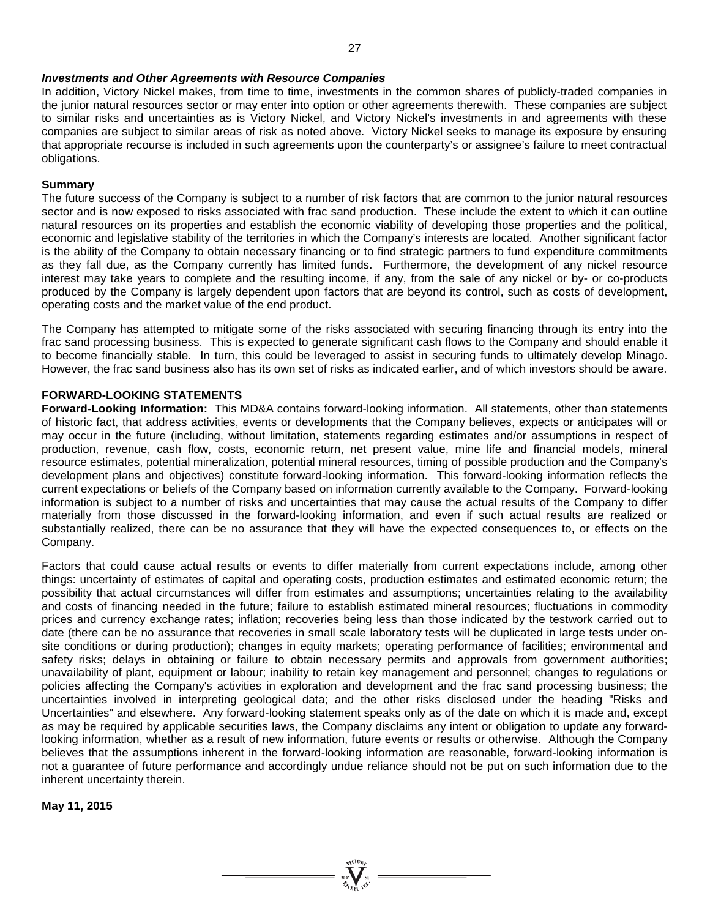***Investments and Other Agreements with Resource Companies***

In addition, Victory Nickel makes, from time to time, investments in the common shares of publicly-traded companies in the junior natural resources sector or may enter into option or other agreements therewith. These companies are subject to similar risks and uncertainties as is Victory Nickel, and Victory Nickel's investments in and agreements with these companies are subject to similar areas of risk as noted above. Victory Nickel seeks to manage its exposure by ensuring that appropriate recourse is included in such agreements upon the counterparty's or assignee's failure to meet contractual obligations.

**Summary**

The future success of the Company is subject to a number of risk factors that are common to the junior natural resources sector and is now exposed to risks associated with frac sand production. These include the extent to which it can outline natural resources on its properties and establish the economic viability of developing those properties and the political, economic and legislative stability of the territories in which the Company's interests are located. Another significant factor is the ability of the Company to obtain necessary financing or to find strategic partners to fund expenditure commitments as they fall due, as the Company currently has limited funds. Furthermore, the development of any nickel resource interest may take years to complete and the resulting income, if any, from the sale of any nickel or by- or co-products produced by the Company is largely dependent upon factors that are beyond its control, such as costs of development, operating costs and the market value of the end product.

The Company has attempted to mitigate some of the risks associated with securing financing through its entry into the frac sand processing business. This is expected to generate significant cash flows to the Company and should enable it to become financially stable. In turn, this could be leveraged to assist in securing funds to ultimately develop Minago. However, the frac sand business also has its own set of risks as indicated earlier, and of which investors should be aware.

## FORWARD-LOOKING STATEMENTS

**Forward-Looking Information:** This MD&A contains forward-looking information. All statements, other than statements of historic fact, that address activities, events or developments that the Company believes, expects or anticipates will or may occur in the future (including, without limitation, statements regarding estimates and/or assumptions in respect of production, revenue, cash flow, costs, economic return, net present value, mine life and financial models, mineral resource estimates, potential mineralization, potential mineral resources, timing of possible production and the Company's development plans and objectives) constitute forward-looking information. This forward-looking information reflects the current expectations or beliefs of the Company based on information currently available to the Company. Forward-looking information is subject to a number of risks and uncertainties that may cause the actual results of the Company to differ materially from those discussed in the forward-looking information, and even if such actual results are realized or substantially realized, there can be no assurance that they will have the expected consequences to, or effects on the Company.

Factors that could cause actual results or events to differ materially from current expectations include, among other things: uncertainty of estimates of capital and operating costs, production estimates and estimated economic return; the possibility that actual circumstances will differ from estimates and assumptions; uncertainties relating to the availability and costs of financing needed in the future; failure to establish estimated mineral resources; fluctuations in commodity prices and currency exchange rates; inflation; recoveries being less than those indicated by the testwork carried out to date (there can be no assurance that recoveries in small scale laboratory tests will be duplicated in large tests under on-site conditions or during production); changes in equity markets; operating performance of facilities; environmental and safety risks; delays in obtaining or failure to obtain necessary permits and approvals from government authorities; unavailability of plant, equipment or labour; inability to retain key management and personnel; changes to regulations or policies affecting the Company's activities in exploration and development and the frac sand processing business; the uncertainties involved in interpreting geological data; and the other risks disclosed under the heading "Risks and Uncertainties" and elsewhere. Any forward-looking statement speaks only as of the date on which it is made and, except as may be required by applicable securities laws, the Company disclaims any intent or obligation to update any forward-looking information, whether as a result of new information, future events or results or otherwise. Although the Company believes that the assumptions inherent in the forward-looking information are reasonable, forward-looking information is not a guarantee of future performance and accordingly undue reliance should not be put on such information due to the inherent uncertainty therein.

**May 11, 2015**